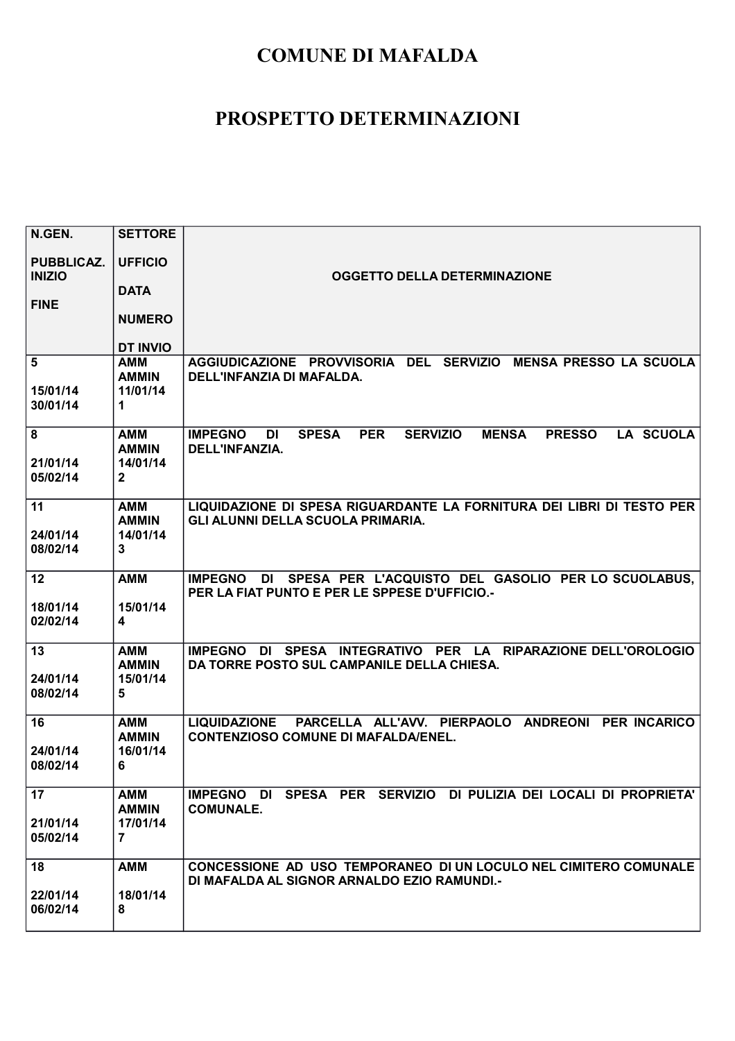# COMUNE DI MAFALDA

# PROSPETTO DETERMINAZIONI

| N.GEN.<br><br>PUBBLICAZ. INIZIO<br><br>FINE | SETTORE<br><br>UFFICIO<br><br>DATA<br><br>NUMERO<br><br>DT INVIO | OGGETTO DELLA DETERMINAZIONE |
|---|---|---|
| 5<br><br>15/01/14<br>30/01/14 | AMM<br>AMMIN<br>11/01/14<br>1 | AGGIUDICAZIONE PROVVISORIA DEL SERVIZIO MENSA PRESSO LA SCUOLA DELL'INFANZIA DI MAFALDA. |
| 8<br><br>21/01/14<br>05/02/14 | AMM<br>AMMIN<br>14/01/14<br>2 | IMPEGNO DI SPESA PER SERVIZIO MENSA PRESSO LA SCUOLA DELL'INFANZIA. |
| 11<br><br>24/01/14<br>08/02/14 | AMM<br>AMMIN<br>14/01/14<br>3 | LIQUIDAZIONE DI SPESA RIGUARDANTE LA FORNITURA DEI LIBRI DI TESTO PER GLI ALUNNI DELLA SCUOLA PRIMARIA. |
| 12<br><br>18/01/14<br>02/02/14 | AMM<br><br>15/01/14<br>4 | IMPEGNO DI SPESA PER L'ACQUISTO DEL GASOLIO PER LO SCUOLABUS, PER LA FIAT PUNTO E PER LE SPPESE D'UFFICIO.- |
| 13<br><br>24/01/14<br>08/02/14 | AMM<br>AMMIN<br>15/01/14<br>5 | IMPEGNO DI SPESA INTEGRATIVO PER LA RIPARAZIONE DELL'OROLOGIO DA TORRE POSTO SUL CAMPANILE DELLA CHIESA. |
| 16<br><br>24/01/14<br>08/02/14 | AMM<br>AMMIN<br>16/01/14<br>6 | LIQUIDAZIONE PARCELLA ALL'AVV. PIERPAOLO ANDREONI PER INCARICO CONTENZIOSO COMUNE DI MAFALDA/ENEL. |
| 17<br><br>21/01/14<br>05/02/14 | AMM<br>AMMIN<br>17/01/14<br>7 | IMPEGNO DI SPESA PER SERVIZIO DI PULIZIA DEI LOCALI DI PROPRIETA' COMUNALE. |
| 18<br><br>22/01/14<br>06/02/14 | AMM<br><br>18/01/14<br>8 | CONCESSIONE AD USO TEMPORANEO DI UN LOCULO NEL CIMITERO COMUNALE DI MAFALDA AL SIGNOR ARNALDO EZIO RAMUNDI.- |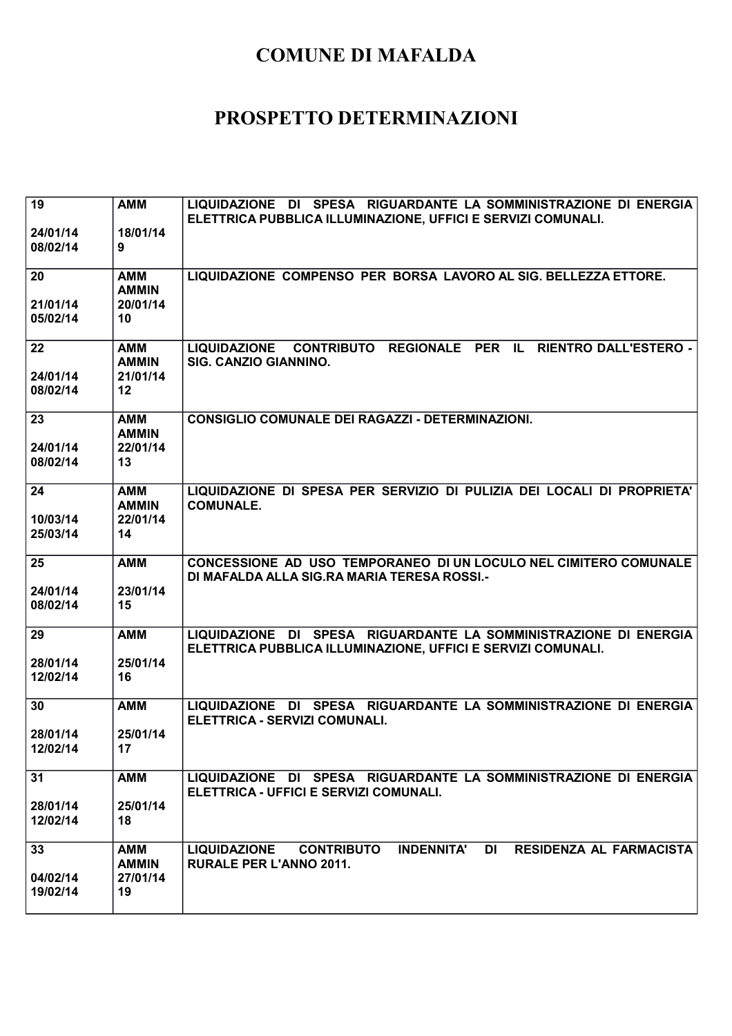# COMUNE DI MAFALDA

## PROSPETTO DETERMINAZIONI

| | | |
|---|---|---|
| **19**<br><br>**24/01/14**<br>**08/02/14** | **AMM**<br><br>**18/01/14**<br>**9** | **LIQUIDAZIONE DI SPESA RIGUARDANTE LA SOMMINISTRAZIONE DI ENERGIA ELETTRICA PUBBLICA ILLUMINAZIONE, UFFICI E SERVIZI COMUNALI.** |
| **20**<br><br>**21/01/14**<br>**05/02/14** | **AMM**<br>**AMMIN**<br>**20/01/14**<br>**10** | **LIQUIDAZIONE COMPENSO PER BORSA LAVORO AL SIG. BELLEZZA ETTORE.** |
| **22**<br><br>**24/01/14**<br>**08/02/14** | **AMM**<br>**AMMIN**<br>**21/01/14**<br>**12** | **LIQUIDAZIONE CONTRIBUTO REGIONALE PER IL RIENTRO DALL'ESTERO - SIG. CANZIO GIANNINO.** |
| **23**<br><br>**24/01/14**<br>**08/02/14** | **AMM**<br>**AMMIN**<br>**22/01/14**<br>**13** | **CONSIGLIO COMUNALE DEI RAGAZZI - DETERMINAZIONI.** |
| **24**<br><br>**10/03/14**<br>**25/03/14** | **AMM**<br>**AMMIN**<br>**22/01/14**<br>**14** | **LIQUIDAZIONE DI SPESA PER SERVIZIO DI PULIZIA DEI LOCALI DI PROPRIETA' COMUNALE.** |
| **25**<br><br>**24/01/14**<br>**08/02/14** | **AMM**<br><br>**23/01/14**<br>**15** | **CONCESSIONE AD USO TEMPORANEO DI UN LOCULO NEL CIMITERO COMUNALE DI MAFALDA ALLA SIG.RA MARIA TERESA ROSSI.-** |
| **29**<br><br>**28/01/14**<br>**12/02/14** | **AMM**<br><br>**25/01/14**<br>**16** | **LIQUIDAZIONE DI SPESA RIGUARDANTE LA SOMMINISTRAZIONE DI ENERGIA ELETTRICA PUBBLICA ILLUMINAZIONE, UFFICI E SERVIZI COMUNALI.** |
| **30**<br><br>**28/01/14**<br>**12/02/14** | **AMM**<br><br>**25/01/14**<br>**17** | **LIQUIDAZIONE DI SPESA RIGUARDANTE LA SOMMINISTRAZIONE DI ENERGIA ELETTRICA - SERVIZI COMUNALI.** |
| **31**<br><br>**28/01/14**<br>**12/02/14** | **AMM**<br><br>**25/01/14**<br>**18** | **LIQUIDAZIONE DI SPESA RIGUARDANTE LA SOMMINISTRAZIONE DI ENERGIA ELETTRICA - UFFICI E SERVIZI COMUNALI.** |
| **33**<br><br>**04/02/14**<br>**19/02/14** | **AMM**<br>**AMMIN**<br>**27/01/14**<br>**19** | **LIQUIDAZIONE CONTRIBUTO INDENNITA' DI RESIDENZA AL FARMACISTA RURALE PER L'ANNO 2011.** |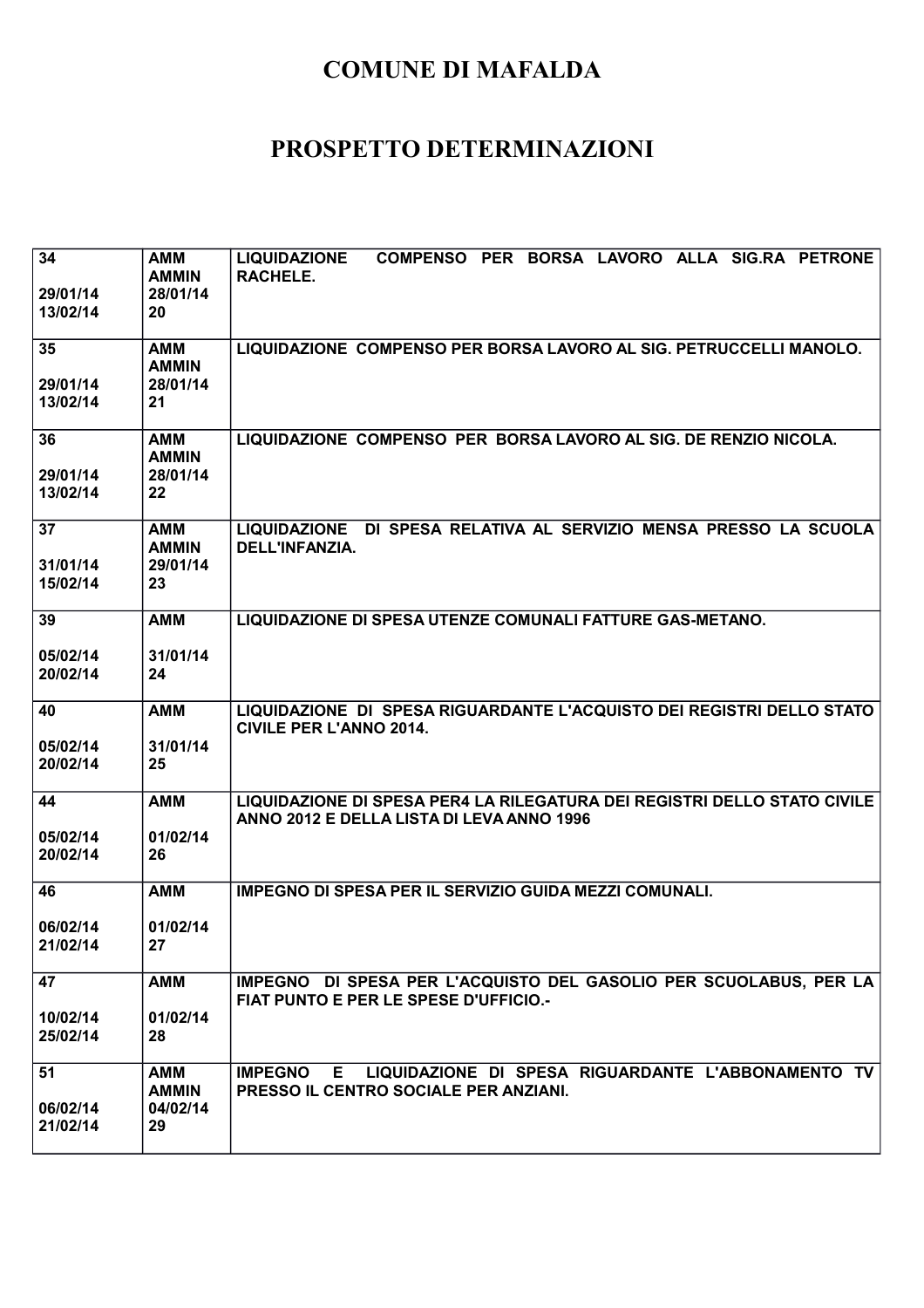# COMUNE DI MAFALDA

# PROSPETTO DETERMINAZIONI

| | | |
|---|---|---|
| **34**<br><br>**29/01/14**<br>**13/02/14** | **AMM**<br>**AMMIN**<br>**28/01/14**<br>**20** | **LIQUIDAZIONE COMPENSO PER BORSA LAVORO ALLA SIG.RA PETRONE RACHELE.** |
| **35**<br><br>**29/01/14**<br>**13/02/14** | **AMM**<br>**AMMIN**<br>**28/01/14**<br>**21** | **LIQUIDAZIONE COMPENSO PER BORSA LAVORO AL SIG. PETRUCCELLI MANOLO.** |
| **36**<br><br>**29/01/14**<br>**13/02/14** | **AMM**<br>**AMMIN**<br>**28/01/14**<br>**22** | **LIQUIDAZIONE COMPENSO PER BORSA LAVORO AL SIG. DE RENZIO NICOLA.** |
| **37**<br><br>**31/01/14**<br>**15/02/14** | **AMM**<br>**AMMIN**<br>**29/01/14**<br>**23** | **LIQUIDAZIONE DI SPESA RELATIVA AL SERVIZIO MENSA PRESSO LA SCUOLA DELL'INFANZIA.** |
| **39**<br><br>**05/02/14**<br>**20/02/14** | **AMM**<br><br>**31/01/14**<br>**24** | **LIQUIDAZIONE DI SPESA UTENZE COMUNALI FATTURE GAS-METANO.** |
| **40**<br><br>**05/02/14**<br>**20/02/14** | **AMM**<br><br>**31/01/14**<br>**25** | **LIQUIDAZIONE DI SPESA RIGUARDANTE L'ACQUISTO DEI REGISTRI DELLO STATO CIVILE PER L'ANNO 2014.** |
| **44**<br><br>**05/02/14**<br>**20/02/14** | **AMM**<br><br>**01/02/14**<br>**26** | **LIQUIDAZIONE DI SPESA PER4 LA RILEGATURA DEI REGISTRI DELLO STATO CIVILE ANNO 2012 E DELLA LISTA DI LEVA ANNO 1996** |
| **46**<br><br>**06/02/14**<br>**21/02/14** | **AMM**<br><br>**01/02/14**<br>**27** | **IMPEGNO DI SPESA PER IL SERVIZIO GUIDA MEZZI COMUNALI.** |
| **47**<br><br>**10/02/14**<br>**25/02/14** | **AMM**<br><br>**01/02/14**<br>**28** | **IMPEGNO DI SPESA PER L'ACQUISTO DEL GASOLIO PER SCUOLABUS, PER LA FIAT PUNTO E PER LE SPESE D'UFFICIO.-** |
| **51**<br><br>**06/02/14**<br>**21/02/14** | **AMM**<br>**AMMIN**<br>**04/02/14**<br>**29** | **IMPEGNO E LIQUIDAZIONE DI SPESA RIGUARDANTE L'ABBONAMENTO TV PRESSO IL CENTRO SOCIALE PER ANZIANI.** |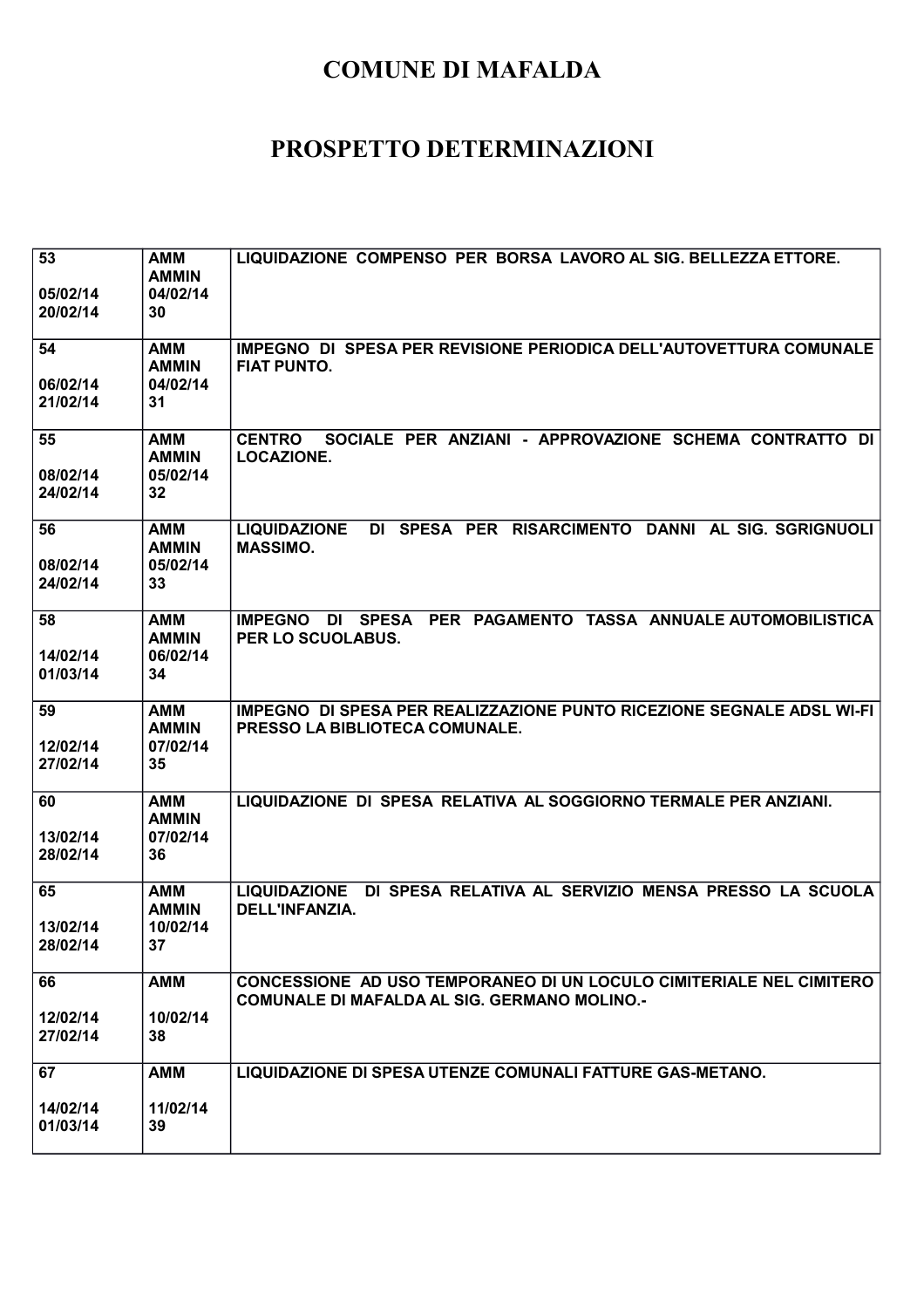# COMUNE DI MAFALDA

# PROSPETTO DETERMINAZIONI

| | | |
|---|---|---|
| **53**<br><br>**05/02/14**<br>**20/02/14** | **AMM**<br>**AMMIN**<br>**04/02/14**<br>**30** | **LIQUIDAZIONE COMPENSO PER BORSA LAVORO AL SIG. BELLEZZA ETTORE.** |
| **54**<br><br>**06/02/14**<br>**21/02/14** | **AMM**<br>**AMMIN**<br>**04/02/14**<br>**31** | **IMPEGNO DI SPESA PER REVISIONE PERIODICA DELL'AUTOVETTURA COMUNALE FIAT PUNTO.** |
| **55**<br><br>**08/02/14**<br>**24/02/14** | **AMM**<br>**AMMIN**<br>**05/02/14**<br>**32** | **CENTRO SOCIALE PER ANZIANI - APPROVAZIONE SCHEMA CONTRATTO DI LOCAZIONE.** |
| **56**<br><br>**08/02/14**<br>**24/02/14** | **AMM**<br>**AMMIN**<br>**05/02/14**<br>**33** | **LIQUIDAZIONE DI SPESA PER RISARCIMENTO DANNI AL SIG. SGRIGNUOLI MASSIMO.** |
| **58**<br><br>**14/02/14**<br>**01/03/14** | **AMM**<br>**AMMIN**<br>**06/02/14**<br>**34** | **IMPEGNO DI SPESA PER PAGAMENTO TASSA ANNUALE AUTOMOBILISTICA PER LO SCUOLABUS.** |
| **59**<br><br>**12/02/14**<br>**27/02/14** | **AMM**<br>**AMMIN**<br>**07/02/14**<br>**35** | **IMPEGNO DI SPESA PER REALIZZAZIONE PUNTO RICEZIONE SEGNALE ADSL WI-FI PRESSO LA BIBLIOTECA COMUNALE.** |
| **60**<br><br>**13/02/14**<br>**28/02/14** | **AMM**<br>**AMMIN**<br>**07/02/14**<br>**36** | **LIQUIDAZIONE DI SPESA RELATIVA AL SOGGIORNO TERMALE PER ANZIANI.** |
| **65**<br><br>**13/02/14**<br>**28/02/14** | **AMM**<br>**AMMIN**<br>**10/02/14**<br>**37** | **LIQUIDAZIONE DI SPESA RELATIVA AL SERVIZIO MENSA PRESSO LA SCUOLA DELL'INFANZIA.** |
| **66**<br><br>**12/02/14**<br>**27/02/14** | **AMM**<br><br>**10/02/14**<br>**38** | **CONCESSIONE AD USO TEMPORANEO DI UN LOCULO CIMITERIALE NEL CIMITERO COMUNALE DI MAFALDA AL SIG. GERMANO MOLINO.-** |
| **67**<br><br>**14/02/14**<br>**01/03/14** | **AMM**<br><br>**11/02/14**<br>**39** | **LIQUIDAZIONE DI SPESA UTENZE COMUNALI FATTURE GAS-METANO.** |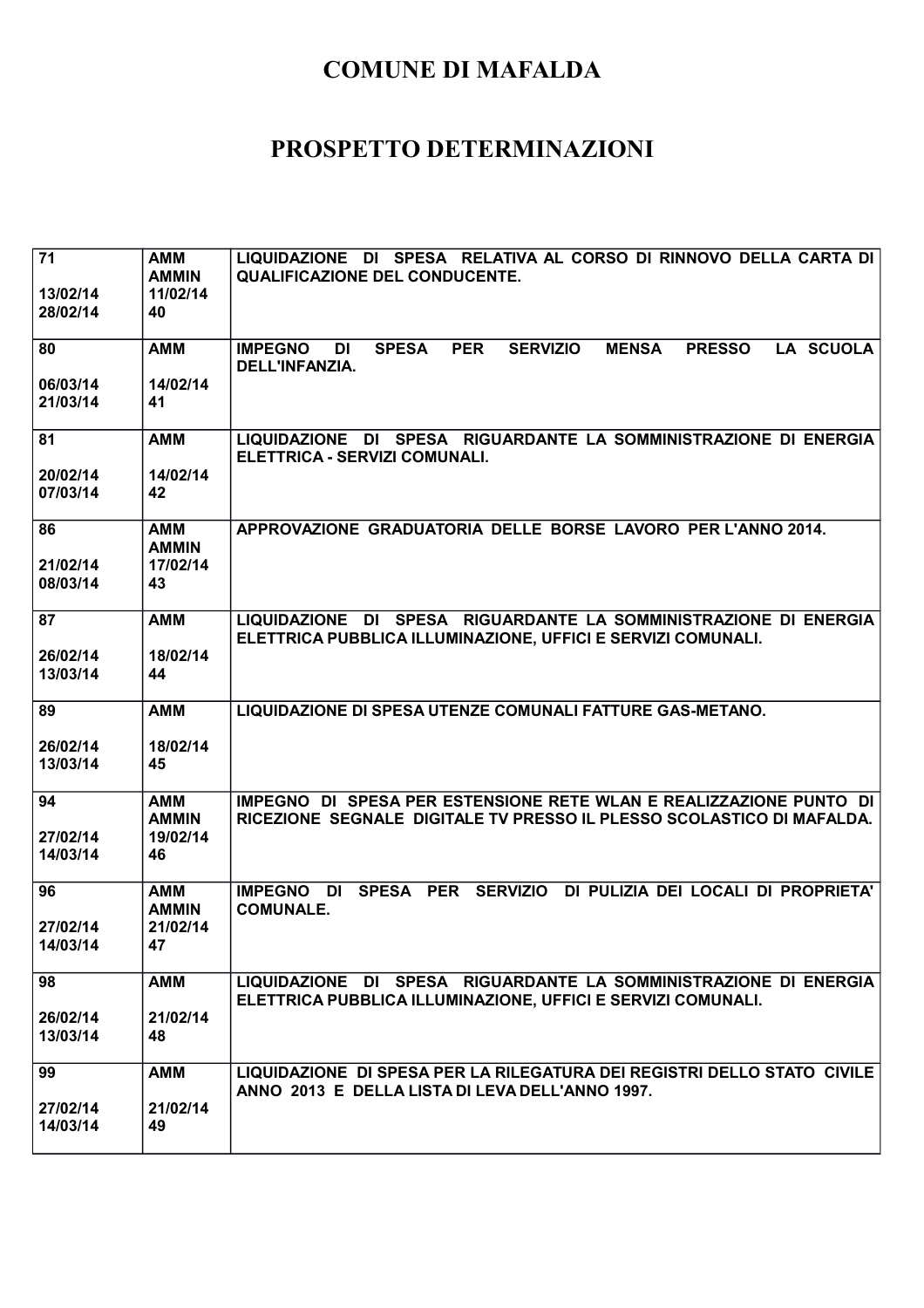# COMUNE DI MAFALDA

# PROSPETTO DETERMINAZIONI

| | | |
|---|---|---|
| 71<br><br>13/02/14<br>28/02/14 | AMM<br>AMMIN<br>11/02/14<br>40 | LIQUIDAZIONE DI SPESA RELATIVA AL CORSO DI RINNOVO DELLA CARTA DI QUALIFICAZIONE DEL CONDUCENTE. |
| 80<br><br>06/03/14<br>21/03/14 | AMM<br><br>14/02/14<br>41 | IMPEGNO DI SPESA PER SERVIZIO MENSA PRESSO LA SCUOLA DELL'INFANZIA. |
| 81<br><br>20/02/14<br>07/03/14 | AMM<br><br>14/02/14<br>42 | LIQUIDAZIONE DI SPESA RIGUARDANTE LA SOMMINISTRAZIONE DI ENERGIA ELETTRICA - SERVIZI COMUNALI. |
| 86<br><br>21/02/14<br>08/03/14 | AMM<br>AMMIN<br>17/02/14<br>43 | APPROVAZIONE GRADUATORIA DELLE BORSE LAVORO PER L'ANNO 2014. |
| 87<br><br>26/02/14<br>13/03/14 | AMM<br><br>18/02/14<br>44 | LIQUIDAZIONE DI SPESA RIGUARDANTE LA SOMMINISTRAZIONE DI ENERGIA ELETTRICA PUBBLICA ILLUMINAZIONE, UFFICI E SERVIZI COMUNALI. |
| 89<br><br>26/02/14<br>13/03/14 | AMM<br><br>18/02/14<br>45 | LIQUIDAZIONE DI SPESA UTENZE COMUNALI FATTURE GAS-METANO. |
| 94<br><br>27/02/14<br>14/03/14 | AMM<br>AMMIN<br>19/02/14<br>46 | IMPEGNO DI SPESA PER ESTENSIONE RETE WLAN E REALIZZAZIONE PUNTO DI RICEZIONE SEGNALE DIGITALE TV PRESSO IL PLESSO SCOLASTICO DI MAFALDA. |
| 96<br><br>27/02/14<br>14/03/14 | AMM<br>AMMIN<br>21/02/14<br>47 | IMPEGNO DI SPESA PER SERVIZIO DI PULIZIA DEI LOCALI DI PROPRIETA' COMUNALE. |
| 98<br><br>26/02/14<br>13/03/14 | AMM<br><br>21/02/14<br>48 | LIQUIDAZIONE DI SPESA RIGUARDANTE LA SOMMINISTRAZIONE DI ENERGIA ELETTRICA PUBBLICA ILLUMINAZIONE, UFFICI E SERVIZI COMUNALI. |
| 99<br><br>27/02/14<br>14/03/14 | AMM<br><br>21/02/14<br>49 | LIQUIDAZIONE DI SPESA PER LA RILEGATURA DEI REGISTRI DELLO STATO CIVILE ANNO 2013 E DELLA LISTA DI LEVA DELL'ANNO 1997. |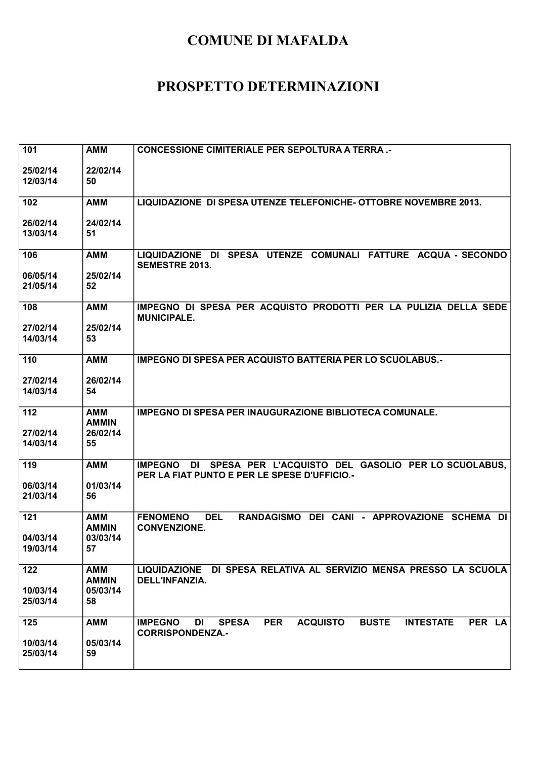# COMUNE DI MAFALDA

# PROSPETTO DETERMINAZIONI

| | | |
|---|---|---|
| 101<br><br>25/02/14<br>12/03/14 | AMM<br><br>22/02/14<br>50 | CONCESSIONE CIMITERIALE PER SEPOLTURA A TERRA .- |
| 102<br><br>26/02/14<br>13/03/14 | AMM<br><br>24/02/14<br>51 | LIQUIDAZIONE DI SPESA UTENZE TELEFONICHE- OTTOBRE NOVEMBRE 2013. |
| 106<br><br>06/05/14<br>21/05/14 | AMM<br><br>25/02/14<br>52 | LIQUIDAZIONE DI SPESA UTENZE COMUNALI FATTURE ACQUA - SECONDO SEMESTRE 2013. |
| 108<br><br>27/02/14<br>14/03/14 | AMM<br><br>25/02/14<br>53 | IMPEGNO DI SPESA PER ACQUISTO PRODOTTI PER LA PULIZIA DELLA SEDE MUNICIPALE. |
| 110<br><br>27/02/14<br>14/03/14 | AMM<br><br>26/02/14<br>54 | IMPEGNO DI SPESA PER ACQUISTO BATTERIA PER LO SCUOLABUS.- |
| 112<br><br>27/02/14<br>14/03/14 | AMM<br>AMMIN<br>26/02/14<br>55 | IMPEGNO DI SPESA PER INAUGURAZIONE BIBLIOTECA COMUNALE. |
| 119<br><br>06/03/14<br>21/03/14 | AMM<br><br>01/03/14<br>56 | IMPEGNO DI SPESA PER L'ACQUISTO DEL GASOLIO PER LO SCUOLABUS, PER LA FIAT PUNTO E PER LE SPESE D'UFFICIO.- |
| 121<br><br>04/03/14<br>19/03/14 | AMM<br>AMMIN<br>03/03/14<br>57 | FENOMENO DEL RANDAGISMO DEI CANI - APPROVAZIONE SCHEMA DI CONVENZIONE. |
| 122<br><br>10/03/14<br>25/03/14 | AMM<br>AMMIN<br>05/03/14<br>58 | LIQUIDAZIONE DI SPESA RELATIVA AL SERVIZIO MENSA PRESSO LA SCUOLA DELL'INFANZIA. |
| 125<br><br>10/03/14<br>25/03/14 | AMM<br><br>05/03/14<br>59 | IMPEGNO DI SPESA PER ACQUISTO BUSTE INTESTATE PER LA CORRISPONDENZA.- |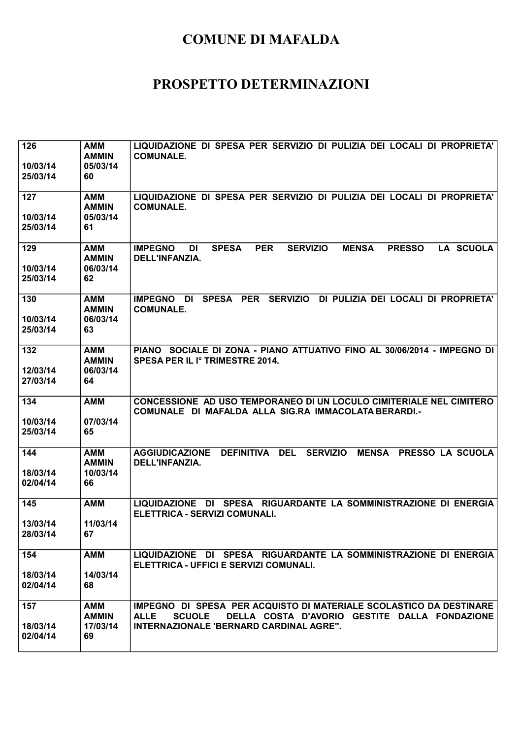# COMUNE DI MAFALDA

# PROSPETTO DETERMINAZIONI

| | | |
|---|---|---|
| 126<br><br>10/03/14<br>25/03/14 | AMM<br>AMMIN<br>05/03/14<br>60 | LIQUIDAZIONE DI SPESA PER SERVIZIO DI PULIZIA DEI LOCALI DI PROPRIETA' COMUNALE. |
| 127<br><br>10/03/14<br>25/03/14 | AMM<br>AMMIN<br>05/03/14<br>61 | LIQUIDAZIONE DI SPESA PER SERVIZIO DI PULIZIA DEI LOCALI DI PROPRIETA' COMUNALE. |
| 129<br><br>10/03/14<br>25/03/14 | AMM<br>AMMIN<br>06/03/14<br>62 | IMPEGNO DI SPESA PER SERVIZIO MENSA PRESSO LA SCUOLA DELL'INFANZIA. |
| 130<br><br>10/03/14<br>25/03/14 | AMM<br>AMMIN<br>06/03/14<br>63 | IMPEGNO DI SPESA PER SERVIZIO DI PULIZIA DEI LOCALI DI PROPRIETA' COMUNALE. |
| 132<br><br>12/03/14<br>27/03/14 | AMM<br>AMMIN<br>06/03/14<br>64 | PIANO SOCIALE DI ZONA - PIANO ATTUATIVO FINO AL 30/06/2014 - IMPEGNO DI SPESA PER IL I° TRIMESTRE 2014. |
| 134<br><br>10/03/14<br>25/03/14 | AMM<br><br>07/03/14<br>65 | CONCESSIONE AD USO TEMPORANEO DI UN LOCULO CIMITERIALE NEL CIMITERO COMUNALE DI MAFALDA ALLA SIG.RA IMMACOLATA BERARDI.- |
| 144<br><br>18/03/14<br>02/04/14 | AMM<br>AMMIN<br>10/03/14<br>66 | AGGIUDICAZIONE DEFINITIVA DEL SERVIZIO MENSA PRESSO LA SCUOLA DELL'INFANZIA. |
| 145<br><br>13/03/14<br>28/03/14 | AMM<br><br>11/03/14<br>67 | LIQUIDAZIONE DI SPESA RIGUARDANTE LA SOMMINISTRAZIONE DI ENERGIA ELETTRICA - SERVIZI COMUNALI. |
| 154<br><br>18/03/14<br>02/04/14 | AMM<br><br>14/03/14<br>68 | LIQUIDAZIONE DI SPESA RIGUARDANTE LA SOMMINISTRAZIONE DI ENERGIA ELETTRICA - UFFICI E SERVIZI COMUNALI. |
| 157<br><br>18/03/14<br>02/04/14 | AMM<br>AMMIN<br>17/03/14<br>69 | IMPEGNO DI SPESA PER ACQUISTO DI MATERIALE SCOLASTICO DA DESTINARE ALLE SCUOLE DELLA COSTA D'AVORIO GESTITE DALLA FONDAZIONE INTERNAZIONALE 'BERNARD CARDINAL AGRE". |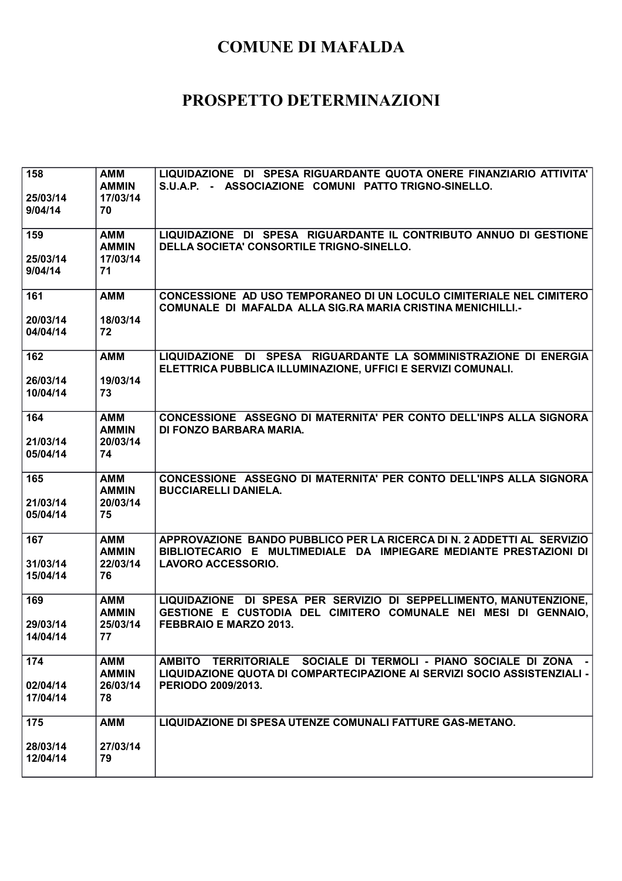# COMUNE DI MAFALDA

## PROSPETTO DETERMINAZIONI

| | | |
|---|---|---|
| 158<br><br>25/03/14<br>9/04/14 | AMM<br>AMMIN<br>17/03/14<br>70 | LIQUIDAZIONE DI SPESA RIGUARDANTE QUOTA ONERE FINANZIARIO ATTIVITA' S.U.A.P. - ASSOCIAZIONE COMUNI PATTO TRIGNO-SINELLO. |
| 159<br><br>25/03/14<br>9/04/14 | AMM<br>AMMIN<br>17/03/14<br>71 | LIQUIDAZIONE DI SPESA RIGUARDANTE IL CONTRIBUTO ANNUO DI GESTIONE DELLA SOCIETA' CONSORTILE TRIGNO-SINELLO. |
| 161<br><br>20/03/14<br>04/04/14 | AMM<br><br>18/03/14<br>72 | CONCESSIONE AD USO TEMPORANEO DI UN LOCULO CIMITERIALE NEL CIMITERO COMUNALE DI MAFALDA ALLA SIG.RA MARIA CRISTINA MENICHILLI.- |
| 162<br><br>26/03/14<br>10/04/14 | AMM<br><br>19/03/14<br>73 | LIQUIDAZIONE DI SPESA RIGUARDANTE LA SOMMINISTRAZIONE DI ENERGIA ELETTRICA PUBBLICA ILLUMINAZIONE, UFFICI E SERVIZI COMUNALI. |
| 164<br><br>21/03/14<br>05/04/14 | AMM<br>AMMIN<br>20/03/14<br>74 | CONCESSIONE ASSEGNO DI MATERNITA' PER CONTO DELL'INPS ALLA SIGNORA DI FONZO BARBARA MARIA. |
| 165<br><br>21/03/14<br>05/04/14 | AMM<br>AMMIN<br>20/03/14<br>75 | CONCESSIONE ASSEGNO DI MATERNITA' PER CONTO DELL'INPS ALLA SIGNORA BUCCIARELLI DANIELA. |
| 167<br><br>31/03/14<br>15/04/14 | AMM<br>AMMIN<br>22/03/14<br>76 | APPROVAZIONE BANDO PUBBLICO PER LA RICERCA DI N. 2 ADDETTI AL SERVIZIO BIBLIOTECARIO E MULTIMEDIALE DA IMPIEGARE MEDIANTE PRESTAZIONI DI LAVORO ACCESSORIO. |
| 169<br><br>29/03/14<br>14/04/14 | AMM<br>AMMIN<br>25/03/14<br>77 | LIQUIDAZIONE DI SPESA PER SERVIZIO DI SEPPELLIMENTO, MANUTENZIONE, GESTIONE E CUSTODIA DEL CIMITERO COMUNALE NEI MESI DI GENNAIO, FEBBRAIO E MARZO 2013. |
| 174<br><br>02/04/14<br>17/04/14 | AMM<br>AMMIN<br>26/03/14<br>78 | AMBITO TERRITORIALE SOCIALE DI TERMOLI - PIANO SOCIALE DI ZONA - LIQUIDAZIONE QUOTA DI COMPARTECIPAZIONE AI SERVIZI SOCIO ASSISTENZIALI - PERIODO 2009/2013. |
| 175<br><br>28/03/14<br>12/04/14 | AMM<br><br>27/03/14<br>79 | LIQUIDAZIONE DI SPESA UTENZE COMUNALI FATTURE GAS-METANO. |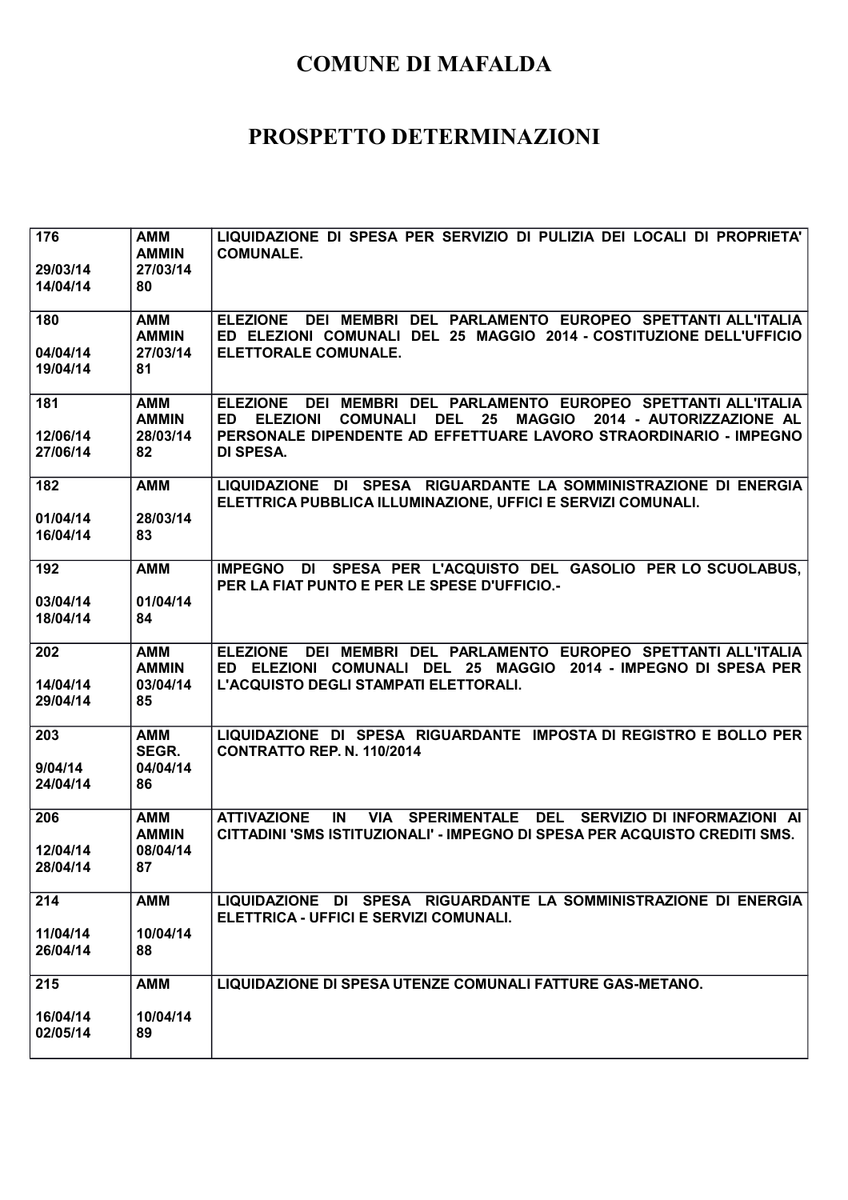# COMUNE DI MAFALDA

# PROSPETTO DETERMINAZIONI

| | | |
|---|---|---|
| 176<br><br>29/03/14<br>14/04/14 | AMM<br>AMMIN<br>27/03/14<br>80 | LIQUIDAZIONE DI SPESA PER SERVIZIO DI PULIZIA DEI LOCALI DI PROPRIETA' COMUNALE. |
| 180<br><br>04/04/14<br>19/04/14 | AMM<br>AMMIN<br>27/03/14<br>81 | ELEZIONE DEI MEMBRI DEL PARLAMENTO EUROPEO SPETTANTI ALL'ITALIA ED ELEZIONI COMUNALI DEL 25 MAGGIO 2014 - COSTITUZIONE DELL'UFFICIO ELETTORALE COMUNALE. |
| 181<br><br>12/06/14<br>27/06/14 | AMM<br>AMMIN<br>28/03/14<br>82 | ELEZIONE DEI MEMBRI DEL PARLAMENTO EUROPEO SPETTANTI ALL'ITALIA ED ELEZIONI COMUNALI DEL 25 MAGGIO 2014 - AUTORIZZAZIONE AL PERSONALE DIPENDENTE AD EFFETTUARE LAVORO STRAORDINARIO - IMPEGNO DI SPESA. |
| 182<br><br>01/04/14<br>16/04/14 | AMM<br><br>28/03/14<br>83 | LIQUIDAZIONE DI SPESA RIGUARDANTE LA SOMMINISTRAZIONE DI ENERGIA ELETTRICA PUBBLICA ILLUMINAZIONE, UFFICI E SERVIZI COMUNALI. |
| 192<br><br>03/04/14<br>18/04/14 | AMM<br><br>01/04/14<br>84 | IMPEGNO DI SPESA PER L'ACQUISTO DEL GASOLIO PER LO SCUOLABUS, PER LA FIAT PUNTO E PER LE SPESE D'UFFICIO.- |
| 202<br><br>14/04/14<br>29/04/14 | AMM<br>AMMIN<br>03/04/14<br>85 | ELEZIONE DEI MEMBRI DEL PARLAMENTO EUROPEO SPETTANTI ALL'ITALIA ED ELEZIONI COMUNALI DEL 25 MAGGIO 2014 - IMPEGNO DI SPESA PER L'ACQUISTO DEGLI STAMPATI ELETTORALI. |
| 203<br><br>9/04/14<br>24/04/14 | AMM<br>SEGR.<br>04/04/14<br>86 | LIQUIDAZIONE DI SPESA RIGUARDANTE IMPOSTA DI REGISTRO E BOLLO PER CONTRATTO REP. N. 110/2014 |
| 206<br><br>12/04/14<br>28/04/14 | AMM<br>AMMIN<br>08/04/14<br>87 | ATTIVAZIONE IN VIA SPERIMENTALE DEL SERVIZIO DI INFORMAZIONI AI CITTADINI 'SMS ISTITUZIONALI' - IMPEGNO DI SPESA PER ACQUISTO CREDITI SMS. |
| 214<br><br>11/04/14<br>26/04/14 | AMM<br><br>10/04/14<br>88 | LIQUIDAZIONE DI SPESA RIGUARDANTE LA SOMMINISTRAZIONE DI ENERGIA ELETTRICA - UFFICI E SERVIZI COMUNALI. |
| 215<br><br>16/04/14<br>02/05/14 | AMM<br><br>10/04/14<br>89 | LIQUIDAZIONE DI SPESA UTENZE COMUNALI FATTURE GAS-METANO. |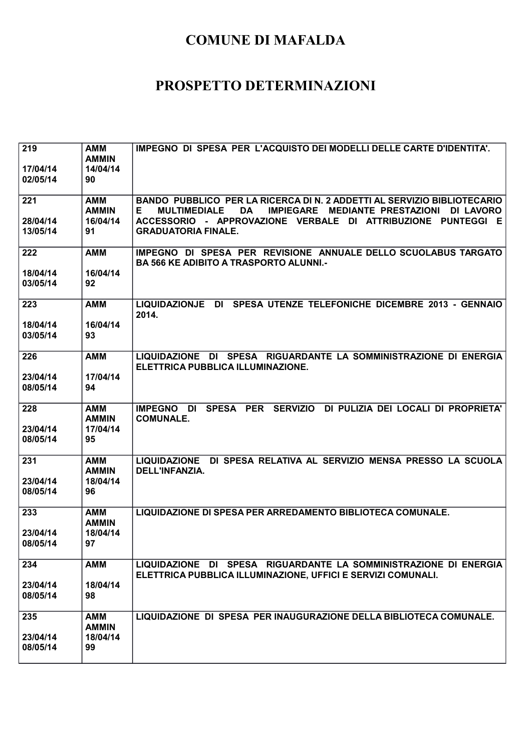# COMUNE DI MAFALDA

# PROSPETTO DETERMINAZIONI

| | | |
|---|---|---|
| 219<br><br>17/04/14<br>02/05/14 | AMM<br>AMMIN<br>14/04/14<br>90 | IMPEGNO DI SPESA PER L'ACQUISTO DEI MODELLI DELLE CARTE D'IDENTITA'. |
| 221<br><br>28/04/14<br>13/05/14 | AMM<br>AMMIN<br>16/04/14<br>91 | BANDO PUBBLICO PER LA RICERCA DI N. 2 ADDETTI AL SERVIZIO BIBLIOTECARIO E MULTIMEDIALE DA IMPIEGARE MEDIANTE PRESTAZIONI DI LAVORO ACCESSORIO - APPROVAZIONE VERBALE DI ATTRIBUZIONE PUNTEGGI E GRADUATORIA FINALE. |
| 222<br><br>18/04/14<br>03/05/14 | AMM<br><br>16/04/14<br>92 | IMPEGNO DI SPESA PER REVISIONE ANNUALE DELLO SCUOLABUS TARGATO BA 566 KE ADIBITO A TRASPORTO ALUNNI.- |
| 223<br><br>18/04/14<br>03/05/14 | AMM<br><br>16/04/14<br>93 | LIQUIDAZIONJE DI SPESA UTENZE TELEFONICHE DICEMBRE 2013 - GENNAIO 2014. |
| 226<br><br>23/04/14<br>08/05/14 | AMM<br><br>17/04/14<br>94 | LIQUIDAZIONE DI SPESA RIGUARDANTE LA SOMMINISTRAZIONE DI ENERGIA ELETTRICA PUBBLICA ILLUMINAZIONE. |
| 228<br><br>23/04/14<br>08/05/14 | AMM<br>AMMIN<br>17/04/14<br>95 | IMPEGNO DI SPESA PER SERVIZIO DI PULIZIA DEI LOCALI DI PROPRIETA' COMUNALE. |
| 231<br><br>23/04/14<br>08/05/14 | AMM<br>AMMIN<br>18/04/14<br>96 | LIQUIDAZIONE DI SPESA RELATIVA AL SERVIZIO MENSA PRESSO LA SCUOLA DELL'INFANZIA. |
| 233<br><br>23/04/14<br>08/05/14 | AMM<br>AMMIN<br>18/04/14<br>97 | LIQUIDAZIONE DI SPESA PER ARREDAMENTO BIBLIOTECA COMUNALE. |
| 234<br><br>23/04/14<br>08/05/14 | AMM<br><br>18/04/14<br>98 | LIQUIDAZIONE DI SPESA RIGUARDANTE LA SOMMINISTRAZIONE DI ENERGIA ELETTRICA PUBBLICA ILLUMINAZIONE, UFFICI E SERVIZI COMUNALI. |
| 235<br><br>23/04/14<br>08/05/14 | AMM<br>AMMIN<br>18/04/14<br>99 | LIQUIDAZIONE DI SPESA PER INAUGURAZIONE DELLA BIBLIOTECA COMUNALE. |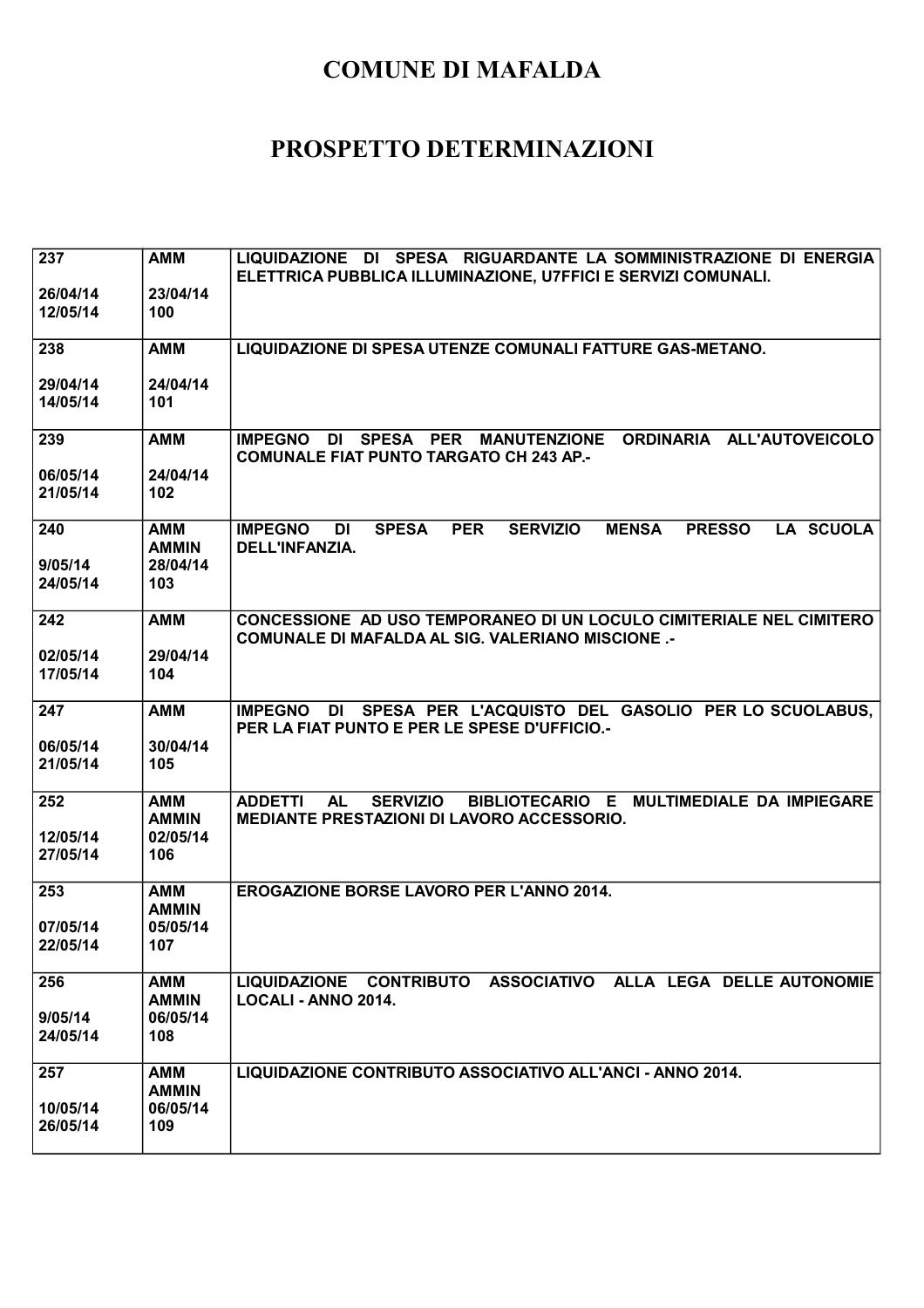# COMUNE DI MAFALDA

# PROSPETTO DETERMINAZIONI

| | | |
|---|---|---|
| 237<br><br>26/04/14<br>12/05/14 | AMM<br><br>23/04/14<br>100 | LIQUIDAZIONE DI SPESA RIGUARDANTE LA SOMMINISTRAZIONE DI ENERGIA ELETTRICA PUBBLICA ILLUMINAZIONE, U7FFICI E SERVIZI COMUNALI. |
| 238<br><br>29/04/14<br>14/05/14 | AMM<br><br>24/04/14<br>101 | LIQUIDAZIONE DI SPESA UTENZE COMUNALI FATTURE GAS-METANO. |
| 239<br><br>06/05/14<br>21/05/14 | AMM<br><br>24/04/14<br>102 | IMPEGNO DI SPESA PER MANUTENZIONE ORDINARIA ALL'AUTOVEICOLO COMUNALE FIAT PUNTO TARGATO CH 243 AP.- |
| 240<br><br>9/05/14<br>24/05/14 | AMM<br>AMMIN<br>28/04/14<br>103 | IMPEGNO DI SPESA PER SERVIZIO MENSA PRESSO LA SCUOLA DELL'INFANZIA. |
| 242<br><br>02/05/14<br>17/05/14 | AMM<br><br>29/04/14<br>104 | CONCESSIONE AD USO TEMPORANEO DI UN LOCULO CIMITERIALE NEL CIMITERO COMUNALE DI MAFALDA AL SIG. VALERIANO MISCIONE .- |
| 247<br><br>06/05/14<br>21/05/14 | AMM<br><br>30/04/14<br>105 | IMPEGNO DI SPESA PER L'ACQUISTO DEL GASOLIO PER LO SCUOLABUS, PER LA FIAT PUNTO E PER LE SPESE D'UFFICIO.- |
| 252<br><br>12/05/14<br>27/05/14 | AMM<br>AMMIN<br>02/05/14<br>106 | ADDETTI AL SERVIZIO BIBLIOTECARIO E MULTIMEDIALE DA IMPIEGARE MEDIANTE PRESTAZIONI DI LAVORO ACCESSORIO. |
| 253<br><br>07/05/14<br>22/05/14 | AMM<br>AMMIN<br>05/05/14<br>107 | EROGAZIONE BORSE LAVORO PER L'ANNO 2014. |
| 256<br><br>9/05/14<br>24/05/14 | AMM<br>AMMIN<br>06/05/14<br>108 | LIQUIDAZIONE CONTRIBUTO ASSOCIATIVO ALLA LEGA DELLE AUTONOMIE LOCALI - ANNO 2014. |
| 257<br><br>10/05/14<br>26/05/14 | AMM<br>AMMIN<br>06/05/14<br>109 | LIQUIDAZIONE CONTRIBUTO ASSOCIATIVO ALL'ANCI - ANNO 2014. |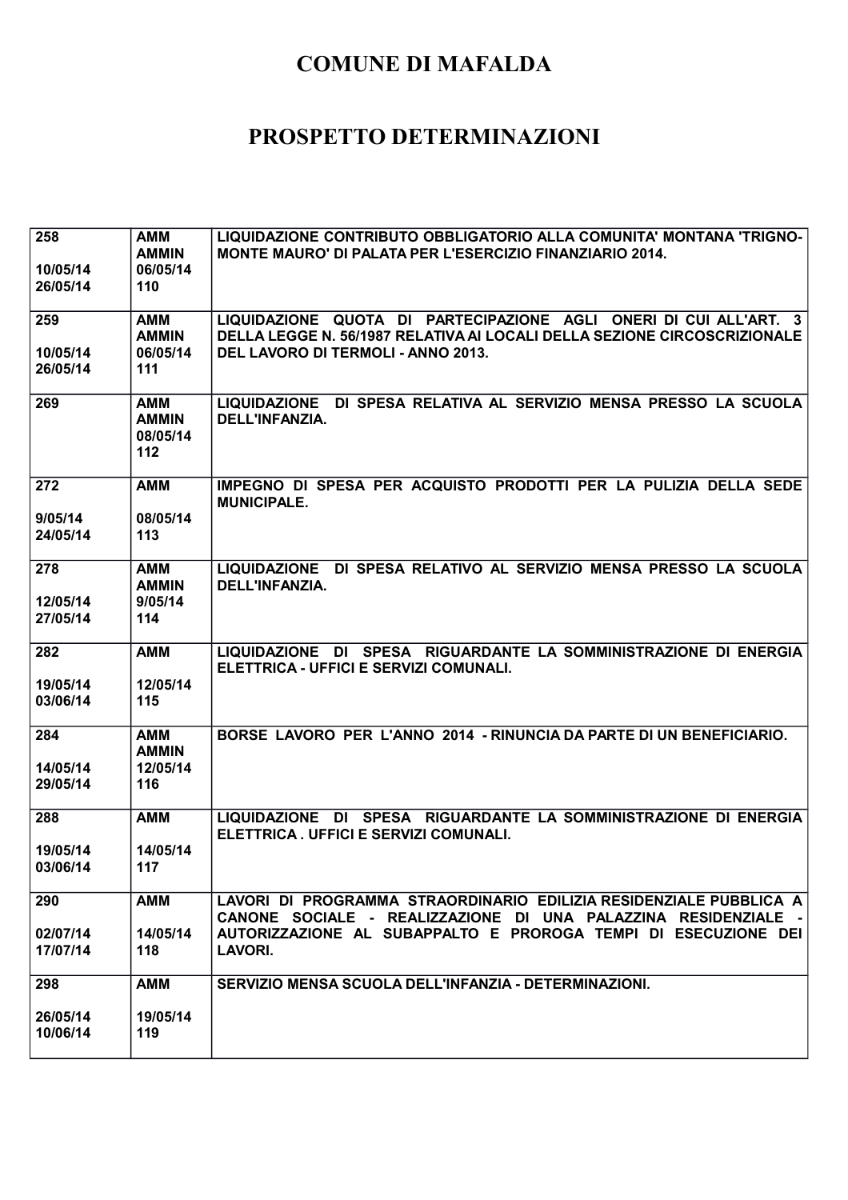# COMUNE DI MAFALDA

# PROSPETTO DETERMINAZIONI

| | | |
|---|---|---|
| 258<br><br>10/05/14<br>26/05/14 | AMM<br>AMMIN<br>06/05/14<br>110 | LIQUIDAZIONE CONTRIBUTO OBBLIGATORIO ALLA COMUNITA' MONTANA 'TRIGNO-MONTE MAURO' DI PALATA PER L'ESERCIZIO FINANZIARIO 2014. |
| 259<br><br>10/05/14<br>26/05/14 | AMM<br>AMMIN<br>06/05/14<br>111 | LIQUIDAZIONE QUOTA DI PARTECIPAZIONE AGLI ONERI DI CUI ALL'ART. 3 DELLA LEGGE N. 56/1987 RELATIVA AI LOCALI DELLA SEZIONE CIRCOSCRIZIONALE DEL LAVORO DI TERMOLI - ANNO 2013. |
| 269 | AMM<br>AMMIN<br>08/05/14<br>112 | LIQUIDAZIONE DI SPESA RELATIVA AL SERVIZIO MENSA PRESSO LA SCUOLA DELL'INFANZIA. |
| 272<br><br>9/05/14<br>24/05/14 | AMM<br><br>08/05/14<br>113 | IMPEGNO DI SPESA PER ACQUISTO PRODOTTI PER LA PULIZIA DELLA SEDE MUNICIPALE. |
| 278<br><br>12/05/14<br>27/05/14 | AMM<br>AMMIN<br>9/05/14<br>114 | LIQUIDAZIONE DI SPESA RELATIVO AL SERVIZIO MENSA PRESSO LA SCUOLA DELL'INFANZIA. |
| 282<br><br>19/05/14<br>03/06/14 | AMM<br><br>12/05/14<br>115 | LIQUIDAZIONE DI SPESA RIGUARDANTE LA SOMMINISTRAZIONE DI ENERGIA ELETTRICA - UFFICI E SERVIZI COMUNALI. |
| 284<br><br>14/05/14<br>29/05/14 | AMM<br>AMMIN<br>12/05/14<br>116 | BORSE LAVORO PER L'ANNO 2014 - RINUNCIA DA PARTE DI UN BENEFICIARIO. |
| 288<br><br>19/05/14<br>03/06/14 | AMM<br><br>14/05/14<br>117 | LIQUIDAZIONE DI SPESA RIGUARDANTE LA SOMMINISTRAZIONE DI ENERGIA ELETTRICA . UFFICI E SERVIZI COMUNALI. |
| 290<br><br>02/07/14<br>17/07/14 | AMM<br><br>14/05/14<br>118 | LAVORI DI PROGRAMMA STRAORDINARIO EDILIZIA RESIDENZIALE PUBBLICA A CANONE SOCIALE - REALIZZAZIONE DI UNA PALAZZINA RESIDENZIALE - AUTORIZZAZIONE AL SUBAPPALTO E PROROGA TEMPI DI ESECUZIONE DEI LAVORI. |
| 298<br><br>26/05/14<br>10/06/14 | AMM<br><br>19/05/14<br>119 | SERVIZIO MENSA SCUOLA DELL'INFANZIA - DETERMINAZIONI. |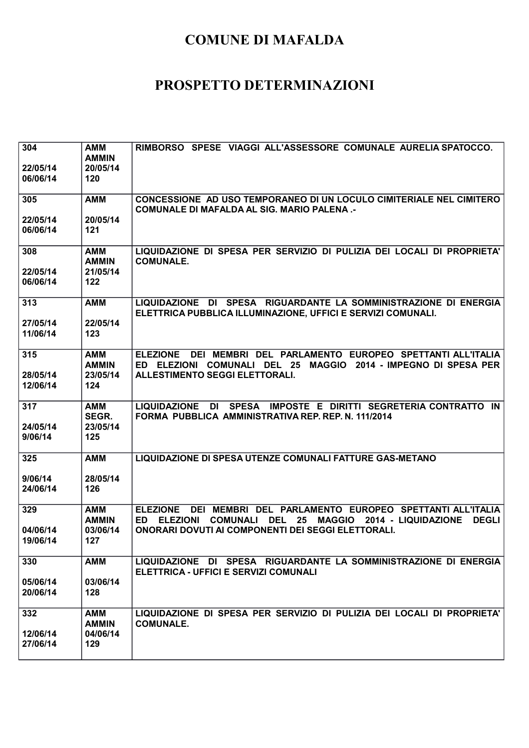# COMUNE DI MAFALDA

# PROSPETTO DETERMINAZIONI

| | | |
|---|---|---|
| 304<br><br>22/05/14<br>06/06/14 | AMM<br>AMMIN<br>20/05/14<br>120 | RIMBORSO SPESE VIAGGI ALL'ASSESSORE COMUNALE AURELIA SPATOCCO. |
| 305<br><br>22/05/14<br>06/06/14 | AMM<br><br>20/05/14<br>121 | CONCESSIONE AD USO TEMPORANEO DI UN LOCULO CIMITERIALE NEL CIMITERO COMUNALE DI MAFALDA AL SIG. MARIO PALENA .- |
| 308<br><br>22/05/14<br>06/06/14 | AMM<br>AMMIN<br>21/05/14<br>122 | LIQUIDAZIONE DI SPESA PER SERVIZIO DI PULIZIA DEI LOCALI DI PROPRIETA' COMUNALE. |
| 313<br><br>27/05/14<br>11/06/14 | AMM<br><br>22/05/14<br>123 | LIQUIDAZIONE DI SPESA RIGUARDANTE LA SOMMINISTRAZIONE DI ENERGIA ELETTRICA PUBBLICA ILLUMINAZIONE, UFFICI E SERVIZI COMUNALI. |
| 315<br><br>28/05/14<br>12/06/14 | AMM<br>AMMIN<br>23/05/14<br>124 | ELEZIONE DEI MEMBRI DEL PARLAMENTO EUROPEO SPETTANTI ALL'ITALIA ED ELEZIONI COMUNALI DEL 25 MAGGIO 2014 - IMPEGNO DI SPESA PER ALLESTIMENTO SEGGI ELETTORALI. |
| 317<br><br>24/05/14<br>9/06/14 | AMM<br>SEGR.<br>23/05/14<br>125 | LIQUIDAZIONE DI SPESA IMPOSTE E DIRITTI SEGRETERIA CONTRATTO IN FORMA PUBBLICA AMMINISTRATIVA REP. REP. N. 111/2014 |
| 325<br><br>9/06/14<br>24/06/14 | AMM<br><br>28/05/14<br>126 | LIQUIDAZIONE DI SPESA UTENZE COMUNALI FATTURE GAS-METANO |
| 329<br><br>04/06/14<br>19/06/14 | AMM<br>AMMIN<br>03/06/14<br>127 | ELEZIONE DEI MEMBRI DEL PARLAMENTO EUROPEO SPETTANTI ALL'ITALIA ED ELEZIONI COMUNALI DEL 25 MAGGIO 2014 - LIQUIDAZIONE DEGLI ONORARI DOVUTI AI COMPONENTI DEI SEGGI ELETTORALI. |
| 330<br><br>05/06/14<br>20/06/14 | AMM<br><br>03/06/14<br>128 | LIQUIDAZIONE DI SPESA RIGUARDANTE LA SOMMINISTRAZIONE DI ENERGIA ELETTRICA - UFFICI E SERVIZI COMUNALI |
| 332<br><br>12/06/14<br>27/06/14 | AMM<br>AMMIN<br>04/06/14<br>129 | LIQUIDAZIONE DI SPESA PER SERVIZIO DI PULIZIA DEI LOCALI DI PROPRIETA' COMUNALE. |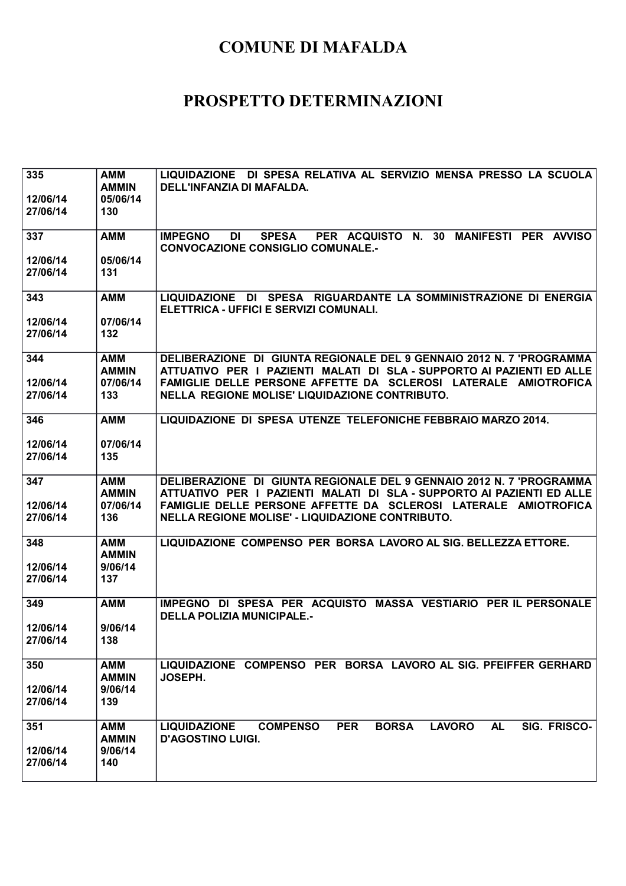# COMUNE DI MAFALDA

# PROSPETTO DETERMINAZIONI

| | | |
|---|---|---|
| 335<br><br>12/06/14<br>27/06/14 | AMM<br>AMMIN<br>05/06/14<br>130 | LIQUIDAZIONE DI SPESA RELATIVA AL SERVIZIO MENSA PRESSO LA SCUOLA DELL'INFANZIA DI MAFALDA. |
| 337<br><br>12/06/14<br>27/06/14 | AMM<br><br>05/06/14<br>131 | IMPEGNO DI SPESA PER ACQUISTO N. 30 MANIFESTI PER AVVISO CONVOCAZIONE CONSIGLIO COMUNALE.- |
| 343<br><br>12/06/14<br>27/06/14 | AMM<br><br>07/06/14<br>132 | LIQUIDAZIONE DI SPESA RIGUARDANTE LA SOMMINISTRAZIONE DI ENERGIA ELETTRICA - UFFICI E SERVIZI COMUNALI. |
| 344<br><br>12/06/14<br>27/06/14 | AMM<br>AMMIN<br>07/06/14<br>133 | DELIBERAZIONE DI GIUNTA REGIONALE DEL 9 GENNAIO 2012 N. 7 'PROGRAMMA ATTUATIVO PER I PAZIENTI MALATI DI SLA - SUPPORTO AI PAZIENTI ED ALLE FAMIGLIE DELLE PERSONE AFFETTE DA SCLEROSI LATERALE AMIOTROFICA NELLA REGIONE MOLISE' LIQUIDAZIONE CONTRIBUTO. |
| 346<br><br>12/06/14<br>27/06/14 | AMM<br><br>07/06/14<br>135 | LIQUIDAZIONE DI SPESA UTENZE TELEFONICHE FEBBRAIO MARZO 2014. |
| 347<br><br>12/06/14<br>27/06/14 | AMM<br>AMMIN<br>07/06/14<br>136 | DELIBERAZIONE DI GIUNTA REGIONALE DEL 9 GENNAIO 2012 N. 7 'PROGRAMMA ATTUATIVO PER I PAZIENTI MALATI DI SLA - SUPPORTO AI PAZIENTI ED ALLE FAMIGLIE DELLE PERSONE AFFETTE DA SCLEROSI LATERALE AMIOTROFICA NELLA REGIONE MOLISE' - LIQUIDAZIONE CONTRIBUTO. |
| 348<br><br>12/06/14<br>27/06/14 | AMM<br>AMMIN<br>9/06/14<br>137 | LIQUIDAZIONE COMPENSO PER BORSA LAVORO AL SIG. BELLEZZA ETTORE. |
| 349<br><br>12/06/14<br>27/06/14 | AMM<br><br>9/06/14<br>138 | IMPEGNO DI SPESA PER ACQUISTO MASSA VESTIARIO PER IL PERSONALE DELLA POLIZIA MUNICIPALE.- |
| 350<br><br>12/06/14<br>27/06/14 | AMM<br>AMMIN<br>9/06/14<br>139 | LIQUIDAZIONE COMPENSO PER BORSA LAVORO AL SIG. PFEIFFER GERHARD JOSEPH. |
| 351<br><br>12/06/14<br>27/06/14 | AMM<br>AMMIN<br>9/06/14<br>140 | LIQUIDAZIONE COMPENSO PER BORSA LAVORO AL SIG. FRISCO-D'AGOSTINO LUIGI. |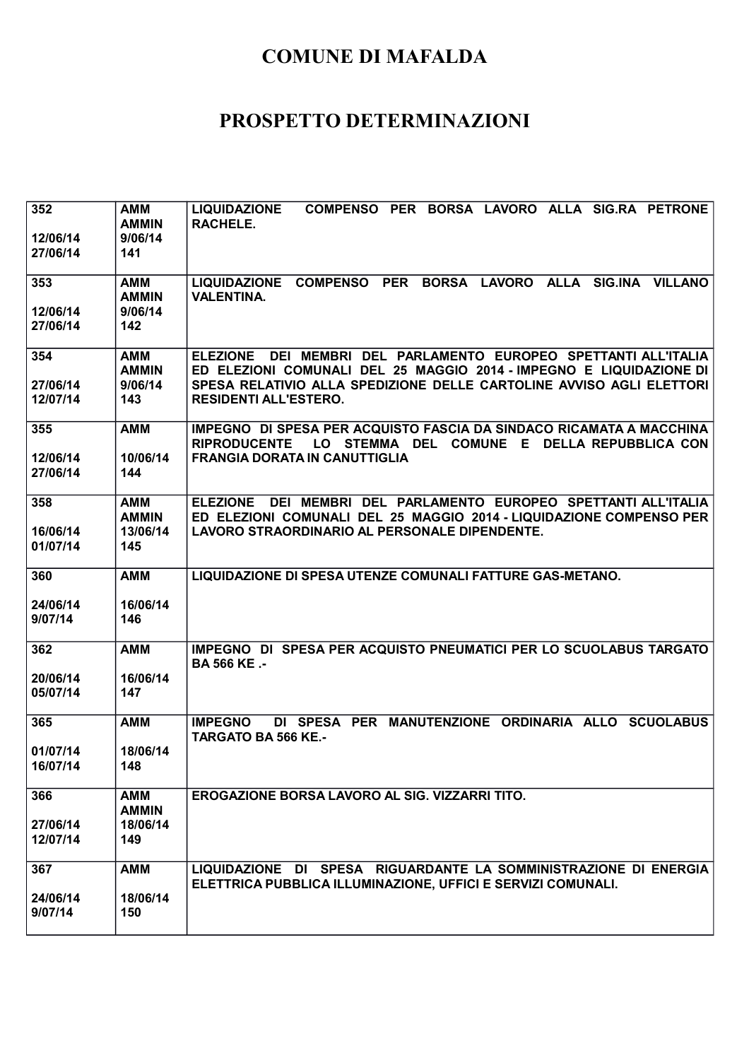# COMUNE DI MAFALDA

# PROSPETTO DETERMINAZIONI

| | | |
|---|---|---|
| 352<br><br>12/06/14<br>27/06/14 | AMM<br>AMMIN<br>9/06/14<br>141 | LIQUIDAZIONE COMPENSO PER BORSA LAVORO ALLA SIG.RA PETRONE RACHELE. |
| 353<br><br>12/06/14<br>27/06/14 | AMM<br>AMMIN<br>9/06/14<br>142 | LIQUIDAZIONE COMPENSO PER BORSA LAVORO ALLA SIG.INA VILLANO VALENTINA. |
| 354<br><br>27/06/14<br>12/07/14 | AMM<br>AMMIN<br>9/06/14<br>143 | ELEZIONE DEI MEMBRI DEL PARLAMENTO EUROPEO SPETTANTI ALL'ITALIA ED ELEZIONI COMUNALI DEL 25 MAGGIO 2014 - IMPEGNO E LIQUIDAZIONE DI SPESA RELATIVIO ALLA SPEDIZIONE DELLE CARTOLINE AVVISO AGLI ELETTORI RESIDENTI ALL'ESTERO. |
| 355<br><br>12/06/14<br>27/06/14 | AMM<br><br>10/06/14<br>144 | IMPEGNO DI SPESA PER ACQUISTO FASCIA DA SINDACO RICAMATA A MACCHINA RIPRODUCENTE LO STEMMA DEL COMUNE E DELLA REPUBBLICA CON FRANGIA DORATA IN CANUTTIGLIA |
| 358<br><br>16/06/14<br>01/07/14 | AMM<br>AMMIN<br>13/06/14<br>145 | ELEZIONE DEI MEMBRI DEL PARLAMENTO EUROPEO SPETTANTI ALL'ITALIA ED ELEZIONI COMUNALI DEL 25 MAGGIO 2014 - LIQUIDAZIONE COMPENSO PER LAVORO STRAORDINARIO AL PERSONALE DIPENDENTE. |
| 360<br><br>24/06/14<br>9/07/14 | AMM<br><br>16/06/14<br>146 | LIQUIDAZIONE DI SPESA UTENZE COMUNALI FATTURE GAS-METANO. |
| 362<br><br>20/06/14<br>05/07/14 | AMM<br><br>16/06/14<br>147 | IMPEGNO DI SPESA PER ACQUISTO PNEUMATICI PER LO SCUOLABUS TARGATO BA 566 KE .- |
| 365<br><br>01/07/14<br>16/07/14 | AMM<br><br>18/06/14<br>148 | IMPEGNO DI SPESA PER MANUTENZIONE ORDINARIA ALLO SCUOLABUS TARGATO BA 566 KE.- |
| 366<br><br>27/06/14<br>12/07/14 | AMM<br>AMMIN<br>18/06/14<br>149 | EROGAZIONE BORSA LAVORO AL SIG. VIZZARRI TITO. |
| 367<br><br>24/06/14<br>9/07/14 | AMM<br><br>18/06/14<br>150 | LIQUIDAZIONE DI SPESA RIGUARDANTE LA SOMMINISTRAZIONE DI ENERGIA ELETTRICA PUBBLICA ILLUMINAZIONE, UFFICI E SERVIZI COMUNALI. |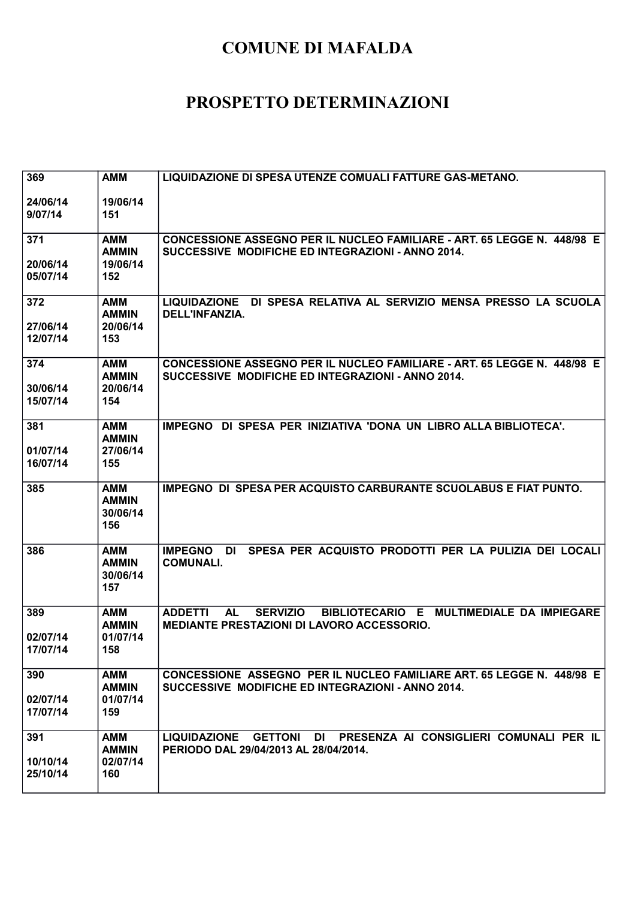# COMUNE DI MAFALDA

# PROSPETTO DETERMINAZIONI

| | | |
|---|---|---|
| 369<br><br>24/06/14<br>9/07/14 | AMM<br><br>19/06/14<br>151 | LIQUIDAZIONE DI SPESA UTENZE COMUALI FATTURE GAS-METANO. |
| 371<br><br>20/06/14<br>05/07/14 | AMM<br>AMMIN<br>19/06/14<br>152 | CONCESSIONE ASSEGNO PER IL NUCLEO FAMILIARE - ART. 65 LEGGE N. 448/98 E SUCCESSIVE MODIFICHE ED INTEGRAZIONI - ANNO 2014. |
| 372<br><br>27/06/14<br>12/07/14 | AMM<br>AMMIN<br>20/06/14<br>153 | LIQUIDAZIONE DI SPESA RELATIVA AL SERVIZIO MENSA PRESSO LA SCUOLA DELL'INFANZIA. |
| 374<br><br>30/06/14<br>15/07/14 | AMM<br>AMMIN<br>20/06/14<br>154 | CONCESSIONE ASSEGNO PER IL NUCLEO FAMILIARE - ART. 65 LEGGE N. 448/98 E SUCCESSIVE MODIFICHE ED INTEGRAZIONI - ANNO 2014. |
| 381<br><br>01/07/14<br>16/07/14 | AMM<br>AMMIN<br>27/06/14<br>155 | IMPEGNO DI SPESA PER INIZIATIVA 'DONA UN LIBRO ALLA BIBLIOTECA'. |
| 385 | AMM<br>AMMIN<br>30/06/14<br>156 | IMPEGNO DI SPESA PER ACQUISTO CARBURANTE SCUOLABUS E FIAT PUNTO. |
| 386 | AMM<br>AMMIN<br>30/06/14<br>157 | IMPEGNO DI SPESA PER ACQUISTO PRODOTTI PER LA PULIZIA DEI LOCALI COMUNALI. |
| 389<br><br>02/07/14<br>17/07/14 | AMM<br>AMMIN<br>01/07/14<br>158 | ADDETTI AL SERVIZIO BIBLIOTECARIO E MULTIMEDIALE DA IMPIEGARE MEDIANTE PRESTAZIONI DI LAVORO ACCESSORIO. |
| 390<br><br>02/07/14<br>17/07/14 | AMM<br>AMMIN<br>01/07/14<br>159 | CONCESSIONE ASSEGNO PER IL NUCLEO FAMILIARE ART. 65 LEGGE N. 448/98 E SUCCESSIVE MODIFICHE ED INTEGRAZIONI - ANNO 2014. |
| 391<br><br>10/10/14<br>25/10/14 | AMM<br>AMMIN<br>02/07/14<br>160 | LIQUIDAZIONE GETTONI DI PRESENZA AI CONSIGLIERI COMUNALI PER IL PERIODO DAL 29/04/2013 AL 28/04/2014. |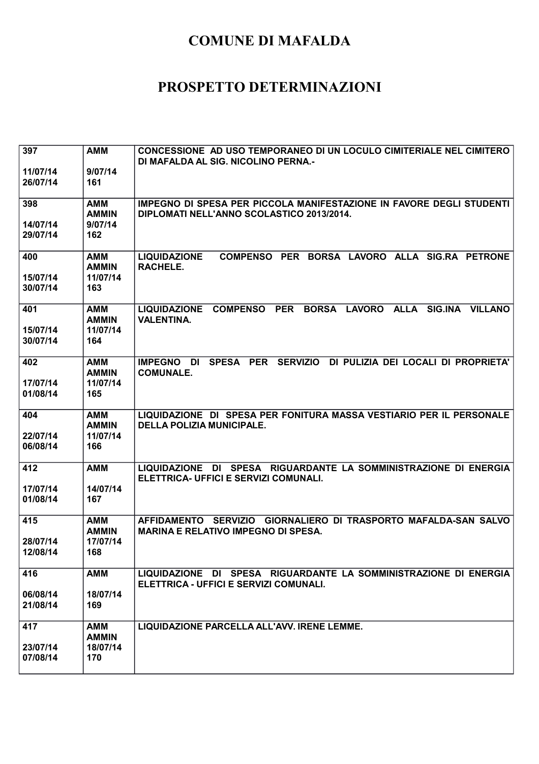# COMUNE DI MAFALDA

# PROSPETTO DETERMINAZIONI

| | | |
|---|---|---|
| 397<br><br>11/07/14<br>26/07/14 | AMM<br><br>9/07/14<br>161 | CONCESSIONE AD USO TEMPORANEO DI UN LOCULO CIMITERIALE NEL CIMITERO DI MAFALDA AL SIG. NICOLINO PERNA.- |
| 398<br><br>14/07/14<br>29/07/14 | AMM<br>AMMIN<br>9/07/14<br>162 | IMPEGNO DI SPESA PER PICCOLA MANIFESTAZIONE IN FAVORE DEGLI STUDENTI DIPLOMATI NELL'ANNO SCOLASTICO 2013/2014. |
| 400<br><br>15/07/14<br>30/07/14 | AMM<br>AMMIN<br>11/07/14<br>163 | LIQUIDAZIONE COMPENSO PER BORSA LAVORO ALLA SIG.RA PETRONE RACHELE. |
| 401<br><br>15/07/14<br>30/07/14 | AMM<br>AMMIN<br>11/07/14<br>164 | LIQUIDAZIONE COMPENSO PER BORSA LAVORO ALLA SIG.INA VILLANO VALENTINA. |
| 402<br><br>17/07/14<br>01/08/14 | AMM<br>AMMIN<br>11/07/14<br>165 | IMPEGNO DI SPESA PER SERVIZIO DI PULIZIA DEI LOCALI DI PROPRIETA' COMUNALE. |
| 404<br><br>22/07/14<br>06/08/14 | AMM<br>AMMIN<br>11/07/14<br>166 | LIQUIDAZIONE DI SPESA PER FONITURA MASSA VESTIARIO PER IL PERSONALE DELLA POLIZIA MUNICIPALE. |
| 412<br><br>17/07/14<br>01/08/14 | AMM<br><br>14/07/14<br>167 | LIQUIDAZIONE DI SPESA RIGUARDANTE LA SOMMINISTRAZIONE DI ENERGIA ELETTRICA- UFFICI E SERVIZI COMUNALI. |
| 415<br><br>28/07/14<br>12/08/14 | AMM<br>AMMIN<br>17/07/14<br>168 | AFFIDAMENTO SERVIZIO GIORNALIERO DI TRASPORTO MAFALDA-SAN SALVO MARINA E RELATIVO IMPEGNO DI SPESA. |
| 416<br><br>06/08/14<br>21/08/14 | AMM<br><br>18/07/14<br>169 | LIQUIDAZIONE DI SPESA RIGUARDANTE LA SOMMINISTRAZIONE DI ENERGIA ELETTRICA - UFFICI E SERVIZI COMUNALI. |
| 417<br><br>23/07/14<br>07/08/14 | AMM<br>AMMIN<br>18/07/14<br>170 | LIQUIDAZIONE PARCELLA ALL'AVV. IRENE LEMME. |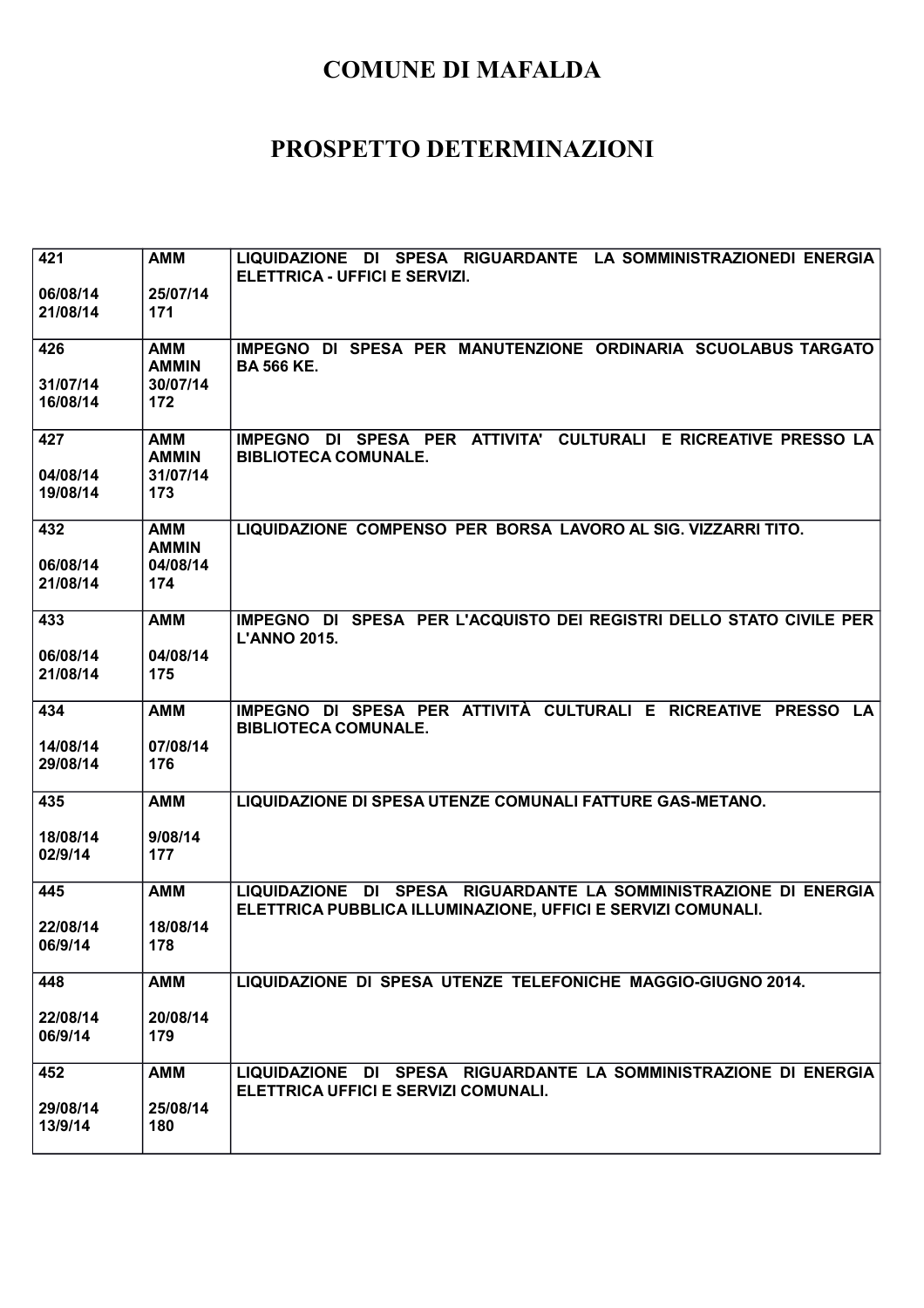# COMUNE DI MAFALDA

# PROSPETTO DETERMINAZIONI

| | | |
|---|---|---|
| **421**<br><br>**06/08/14**<br>**21/08/14** | **AMM**<br><br>**25/07/14**<br>**171** | **LIQUIDAZIONE DI SPESA RIGUARDANTE LA SOMMINISTRAZIONEDI ENERGIA ELETTRICA - UFFICI E SERVIZI.** |
| **426**<br><br>**31/07/14**<br>**16/08/14** | **AMM**<br>**AMMIN**<br>**30/07/14**<br>**172** | **IMPEGNO DI SPESA PER MANUTENZIONE ORDINARIA SCUOLABUS TARGATO BA 566 KE.** |
| **427**<br><br>**04/08/14**<br>**19/08/14** | **AMM**<br>**AMMIN**<br>**31/07/14**<br>**173** | **IMPEGNO DI SPESA PER ATTIVITA' CULTURALI E RICREATIVE PRESSO LA BIBLIOTECA COMUNALE.** |
| **432**<br><br>**06/08/14**<br>**21/08/14** | **AMM**<br>**AMMIN**<br>**04/08/14**<br>**174** | **LIQUIDAZIONE COMPENSO PER BORSA LAVORO AL SIG. VIZZARRI TITO.** |
| **433**<br><br>**06/08/14**<br>**21/08/14** | **AMM**<br><br>**04/08/14**<br>**175** | **IMPEGNO DI SPESA PER L'ACQUISTO DEI REGISTRI DELLO STATO CIVILE PER L'ANNO 2015.** |
| **434**<br><br>**14/08/14**<br>**29/08/14** | **AMM**<br><br>**07/08/14**<br>**176** | **IMPEGNO DI SPESA PER ATTIVITÀ CULTURALI E RICREATIVE PRESSO LA BIBLIOTECA COMUNALE.** |
| **435**<br><br>**18/08/14**<br>**02/9/14** | **AMM**<br><br>**9/08/14**<br>**177** | **LIQUIDAZIONE DI SPESA UTENZE COMUNALI FATTURE GAS-METANO.** |
| **445**<br><br>**22/08/14**<br>**06/9/14** | **AMM**<br><br>**18/08/14**<br>**178** | **LIQUIDAZIONE DI SPESA RIGUARDANTE LA SOMMINISTRAZIONE DI ENERGIA ELETTRICA PUBBLICA ILLUMINAZIONE, UFFICI E SERVIZI COMUNALI.** |
| **448**<br><br>**22/08/14**<br>**06/9/14** | **AMM**<br><br>**20/08/14**<br>**179** | **LIQUIDAZIONE DI SPESA UTENZE TELEFONICHE MAGGIO-GIUGNO 2014.** |
| **452**<br><br>**29/08/14**<br>**13/9/14** | **AMM**<br><br>**25/08/14**<br>**180** | **LIQUIDAZIONE DI SPESA RIGUARDANTE LA SOMMINISTRAZIONE DI ENERGIA ELETTRICA UFFICI E SERVIZI COMUNALI.** |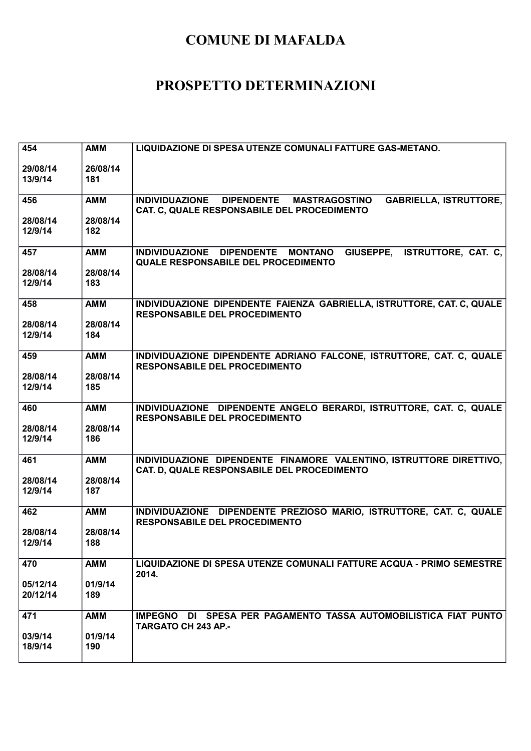# COMUNE DI MAFALDA

# PROSPETTO DETERMINAZIONI

| | | |
|---|---|---|
| 454<br><br>29/08/14<br>13/9/14 | AMM<br><br>26/08/14<br>181 | LIQUIDAZIONE DI SPESA UTENZE COMUNALI FATTURE GAS-METANO. |
| 456<br><br>28/08/14<br>12/9/14 | AMM<br><br>28/08/14<br>182 | INDIVIDUAZIONE DIPENDENTE MASTRAGOSTINO GABRIELLA, ISTRUTTORE, CAT. C, QUALE RESPONSABILE DEL PROCEDIMENTO |
| 457<br><br>28/08/14<br>12/9/14 | AMM<br><br>28/08/14<br>183 | INDIVIDUAZIONE DIPENDENTE MONTANO GIUSEPPE, ISTRUTTORE, CAT. C, QUALE RESPONSABILE DEL PROCEDIMENTO |
| 458<br><br>28/08/14<br>12/9/14 | AMM<br><br>28/08/14<br>184 | INDIVIDUAZIONE DIPENDENTE FAIENZA GABRIELLA, ISTRUTTORE, CAT. C, QUALE RESPONSABILE DEL PROCEDIMENTO |
| 459<br><br>28/08/14<br>12/9/14 | AMM<br><br>28/08/14<br>185 | INDIVIDUAZIONE DIPENDENTE ADRIANO FALCONE, ISTRUTTORE, CAT. C, QUALE RESPONSABILE DEL PROCEDIMENTO |
| 460<br><br>28/08/14<br>12/9/14 | AMM<br><br>28/08/14<br>186 | INDIVIDUAZIONE DIPENDENTE ANGELO BERARDI, ISTRUTTORE, CAT. C, QUALE RESPONSABILE DEL PROCEDIMENTO |
| 461<br><br>28/08/14<br>12/9/14 | AMM<br><br>28/08/14<br>187 | INDIVIDUAZIONE DIPENDENTE FINAMORE VALENTINO, ISTRUTTORE DIRETTIVO, CAT. D, QUALE RESPONSABILE DEL PROCEDIMENTO |
| 462<br><br>28/08/14<br>12/9/14 | AMM<br><br>28/08/14<br>188 | INDIVIDUAZIONE DIPENDENTE PREZIOSO MARIO, ISTRUTTORE, CAT. C, QUALE RESPONSABILE DEL PROCEDIMENTO |
| 470<br><br>05/12/14<br>20/12/14 | AMM<br><br>01/9/14<br>189 | LIQUIDAZIONE DI SPESA UTENZE COMUNALI FATTURE ACQUA - PRIMO SEMESTRE 2014. |
| 471<br><br>03/9/14<br>18/9/14 | AMM<br><br>01/9/14<br>190 | IMPEGNO DI SPESA PER PAGAMENTO TASSA AUTOMOBILISTICA FIAT PUNTO TARGATO CH 243 AP.- |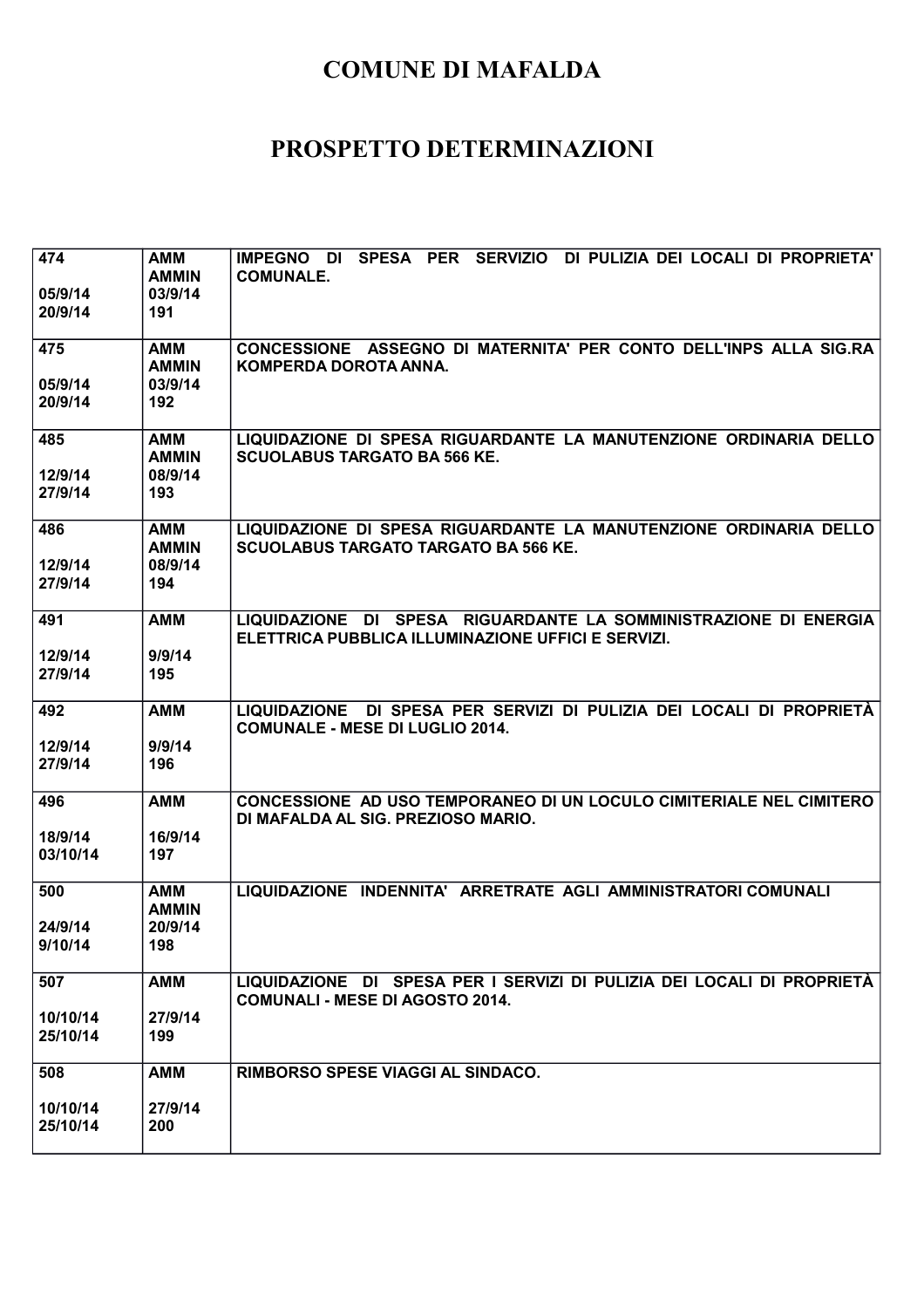# COMUNE DI MAFALDA

# PROSPETTO DETERMINAZIONI

| | | |
|---|---|---|
| 474<br><br>05/9/14<br>20/9/14 | AMM<br>AMMIN<br>03/9/14<br>191 | IMPEGNO DI SPESA PER SERVIZIO DI PULIZIA DEI LOCALI DI PROPRIETA' COMUNALE. |
| 475<br><br>05/9/14<br>20/9/14 | AMM<br>AMMIN<br>03/9/14<br>192 | CONCESSIONE ASSEGNO DI MATERNITA' PER CONTO DELL'INPS ALLA SIG.RA KOMPERDA DOROTA ANNA. |
| 485<br><br>12/9/14<br>27/9/14 | AMM<br>AMMIN<br>08/9/14<br>193 | LIQUIDAZIONE DI SPESA RIGUARDANTE LA MANUTENZIONE ORDINARIA DELLO SCUOLABUS TARGATO BA 566 KE. |
| 486<br><br>12/9/14<br>27/9/14 | AMM<br>AMMIN<br>08/9/14<br>194 | LIQUIDAZIONE DI SPESA RIGUARDANTE LA MANUTENZIONE ORDINARIA DELLO SCUOLABUS TARGATO TARGATO BA 566 KE. |
| 491<br><br>12/9/14<br>27/9/14 | AMM<br><br>9/9/14<br>195 | LIQUIDAZIONE DI SPESA RIGUARDANTE LA SOMMINISTRAZIONE DI ENERGIA ELETTRICA PUBBLICA ILLUMINAZIONE UFFICI E SERVIZI. |
| 492<br><br>12/9/14<br>27/9/14 | AMM<br><br>9/9/14<br>196 | LIQUIDAZIONE DI SPESA PER SERVIZI DI PULIZIA DEI LOCALI DI PROPRIETÀ COMUNALE - MESE DI LUGLIO 2014. |
| 496<br><br>18/9/14<br>03/10/14 | AMM<br><br>16/9/14<br>197 | CONCESSIONE AD USO TEMPORANEO DI UN LOCULO CIMITERIALE NEL CIMITERO DI MAFALDA AL SIG. PREZIOSO MARIO. |
| 500<br><br>24/9/14<br>9/10/14 | AMM<br>AMMIN<br>20/9/14<br>198 | LIQUIDAZIONE INDENNITA' ARRETRATE AGLI AMMINISTRATORI COMUNALI |
| 507<br><br>10/10/14<br>25/10/14 | AMM<br><br>27/9/14<br>199 | LIQUIDAZIONE DI SPESA PER I SERVIZI DI PULIZIA DEI LOCALI DI PROPRIETÀ COMUNALI - MESE DI AGOSTO 2014. |
| 508<br><br>10/10/14<br>25/10/14 | AMM<br><br>27/9/14<br>200 | RIMBORSO SPESE VIAGGI AL SINDACO. |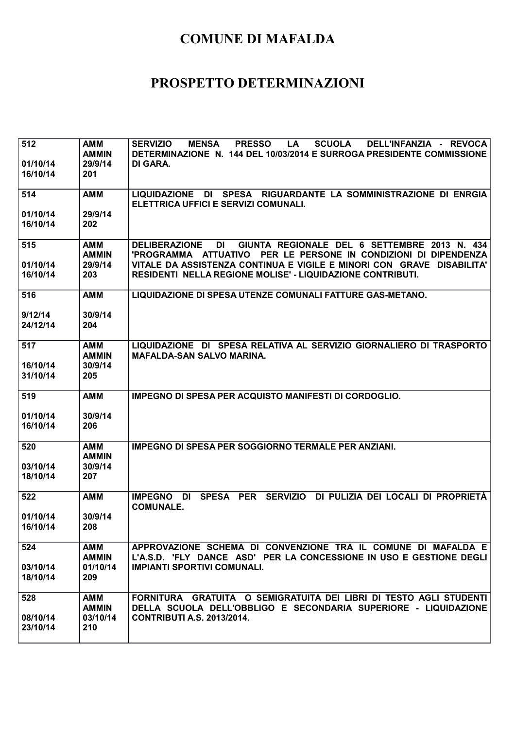# COMUNE DI MAFALDA

# PROSPETTO DETERMINAZIONI

| | | |
|---|---|---|
| 512<br><br>01/10/14<br>16/10/14 | AMM<br>AMMIN<br>29/9/14<br>201 | SERVIZIO MENSA PRESSO LA SCUOLA DELL'INFANZIA - REVOCA DETERMINAZIONE N. 144 DEL 10/03/2014 E SURROGA PRESIDENTE COMMISSIONE DI GARA. |
| 514<br><br>01/10/14<br>16/10/14 | AMM<br><br>29/9/14<br>202 | LIQUIDAZIONE DI SPESA RIGUARDANTE LA SOMMINISTRAZIONE DI ENRGIA ELETTRICA UFFICI E SERVIZI COMUNALI. |
| 515<br><br>01/10/14<br>16/10/14 | AMM<br>AMMIN<br>29/9/14<br>203 | DELIBERAZIONE DI GIUNTA REGIONALE DEL 6 SETTEMBRE 2013 N. 434 'PROGRAMMA ATTUATIVO PER LE PERSONE IN CONDIZIONI DI DIPENDENZA VITALE DA ASSISTENZA CONTINUA E VIGILE E MINORI CON GRAVE DISABILITA' RESIDENTI NELLA REGIONE MOLISE' - LIQUIDAZIONE CONTRIBUTI. |
| 516<br><br>9/12/14<br>24/12/14 | AMM<br><br>30/9/14<br>204 | LIQUIDAZIONE DI SPESA UTENZE COMUNALI FATTURE GAS-METANO. |
| 517<br><br>16/10/14<br>31/10/14 | AMM<br>AMMIN<br>30/9/14<br>205 | LIQUIDAZIONE DI SPESA RELATIVA AL SERVIZIO GIORNALIERO DI TRASPORTO MAFALDA-SAN SALVO MARINA. |
| 519<br><br>01/10/14<br>16/10/14 | AMM<br><br>30/9/14<br>206 | IMPEGNO DI SPESA PER ACQUISTO MANIFESTI DI CORDOGLIO. |
| 520<br><br>03/10/14<br>18/10/14 | AMM<br>AMMIN<br>30/9/14<br>207 | IMPEGNO DI SPESA PER SOGGIORNO TERMALE PER ANZIANI. |
| 522<br><br>01/10/14<br>16/10/14 | AMM<br><br>30/9/14<br>208 | IMPEGNO DI SPESA PER SERVIZIO DI PULIZIA DEI LOCALI DI PROPRIETÀ COMUNALE. |
| 524<br><br>03/10/14<br>18/10/14 | AMM<br>AMMIN<br>01/10/14<br>209 | APPROVAZIONE SCHEMA DI CONVENZIONE TRA IL COMUNE DI MAFALDA E L'A.S.D. 'FLY DANCE ASD' PER LA CONCESSIONE IN USO E GESTIONE DEGLI IMPIANTI SPORTIVI COMUNALI. |
| 528<br><br>08/10/14<br>23/10/14 | AMM<br>AMMIN<br>03/10/14<br>210 | FORNITURA GRATUITA O SEMIGRATUITA DEI LIBRI DI TESTO AGLI STUDENTI DELLA SCUOLA DELL'OBBLIGO E SECONDARIA SUPERIORE - LIQUIDAZIONE CONTRIBUTI A.S. 2013/2014. |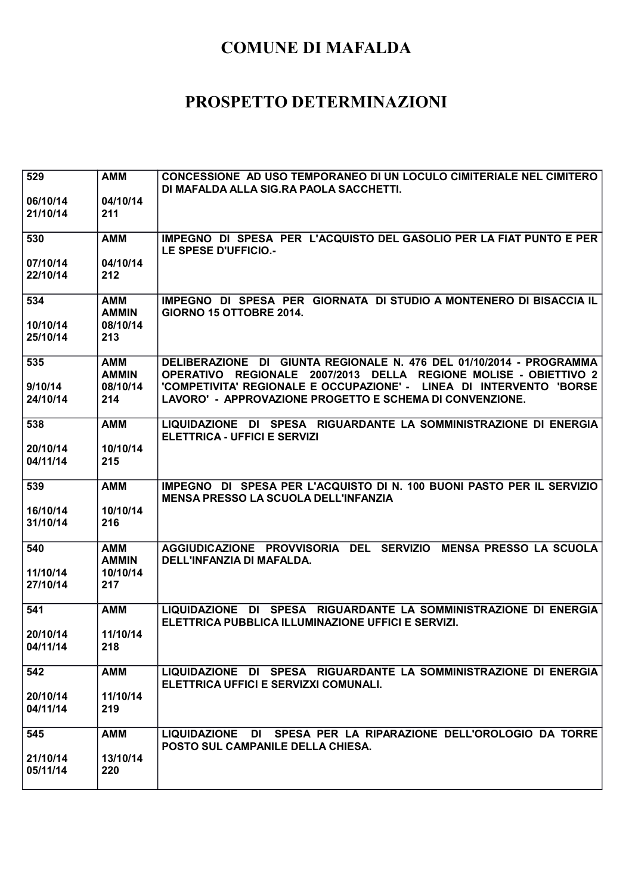# COMUNE DI MAFALDA

# PROSPETTO DETERMINAZIONI

| | | |
|---|---|---|
| 529<br><br>06/10/14<br>21/10/14 | AMM<br><br>04/10/14<br>211 | CONCESSIONE AD USO TEMPORANEO DI UN LOCULO CIMITERIALE NEL CIMITERO DI MAFALDA ALLA SIG.RA PAOLA SACCHETTI. |
| 530<br><br>07/10/14<br>22/10/14 | AMM<br><br>04/10/14<br>212 | IMPEGNO DI SPESA PER L'ACQUISTO DEL GASOLIO PER LA FIAT PUNTO E PER LE SPESE D'UFFICIO.- |
| 534<br><br>10/10/14<br>25/10/14 | AMM<br>AMMIN<br>08/10/14<br>213 | IMPEGNO DI SPESA PER GIORNATA DI STUDIO A MONTENERO DI BISACCIA IL GIORNO 15 OTTOBRE 2014. |
| 535<br><br>9/10/14<br>24/10/14 | AMM<br>AMMIN<br>08/10/14<br>214 | DELIBERAZIONE DI GIUNTA REGIONALE N. 476 DEL 01/10/2014 - PROGRAMMA OPERATIVO REGIONALE 2007/2013 DELLA REGIONE MOLISE - OBIETTIVO 2 'COMPETIVITA' REGIONALE E OCCUPAZIONE' - LINEA DI INTERVENTO 'BORSE LAVORO' - APPROVAZIONE PROGETTO E SCHEMA DI CONVENZIONE. |
| 538<br><br>20/10/14<br>04/11/14 | AMM<br><br>10/10/14<br>215 | LIQUIDAZIONE DI SPESA RIGUARDANTE LA SOMMINISTRAZIONE DI ENERGIA ELETTRICA - UFFICI E SERVIZI |
| 539<br><br>16/10/14<br>31/10/14 | AMM<br><br>10/10/14<br>216 | IMPEGNO DI SPESA PER L'ACQUISTO DI N. 100 BUONI PASTO PER IL SERVIZIO MENSA PRESSO LA SCUOLA DELL'INFANZIA |
| 540<br><br>11/10/14<br>27/10/14 | AMM<br>AMMIN<br>10/10/14<br>217 | AGGIUDICAZIONE PROVVISORIA DEL SERVIZIO MENSA PRESSO LA SCUOLA DELL'INFANZIA DI MAFALDA. |
| 541<br><br>20/10/14<br>04/11/14 | AMM<br><br>11/10/14<br>218 | LIQUIDAZIONE DI SPESA RIGUARDANTE LA SOMMINISTRAZIONE DI ENERGIA ELETTRICA PUBBLICA ILLUMINAZIONE UFFICI E SERVIZI. |
| 542<br><br>20/10/14<br>04/11/14 | AMM<br><br>11/10/14<br>219 | LIQUIDAZIONE DI SPESA RIGUARDANTE LA SOMMINISTRAZIONE DI ENERGIA ELETTRICA UFFICI E SERVIZXI COMUNALI. |
| 545<br><br>21/10/14<br>05/11/14 | AMM<br><br>13/10/14<br>220 | LIQUIDAZIONE DI SPESA PER LA RIPARAZIONE DELL'OROLOGIO DA TORRE POSTO SUL CAMPANILE DELLA CHIESA. |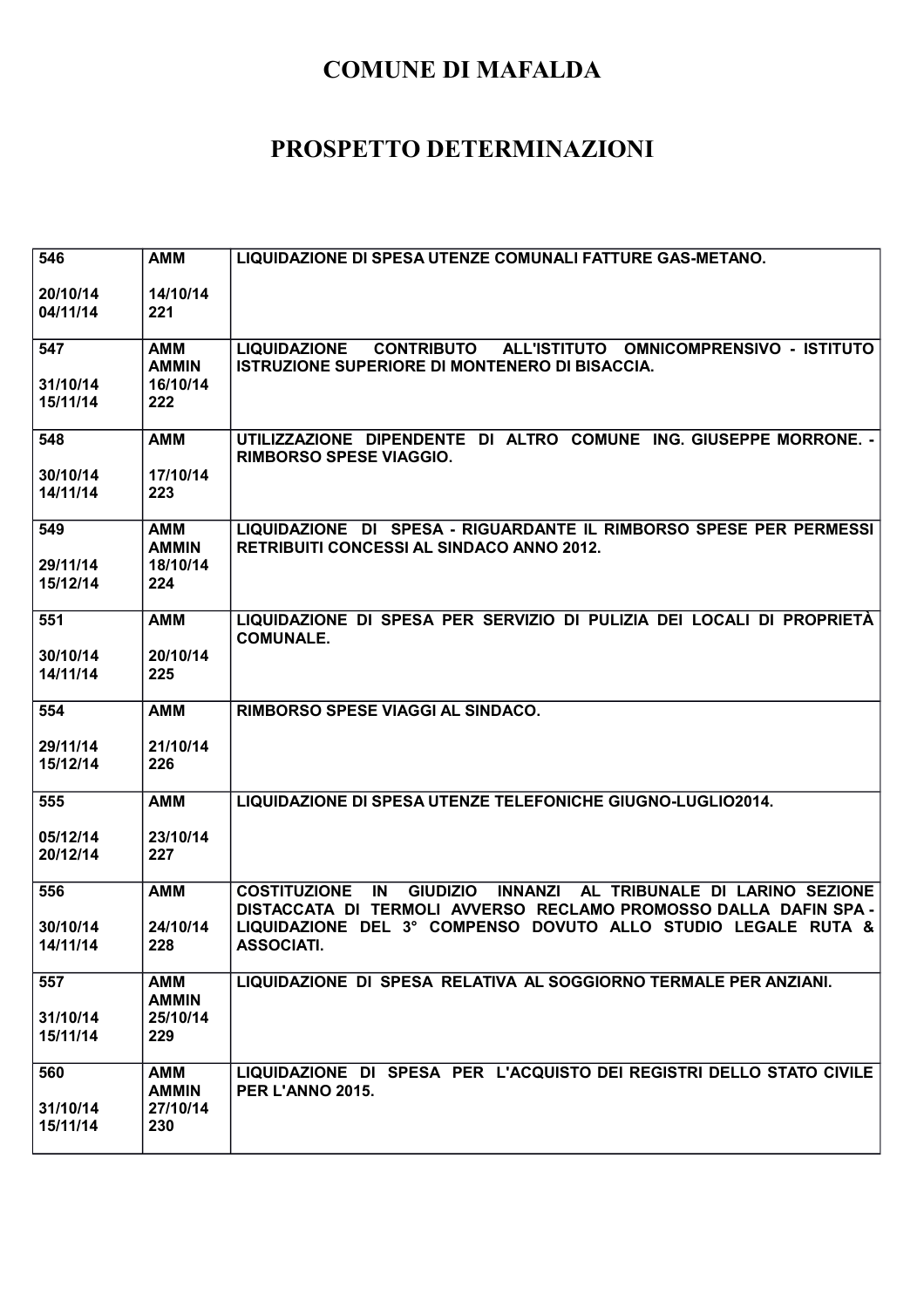# COMUNE DI MAFALDA

# PROSPETTO DETERMINAZIONI

| | | |
|---|---|---|
| 546<br><br>20/10/14<br>04/11/14 | AMM<br><br>14/10/14<br>221 | LIQUIDAZIONE DI SPESA UTENZE COMUNALI FATTURE GAS-METANO. |
| 547<br><br>31/10/14<br>15/11/14 | AMM<br>AMMIN<br>16/10/14<br>222 | LIQUIDAZIONE CONTRIBUTO ALL'ISTITUTO OMNICOMPRENSIVO - ISTITUTO ISTRUZIONE SUPERIORE DI MONTENERO DI BISACCIA. |
| 548<br><br>30/10/14<br>14/11/14 | AMM<br><br>17/10/14<br>223 | UTILIZZAZIONE DIPENDENTE DI ALTRO COMUNE ING. GIUSEPPE MORRONE. - RIMBORSO SPESE VIAGGIO. |
| 549<br><br>29/11/14<br>15/12/14 | AMM<br>AMMIN<br>18/10/14<br>224 | LIQUIDAZIONE DI SPESA - RIGUARDANTE IL RIMBORSO SPESE PER PERMESSI RETRIBUITI CONCESSI AL SINDACO ANNO 2012. |
| 551<br><br>30/10/14<br>14/11/14 | AMM<br><br>20/10/14<br>225 | LIQUIDAZIONE DI SPESA PER SERVIZIO DI PULIZIA DEI LOCALI DI PROPRIETÀ COMUNALE. |
| 554<br><br>29/11/14<br>15/12/14 | AMM<br><br>21/10/14<br>226 | RIMBORSO SPESE VIAGGI AL SINDACO. |
| 555<br><br>05/12/14<br>20/12/14 | AMM<br><br>23/10/14<br>227 | LIQUIDAZIONE DI SPESA UTENZE TELEFONICHE GIUGNO-LUGLIO2014. |
| 556<br><br>30/10/14<br>14/11/14 | AMM<br><br>24/10/14<br>228 | COSTITUZIONE IN GIUDIZIO INNANZI AL TRIBUNALE DI LARINO SEZIONE DISTACCATA DI TERMOLI AVVERSO RECLAMO PROMOSSO DALLA DAFIN SPA - LIQUIDAZIONE DEL 3° COMPENSO DOVUTO ALLO STUDIO LEGALE RUTA & ASSOCIATI. |
| 557<br><br>31/10/14<br>15/11/14 | AMM<br>AMMIN<br>25/10/14<br>229 | LIQUIDAZIONE DI SPESA RELATIVA AL SOGGIORNO TERMALE PER ANZIANI. |
| 560<br><br>31/10/14<br>15/11/14 | AMM<br>AMMIN<br>27/10/14<br>230 | LIQUIDAZIONE DI SPESA PER L'ACQUISTO DEI REGISTRI DELLO STATO CIVILE PER L'ANNO 2015. |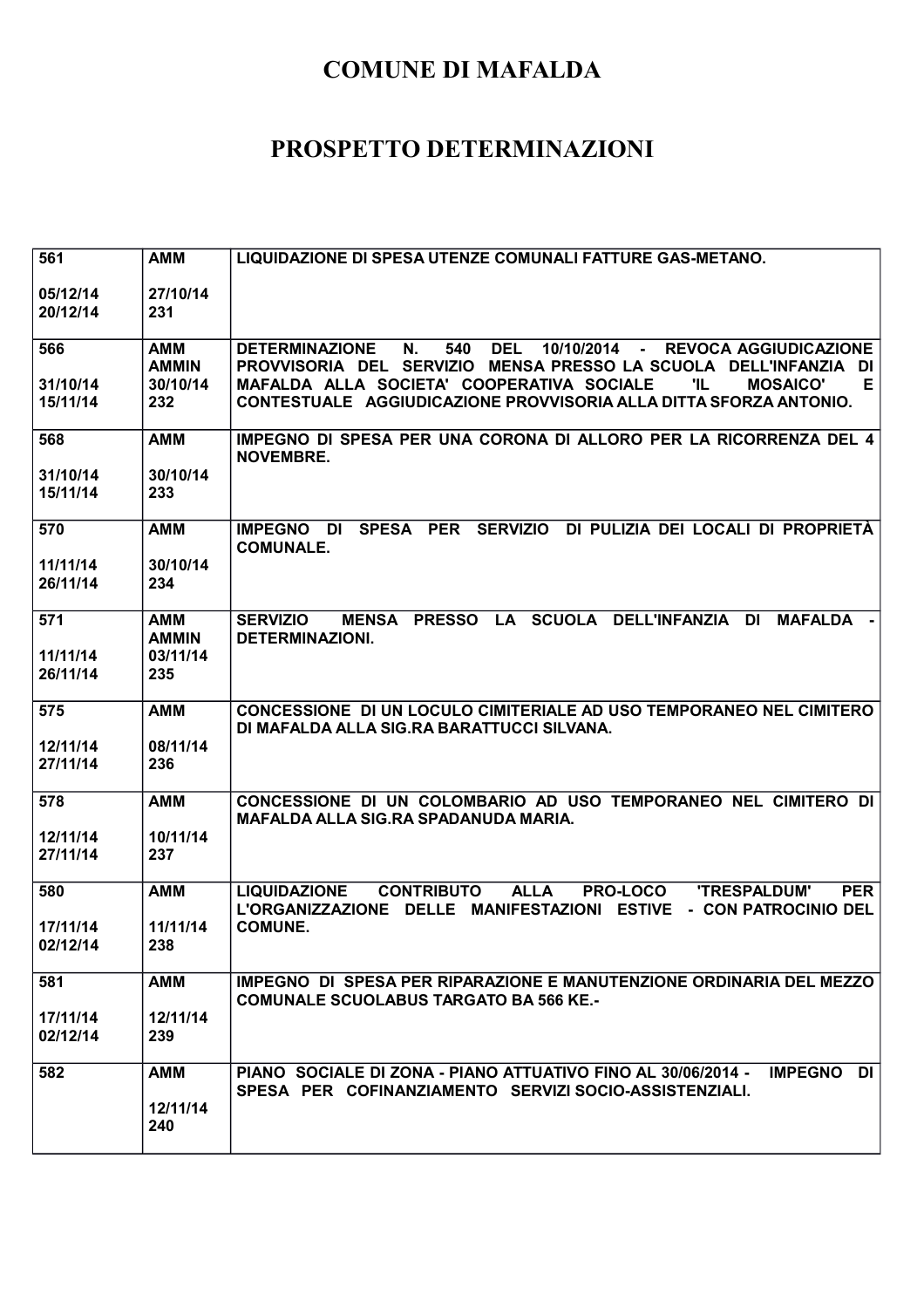# COMUNE DI MAFALDA

# PROSPETTO DETERMINAZIONI

| | | |
|---|---|---|
| 561<br><br>05/12/14<br>20/12/14 | AMM<br><br>27/10/14<br>231 | LIQUIDAZIONE DI SPESA UTENZE COMUNALI FATTURE GAS-METANO. |
| 566<br><br>31/10/14<br>15/11/14 | AMM<br>AMMIN<br>30/10/14<br>232 | DETERMINAZIONE N. 540 DEL 10/10/2014 - REVOCA AGGIUDICAZIONE PROVVISORIA DEL SERVIZIO MENSA PRESSO LA SCUOLA DELL'INFANZIA DI MAFALDA ALLA SOCIETA' COOPERATIVA SOCIALE 'IL MOSAICO' E CONTESTUALE AGGIUDICAZIONE PROVVISORIA ALLA DITTA SFORZA ANTONIO. |
| 568<br><br>31/10/14<br>15/11/14 | AMM<br><br>30/10/14<br>233 | IMPEGNO DI SPESA PER UNA CORONA DI ALLORO PER LA RICORRENZA DEL 4 NOVEMBRE. |
| 570<br><br>11/11/14<br>26/11/14 | AMM<br><br>30/10/14<br>234 | IMPEGNO DI SPESA PER SERVIZIO DI PULIZIA DEI LOCALI DI PROPRIETÀ COMUNALE. |
| 571<br><br>11/11/14<br>26/11/14 | AMM<br>AMMIN<br>03/11/14<br>235 | SERVIZIO MENSA PRESSO LA SCUOLA DELL'INFANZIA DI MAFALDA - DETERMINAZIONI. |
| 575<br><br>12/11/14<br>27/11/14 | AMM<br><br>08/11/14<br>236 | CONCESSIONE DI UN LOCULO CIMITERIALE AD USO TEMPORANEO NEL CIMITERO DI MAFALDA ALLA SIG.RA BARATTUCCI SILVANA. |
| 578<br><br>12/11/14<br>27/11/14 | AMM<br><br>10/11/14<br>237 | CONCESSIONE DI UN COLOMBARIO AD USO TEMPORANEO NEL CIMITERO DI MAFALDA ALLA SIG.RA SPADANUDA MARIA. |
| 580<br><br>17/11/14<br>02/12/14 | AMM<br><br>11/11/14<br>238 | LIQUIDAZIONE CONTRIBUTO ALLA PRO-LOCO 'TRESPALDUM' PER L'ORGANIZZAZIONE DELLE MANIFESTAZIONI ESTIVE - CON PATROCINIO DEL COMUNE. |
| 581<br><br>17/11/14<br>02/12/14 | AMM<br><br>12/11/14<br>239 | IMPEGNO DI SPESA PER RIPARAZIONE E MANUTENZIONE ORDINARIA DEL MEZZO COMUNALE SCUOLABUS TARGATO BA 566 KE.- |
| 582 | AMM<br><br>12/11/14<br>240 | PIANO SOCIALE DI ZONA - PIANO ATTUATIVO FINO AL 30/06/2014 - IMPEGNO DI SPESA PER COFINANZIAMENTO SERVIZI SOCIO-ASSISTENZIALI. |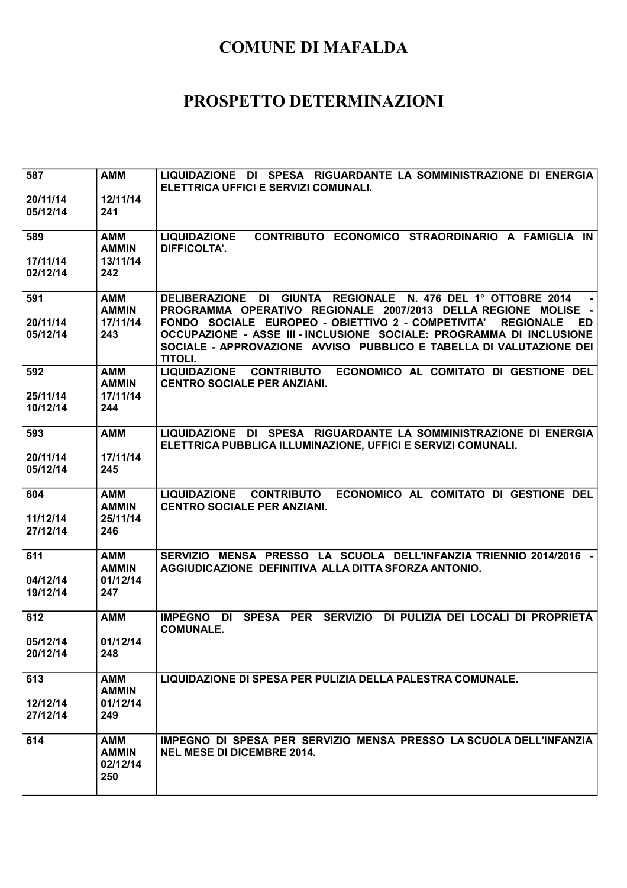# COMUNE DI MAFALDA

# PROSPETTO DETERMINAZIONI

| | | |
|---|---|---|
| 587<br><br>20/11/14<br>05/12/14 | AMM<br><br>12/11/14<br>241 | LIQUIDAZIONE DI SPESA RIGUARDANTE LA SOMMINISTRAZIONE DI ENERGIA ELETTRICA UFFICI E SERVIZI COMUNALI. |
| 589<br><br>17/11/14<br>02/12/14 | AMM<br>AMMIN<br>13/11/14<br>242 | LIQUIDAZIONE CONTRIBUTO ECONOMICO STRAORDINARIO A FAMIGLIA IN DIFFICOLTA'. |
| 591<br><br>20/11/14<br>05/12/14 | AMM<br>AMMIN<br>17/11/14<br>243 | DELIBERAZIONE DI GIUNTA REGIONALE N. 476 DEL 1° OTTOBRE 2014 - PROGRAMMA OPERATIVO REGIONALE 2007/2013 DELLA REGIONE MOLISE - FONDO SOCIALE EUROPEO - OBIETTIVO 2 - COMPETIVITA' REGIONALE ED OCCUPAZIONE - ASSE III - INCLUSIONE SOCIALE: PROGRAMMA DI INCLUSIONE SOCIALE - APPROVAZIONE AVVISO PUBBLICO E TABELLA DI VALUTAZIONE DEI TITOLI. |
| 592<br><br>25/11/14<br>10/12/14 | AMM<br>AMMIN<br>17/11/14<br>244 | LIQUIDAZIONE CONTRIBUTO ECONOMICO AL COMITATO DI GESTIONE DEL CENTRO SOCIALE PER ANZIANI. |
| 593<br><br>20/11/14<br>05/12/14 | AMM<br><br>17/11/14<br>245 | LIQUIDAZIONE DI SPESA RIGUARDANTE LA SOMMINISTRAZIONE DI ENERGIA ELETTRICA PUBBLICA ILLUMINAZIONE, UFFICI E SERVIZI COMUNALI. |
| 604<br><br>11/12/14<br>27/12/14 | AMM<br>AMMIN<br>25/11/14<br>246 | LIQUIDAZIONE CONTRIBUTO ECONOMICO AL COMITATO DI GESTIONE DEL CENTRO SOCIALE PER ANZIANI. |
| 611<br><br>04/12/14<br>19/12/14 | AMM<br>AMMIN<br>01/12/14<br>247 | SERVIZIO MENSA PRESSO LA SCUOLA DELL'INFANZIA TRIENNIO 2014/2016 - AGGIUDICAZIONE DEFINITIVA ALLA DITTA SFORZA ANTONIO. |
| 612<br><br>05/12/14<br>20/12/14 | AMM<br><br>01/12/14<br>248 | IMPEGNO DI SPESA PER SERVIZIO DI PULIZIA DEI LOCALI DI PROPRIETÀ COMUNALE. |
| 613<br><br>12/12/14<br>27/12/14 | AMM<br>AMMIN<br>01/12/14<br>249 | LIQUIDAZIONE DI SPESA PER PULIZIA DELLA PALESTRA COMUNALE. |
| 614 | AMM<br>AMMIN<br>02/12/14<br>250 | IMPEGNO DI SPESA PER SERVIZIO MENSA PRESSO LA SCUOLA DELL'INFANZIA NEL MESE DI DICEMBRE 2014. |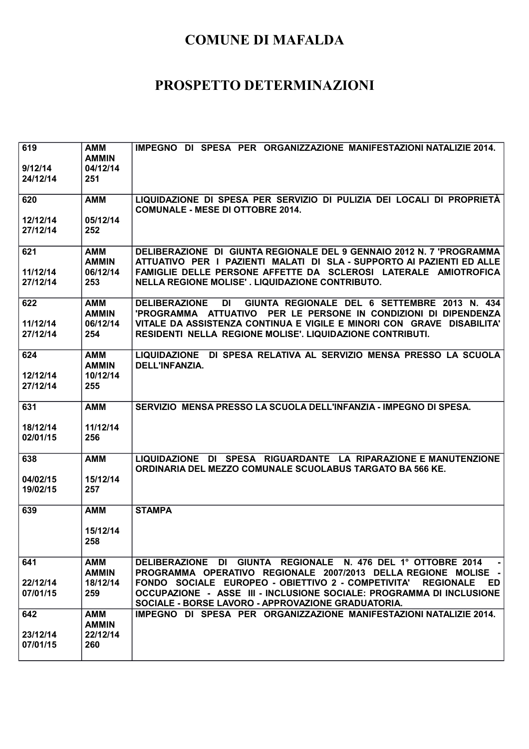# COMUNE DI MAFALDA

# PROSPETTO DETERMINAZIONI

| | | |
|---|---|---|
| 619<br><br>9/12/14<br>24/12/14 | AMM<br>AMMIN<br>04/12/14<br>251 | IMPEGNO DI SPESA PER ORGANIZZAZIONE MANIFESTAZIONI NATALIZIE 2014. |
| 620<br><br>12/12/14<br>27/12/14 | AMM<br><br>05/12/14<br>252 | LIQUIDAZIONE DI SPESA PER SERVIZIO DI PULIZIA DEI LOCALI DI PROPRIETÀ COMUNALE - MESE DI OTTOBRE 2014. |
| 621<br><br>11/12/14<br>27/12/14 | AMM<br>AMMIN<br>06/12/14<br>253 | DELIBERAZIONE DI GIUNTA REGIONALE DEL 9 GENNAIO 2012 N. 7 'PROGRAMMA ATTUATIVO PER I PAZIENTI MALATI DI SLA - SUPPORTO AI PAZIENTI ED ALLE FAMIGLIE DELLE PERSONE AFFETTE DA SCLEROSI LATERALE AMIOTROFICA NELLA REGIONE MOLISE' . LIQUIDAZIONE CONTRIBUTO. |
| 622<br><br>11/12/14<br>27/12/14 | AMM<br>AMMIN<br>06/12/14<br>254 | DELIBERAZIONE DI GIUNTA REGIONALE DEL 6 SETTEMBRE 2013 N. 434 'PROGRAMMA ATTUATIVO PER LE PERSONE IN CONDIZIONI DI DIPENDENZA VITALE DA ASSISTENZA CONTINUA E VIGILE E MINORI CON GRAVE DISABILITA' RESIDENTI NELLA REGIONE MOLISE'. LIQUIDAZIONE CONTRIBUTI. |
| 624<br><br>12/12/14<br>27/12/14 | AMM<br>AMMIN<br>10/12/14<br>255 | LIQUIDAZIONE DI SPESA RELATIVA AL SERVIZIO MENSA PRESSO LA SCUOLA DELL'INFANZIA. |
| 631<br><br>18/12/14<br>02/01/15 | AMM<br><br>11/12/14<br>256 | SERVIZIO MENSA PRESSO LA SCUOLA DELL'INFANZIA - IMPEGNO DI SPESA. |
| 638<br><br>04/02/15<br>19/02/15 | AMM<br><br>15/12/14<br>257 | LIQUIDAZIONE DI SPESA RIGUARDANTE LA RIPARAZIONE E MANUTENZIONE ORDINARIA DEL MEZZO COMUNALE SCUOLABUS TARGATO BA 566 KE. |
| 639 | AMM<br><br>15/12/14<br>258 | STAMPA |
| 641<br><br>22/12/14<br>07/01/15 | AMM<br>AMMIN<br>18/12/14<br>259 | DELIBERAZIONE DI GIUNTA REGIONALE N. 476 DEL 1° OTTOBRE 2014 - PROGRAMMA OPERATIVO REGIONALE 2007/2013 DELLA REGIONE MOLISE - FONDO SOCIALE EUROPEO - OBIETTIVO 2 - COMPETIVITA' REGIONALE ED OCCUPAZIONE - ASSE III - INCLUSIONE SOCIALE: PROGRAMMA DI INCLUSIONE SOCIALE - BORSE LAVORO - APPROVAZIONE GRADUATORIA. |
| 642<br><br>23/12/14<br>07/01/15 | AMM<br>AMMIN<br>22/12/14<br>260 | IMPEGNO DI SPESA PER ORGANIZZAZIONE MANIFESTAZIONI NATALIZIE 2014. |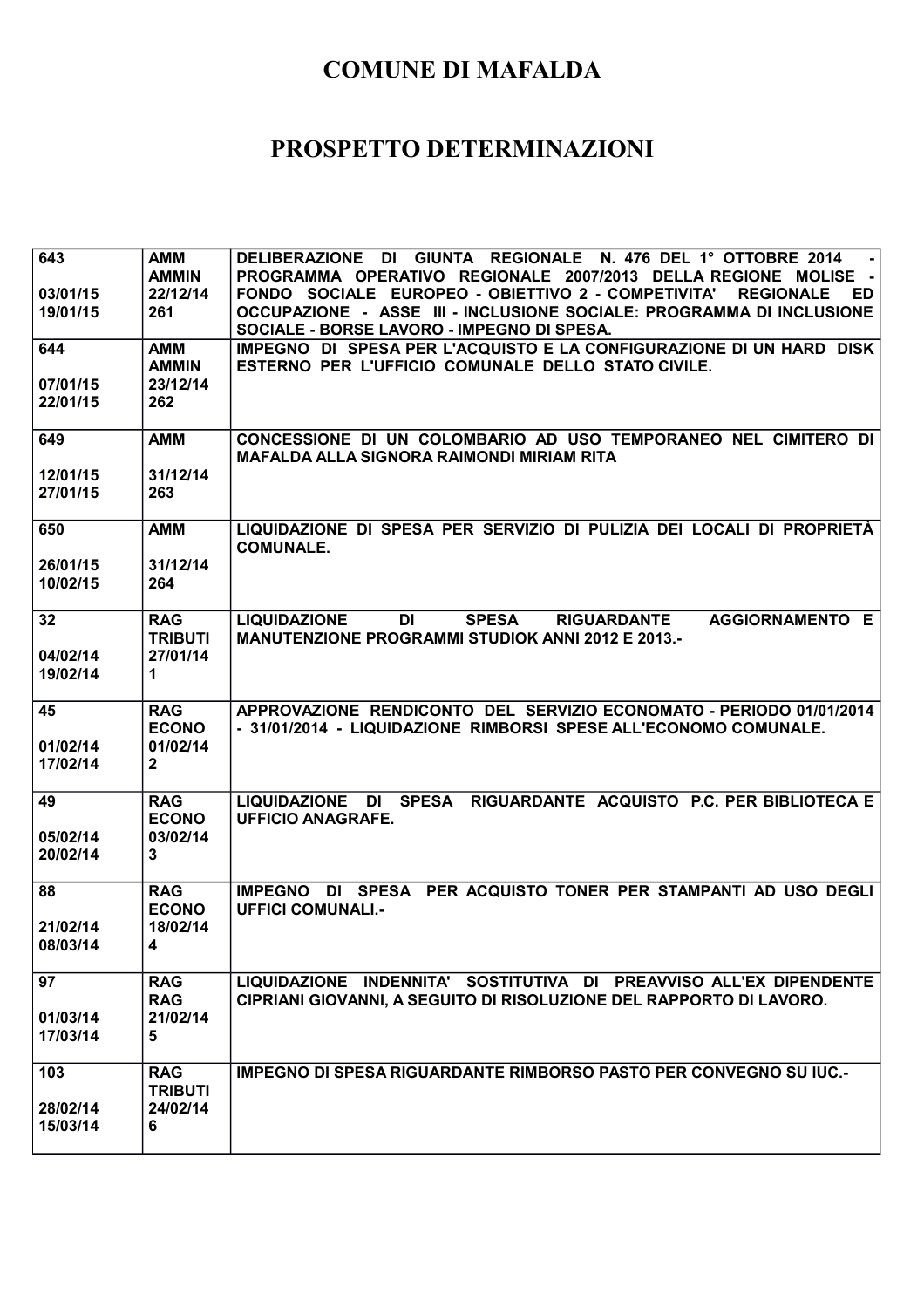# COMUNE DI MAFALDA

# PROSPETTO DETERMINAZIONI

| | | |
|---|---|---|
| 643<br><br>03/01/15<br>19/01/15 | AMM<br>AMMIN<br>22/12/14<br>261 | DELIBERAZIONE DI GIUNTA REGIONALE N. 476 DEL 1° OTTOBRE 2014 - PROGRAMMA OPERATIVO REGIONALE 2007/2013 DELLA REGIONE MOLISE - FONDO SOCIALE EUROPEO - OBIETTIVO 2 - COMPETIVITA' REGIONALE ED OCCUPAZIONE - ASSE III - INCLUSIONE SOCIALE: PROGRAMMA DI INCLUSIONE SOCIALE - BORSE LAVORO - IMPEGNO DI SPESA. |
| 644<br><br>07/01/15<br>22/01/15 | AMM<br>AMMIN<br>23/12/14<br>262 | IMPEGNO DI SPESA PER L'ACQUISTO E LA CONFIGURAZIONE DI UN HARD DISK ESTERNO PER L'UFFICIO COMUNALE DELLO STATO CIVILE. |
| 649<br><br>12/01/15<br>27/01/15 | AMM<br><br>31/12/14<br>263 | CONCESSIONE DI UN COLOMBARIO AD USO TEMPORANEO NEL CIMITERO DI MAFALDA ALLA SIGNORA RAIMONDI MIRIAM RITA |
| 650<br><br>26/01/15<br>10/02/15 | AMM<br><br>31/12/14<br>264 | LIQUIDAZIONE DI SPESA PER SERVIZIO DI PULIZIA DEI LOCALI DI PROPRIETÀ COMUNALE. |
| 32<br><br>04/02/14<br>19/02/14 | RAG<br>TRIBUTI<br>27/01/14<br>1 | LIQUIDAZIONE DI SPESA RIGUARDANTE AGGIORNAMENTO E MANUTENZIONE PROGRAMMI STUDIOK ANNI 2012 E 2013.- |
| 45<br><br>01/02/14<br>17/02/14 | RAG<br>ECONO<br>01/02/14<br>2 | APPROVAZIONE RENDICONTO DEL SERVIZIO ECONOMATO - PERIODO 01/01/2014 - 31/01/2014 - LIQUIDAZIONE RIMBORSI SPESE ALL'ECONOMO COMUNALE. |
| 49<br><br>05/02/14<br>20/02/14 | RAG<br>ECONO<br>03/02/14<br>3 | LIQUIDAZIONE DI SPESA RIGUARDANTE ACQUISTO P.C. PER BIBLIOTECA E UFFICIO ANAGRAFE. |
| 88<br><br>21/02/14<br>08/03/14 | RAG<br>ECONO<br>18/02/14<br>4 | IMPEGNO DI SPESA PER ACQUISTO TONER PER STAMPANTI AD USO DEGLI UFFICI COMUNALI.- |
| 97<br><br>01/03/14<br>17/03/14 | RAG<br>RAG<br>21/02/14<br>5 | LIQUIDAZIONE INDENNITA' SOSTITUTIVA DI PREAVVISO ALL'EX DIPENDENTE CIPRIANI GIOVANNI, A SEGUITO DI RISOLUZIONE DEL RAPPORTO DI LAVORO. |
| 103<br><br>28/02/14<br>15/03/14 | RAG<br>TRIBUTI<br>24/02/14<br>6 | IMPEGNO DI SPESA RIGUARDANTE RIMBORSO PASTO PER CONVEGNO SU IUC.- |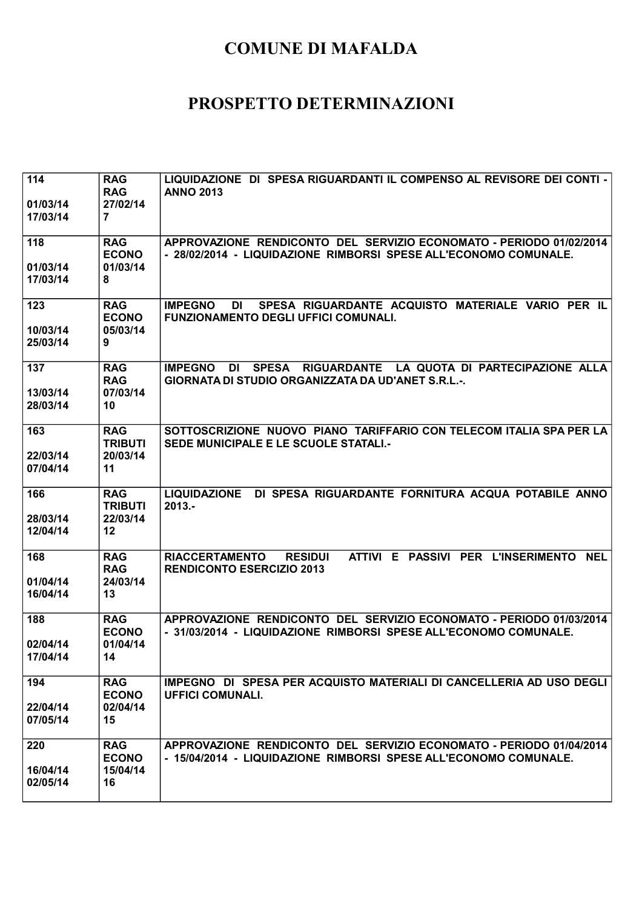# COMUNE DI MAFALDA

# PROSPETTO DETERMINAZIONI

| | | |
|---|---|---|
| **114**<br><br>**01/03/14**<br>**17/03/14** | **RAG**<br>**RAG**<br>**27/02/14**<br>**7** | **LIQUIDAZIONE DI SPESA RIGUARDANTI IL COMPENSO AL REVISORE DEI CONTI - ANNO 2013** |
| **118**<br><br>**01/03/14**<br>**17/03/14** | **RAG**<br>**ECONO**<br>**01/03/14**<br>**8** | **APPROVAZIONE RENDICONTO DEL SERVIZIO ECONOMATO - PERIODO 01/02/2014 - 28/02/2014 - LIQUIDAZIONE RIMBORSI SPESE ALL'ECONOMO COMUNALE.** |
| **123**<br><br>**10/03/14**<br>**25/03/14** | **RAG**<br>**ECONO**<br>**05/03/14**<br>**9** | **IMPEGNO DI SPESA RIGUARDANTE ACQUISTO MATERIALE VARIO PER IL FUNZIONAMENTO DEGLI UFFICI COMUNALI.** |
| **137**<br><br>**13/03/14**<br>**28/03/14** | **RAG**<br>**RAG**<br>**07/03/14**<br>**10** | **IMPEGNO DI SPESA RIGUARDANTE LA QUOTA DI PARTECIPAZIONE ALLA GIORNATA DI STUDIO ORGANIZZATA DA UD'ANET S.R.L.-.** |
| **163**<br><br>**22/03/14**<br>**07/04/14** | **RAG**<br>**TRIBUTI**<br>**20/03/14**<br>**11** | **SOTTOSCRIZIONE NUOVO PIANO TARIFFARIO CON TELECOM ITALIA SPA PER LA SEDE MUNICIPALE E LE SCUOLE STATALI.-** |
| **166**<br><br>**28/03/14**<br>**12/04/14** | **RAG**<br>**TRIBUTI**<br>**22/03/14**<br>**12** | **LIQUIDAZIONE DI SPESA RIGUARDANTE FORNITURA ACQUA POTABILE ANNO 2013.-** |
| **168**<br><br>**01/04/14**<br>**16/04/14** | **RAG**<br>**RAG**<br>**24/03/14**<br>**13** | **RIACCERTAMENTO RESIDUI ATTIVI E PASSIVI PER L'INSERIMENTO NEL RENDICONTO ESERCIZIO 2013** |
| **188**<br><br>**02/04/14**<br>**17/04/14** | **RAG**<br>**ECONO**<br>**01/04/14**<br>**14** | **APPROVAZIONE RENDICONTO DEL SERVIZIO ECONOMATO - PERIODO 01/03/2014 - 31/03/2014 - LIQUIDAZIONE RIMBORSI SPESE ALL'ECONOMO COMUNALE.** |
| **194**<br><br>**22/04/14**<br>**07/05/14** | **RAG**<br>**ECONO**<br>**02/04/14**<br>**15** | **IMPEGNO DI SPESA PER ACQUISTO MATERIALI DI CANCELLERIA AD USO DEGLI UFFICI COMUNALI.** |
| **220**<br><br>**16/04/14**<br>**02/05/14** | **RAG**<br>**ECONO**<br>**15/04/14**<br>**16** | **APPROVAZIONE RENDICONTO DEL SERVIZIO ECONOMATO - PERIODO 01/04/2014 - 15/04/2014 - LIQUIDAZIONE RIMBORSI SPESE ALL'ECONOMO COMUNALE.** |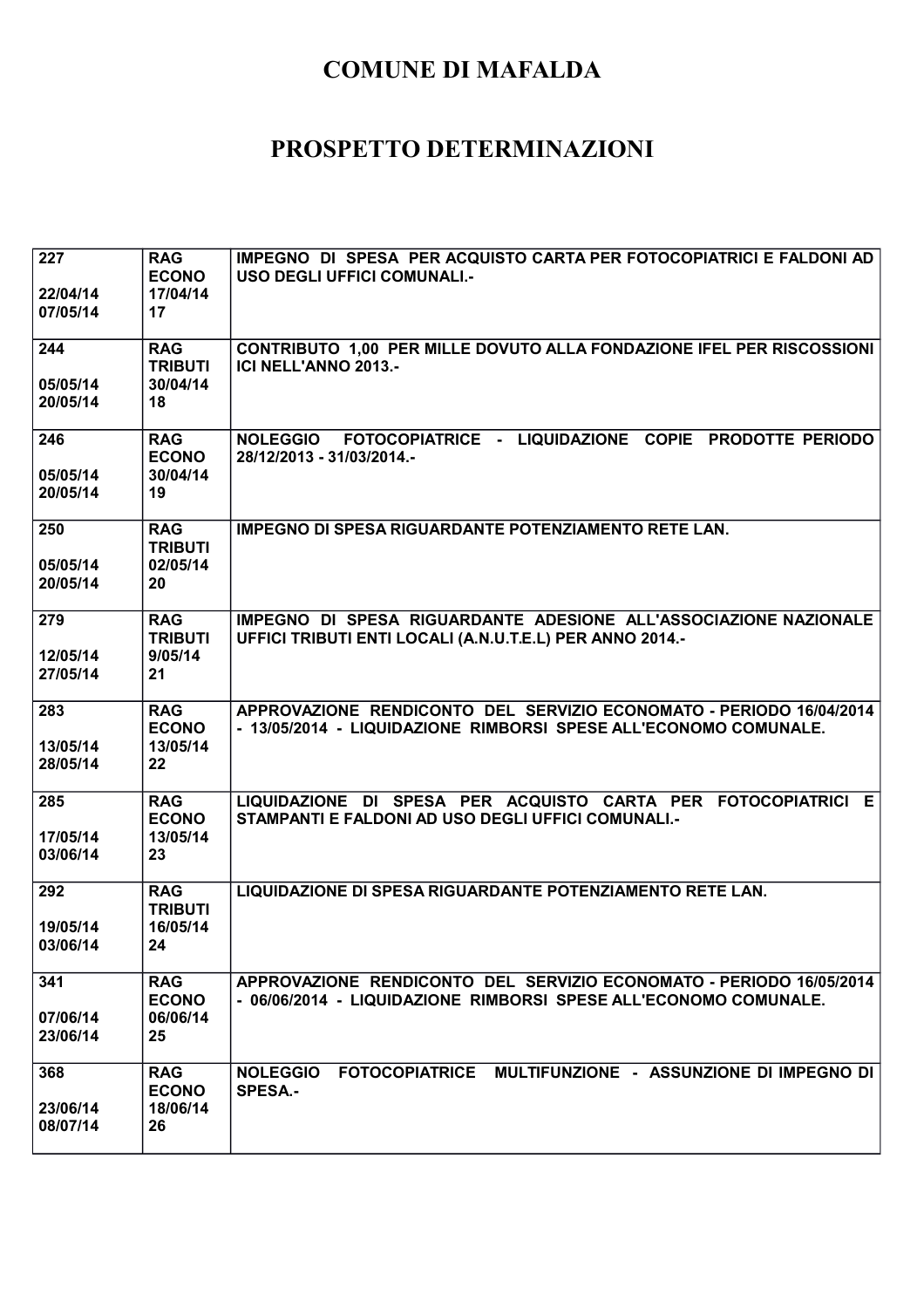# COMUNE DI MAFALDA

# PROSPETTO DETERMINAZIONI

| | | |
|---|---|---|
| 227<br><br>22/04/14<br>07/05/14 | RAG<br>ECONO<br>17/04/14<br>17 | IMPEGNO DI SPESA PER ACQUISTO CARTA PER FOTOCOPIATRICI E FALDONI AD USO DEGLI UFFICI COMUNALI.- |
| 244<br><br>05/05/14<br>20/05/14 | RAG<br>TRIBUTI<br>30/04/14<br>18 | CONTRIBUTO 1,00 PER MILLE DOVUTO ALLA FONDAZIONE IFEL PER RISCOSSIONI ICI NELL'ANNO 2013.- |
| 246<br><br>05/05/14<br>20/05/14 | RAG<br>ECONO<br>30/04/14<br>19 | NOLEGGIO FOTOCOPIATRICE - LIQUIDAZIONE COPIE PRODOTTE PERIODO 28/12/2013 - 31/03/2014.- |
| 250<br><br>05/05/14<br>20/05/14 | RAG<br>TRIBUTI<br>02/05/14<br>20 | IMPEGNO DI SPESA RIGUARDANTE POTENZIAMENTO RETE LAN. |
| 279<br><br>12/05/14<br>27/05/14 | RAG<br>TRIBUTI<br>9/05/14<br>21 | IMPEGNO DI SPESA RIGUARDANTE ADESIONE ALL'ASSOCIAZIONE NAZIONALE UFFICI TRIBUTI ENTI LOCALI (A.N.U.T.E.L) PER ANNO 2014.- |
| 283<br><br>13/05/14<br>28/05/14 | RAG<br>ECONO<br>13/05/14<br>22 | APPROVAZIONE RENDICONTO DEL SERVIZIO ECONOMATO - PERIODO 16/04/2014 - 13/05/2014 - LIQUIDAZIONE RIMBORSI SPESE ALL'ECONOMO COMUNALE. |
| 285<br><br>17/05/14<br>03/06/14 | RAG<br>ECONO<br>13/05/14<br>23 | LIQUIDAZIONE DI SPESA PER ACQUISTO CARTA PER FOTOCOPIATRICI E STAMPANTI E FALDONI AD USO DEGLI UFFICI COMUNALI.- |
| 292<br><br>19/05/14<br>03/06/14 | RAG<br>TRIBUTI<br>16/05/14<br>24 | LIQUIDAZIONE DI SPESA RIGUARDANTE POTENZIAMENTO RETE LAN. |
| 341<br><br>07/06/14<br>23/06/14 | RAG<br>ECONO<br>06/06/14<br>25 | APPROVAZIONE RENDICONTO DEL SERVIZIO ECONOMATO - PERIODO 16/05/2014 - 06/06/2014 - LIQUIDAZIONE RIMBORSI SPESE ALL'ECONOMO COMUNALE. |
| 368<br><br>23/06/14<br>08/07/14 | RAG<br>ECONO<br>18/06/14<br>26 | NOLEGGIO FOTOCOPIATRICE MULTIFUNZIONE - ASSUNZIONE DI IMPEGNO DI SPESA.- |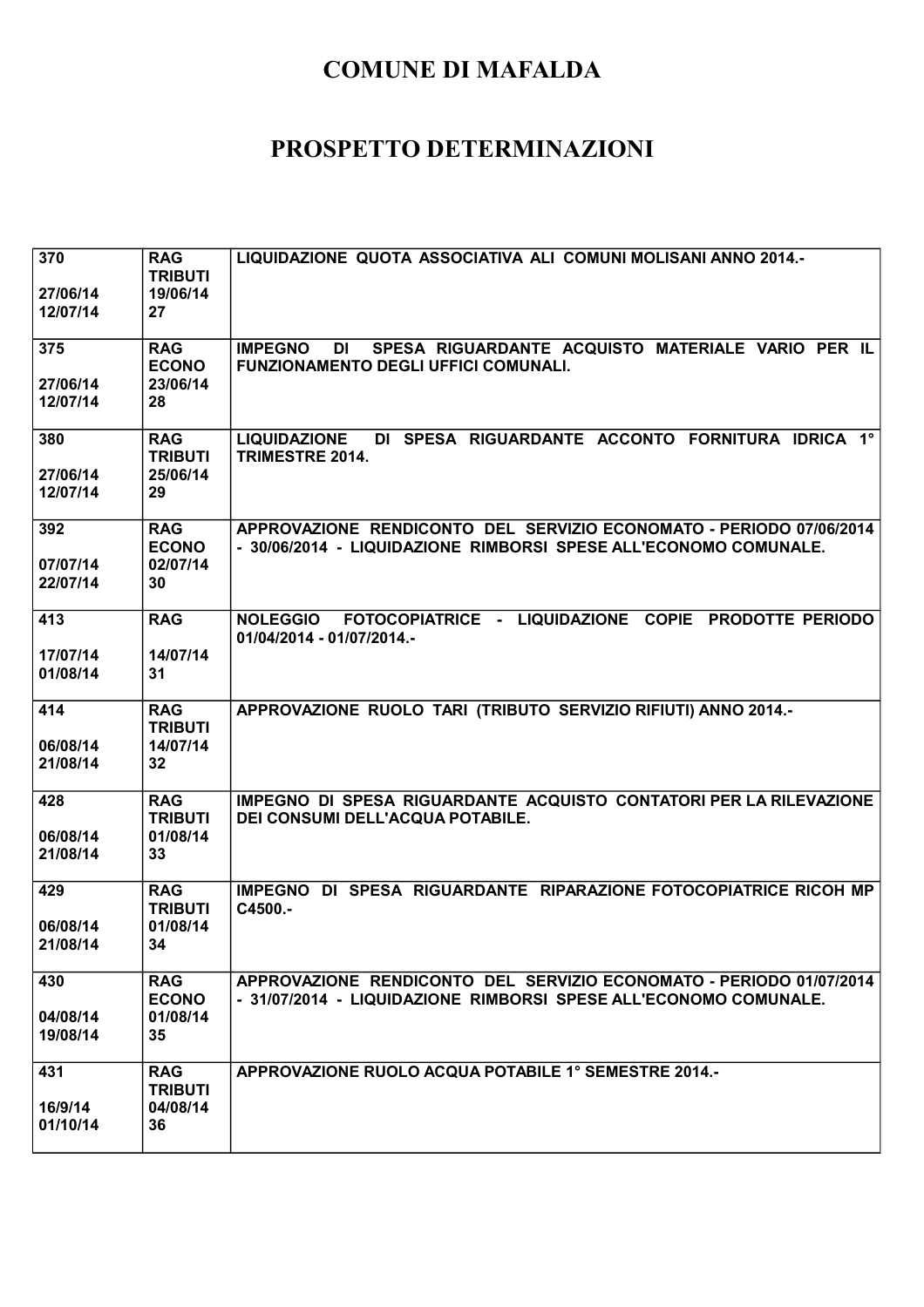# COMUNE DI MAFALDA

# PROSPETTO DETERMINAZIONI

| | | |
|---|---|---|
| 370<br><br>27/06/14<br>12/07/14 | RAG<br>TRIBUTI<br>19/06/14<br>27 | LIQUIDAZIONE QUOTA ASSOCIATIVA ALI COMUNI MOLISANI ANNO 2014.- |
| 375<br><br>27/06/14<br>12/07/14 | RAG<br>ECONO<br>23/06/14<br>28 | IMPEGNO DI SPESA RIGUARDANTE ACQUISTO MATERIALE VARIO PER IL FUNZIONAMENTO DEGLI UFFICI COMUNALI. |
| 380<br><br>27/06/14<br>12/07/14 | RAG<br>TRIBUTI<br>25/06/14<br>29 | LIQUIDAZIONE DI SPESA RIGUARDANTE ACCONTO FORNITURA IDRICA 1° TRIMESTRE 2014. |
| 392<br><br>07/07/14<br>22/07/14 | RAG<br>ECONO<br>02/07/14<br>30 | APPROVAZIONE RENDICONTO DEL SERVIZIO ECONOMATO - PERIODO 07/06/2014 - 30/06/2014 - LIQUIDAZIONE RIMBORSI SPESE ALL'ECONOMO COMUNALE. |
| 413<br><br>17/07/14<br>01/08/14 | RAG<br><br>14/07/14<br>31 | NOLEGGIO FOTOCOPIATRICE - LIQUIDAZIONE COPIE PRODOTTE PERIODO 01/04/2014 - 01/07/2014.- |
| 414<br><br>06/08/14<br>21/08/14 | RAG<br>TRIBUTI<br>14/07/14<br>32 | APPROVAZIONE RUOLO TARI (TRIBUTO SERVIZIO RIFIUTI) ANNO 2014.- |
| 428<br><br>06/08/14<br>21/08/14 | RAG<br>TRIBUTI<br>01/08/14<br>33 | IMPEGNO DI SPESA RIGUARDANTE ACQUISTO CONTATORI PER LA RILEVAZIONE DEI CONSUMI DELL'ACQUA POTABILE. |
| 429<br><br>06/08/14<br>21/08/14 | RAG<br>TRIBUTI<br>01/08/14<br>34 | IMPEGNO DI SPESA RIGUARDANTE RIPARAZIONE FOTOCOPIATRICE RICOH MP C4500.- |
| 430<br><br>04/08/14<br>19/08/14 | RAG<br>ECONO<br>01/08/14<br>35 | APPROVAZIONE RENDICONTO DEL SERVIZIO ECONOMATO - PERIODO 01/07/2014 - 31/07/2014 - LIQUIDAZIONE RIMBORSI SPESE ALL'ECONOMO COMUNALE. |
| 431<br><br>16/9/14<br>01/10/14 | RAG<br>TRIBUTI<br>04/08/14<br>36 | APPROVAZIONE RUOLO ACQUA POTABILE 1° SEMESTRE 2014.- |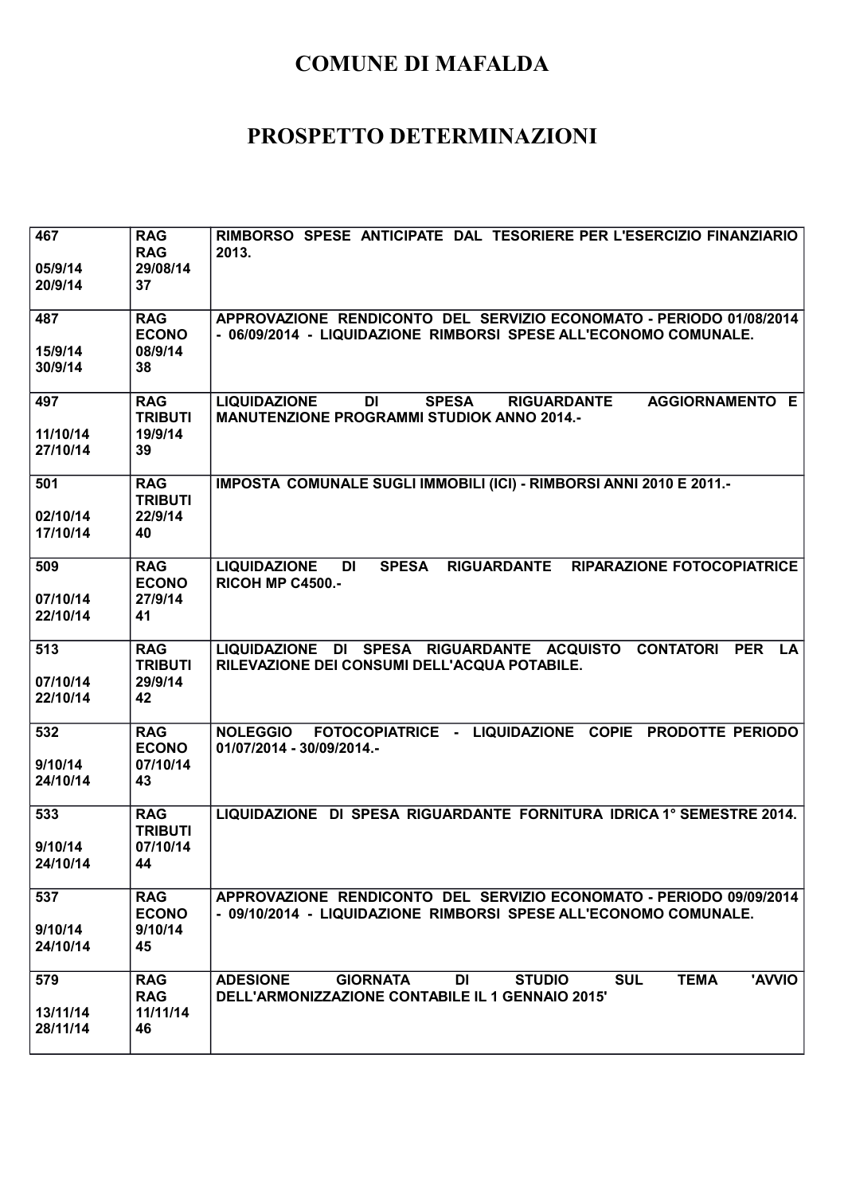# COMUNE DI MAFALDA

# PROSPETTO DETERMINAZIONI

| | | |
|---|---|---|
| 467<br><br>05/9/14<br>20/9/14 | RAG<br>RAG<br>29/08/14<br>37 | RIMBORSO SPESE ANTICIPATE DAL TESORIERE PER L'ESERCIZIO FINANZIARIO 2013. |
| 487<br><br>15/9/14<br>30/9/14 | RAG<br>ECONO<br>08/9/14<br>38 | APPROVAZIONE RENDICONTO DEL SERVIZIO ECONOMATO - PERIODO 01/08/2014 - 06/09/2014 - LIQUIDAZIONE RIMBORSI SPESE ALL'ECONOMO COMUNALE. |
| 497<br><br>11/10/14<br>27/10/14 | RAG<br>TRIBUTI<br>19/9/14<br>39 | LIQUIDAZIONE DI SPESA RIGUARDANTE AGGIORNAMENTO E MANUTENZIONE PROGRAMMI STUDIOK ANNO 2014.- |
| 501<br><br>02/10/14<br>17/10/14 | RAG<br>TRIBUTI<br>22/9/14<br>40 | IMPOSTA COMUNALE SUGLI IMMOBILI (ICI) - RIMBORSI ANNI 2010 E 2011.- |
| 509<br><br>07/10/14<br>22/10/14 | RAG<br>ECONO<br>27/9/14<br>41 | LIQUIDAZIONE DI SPESA RIGUARDANTE RIPARAZIONE FOTOCOPIATRICE RICOH MP C4500.- |
| 513<br><br>07/10/14<br>22/10/14 | RAG<br>TRIBUTI<br>29/9/14<br>42 | LIQUIDAZIONE DI SPESA RIGUARDANTE ACQUISTO CONTATORI PER LA RILEVAZIONE DEI CONSUMI DELL'ACQUA POTABILE. |
| 532<br><br>9/10/14<br>24/10/14 | RAG<br>ECONO<br>07/10/14<br>43 | NOLEGGIO FOTOCOPIATRICE - LIQUIDAZIONE COPIE PRODOTTE PERIODO 01/07/2014 - 30/09/2014.- |
| 533<br><br>9/10/14<br>24/10/14 | RAG<br>TRIBUTI<br>07/10/14<br>44 | LIQUIDAZIONE DI SPESA RIGUARDANTE FORNITURA IDRICA 1° SEMESTRE 2014. |
| 537<br><br>9/10/14<br>24/10/14 | RAG<br>ECONO<br>9/10/14<br>45 | APPROVAZIONE RENDICONTO DEL SERVIZIO ECONOMATO - PERIODO 09/09/2014 - 09/10/2014 - LIQUIDAZIONE RIMBORSI SPESE ALL'ECONOMO COMUNALE. |
| 579<br><br>13/11/14<br>28/11/14 | RAG<br>RAG<br>11/11/14<br>46 | ADESIONE GIORNATA DI STUDIO SUL TEMA 'AVVIO DELL'ARMONIZZAZIONE CONTABILE IL 1 GENNAIO 2015' |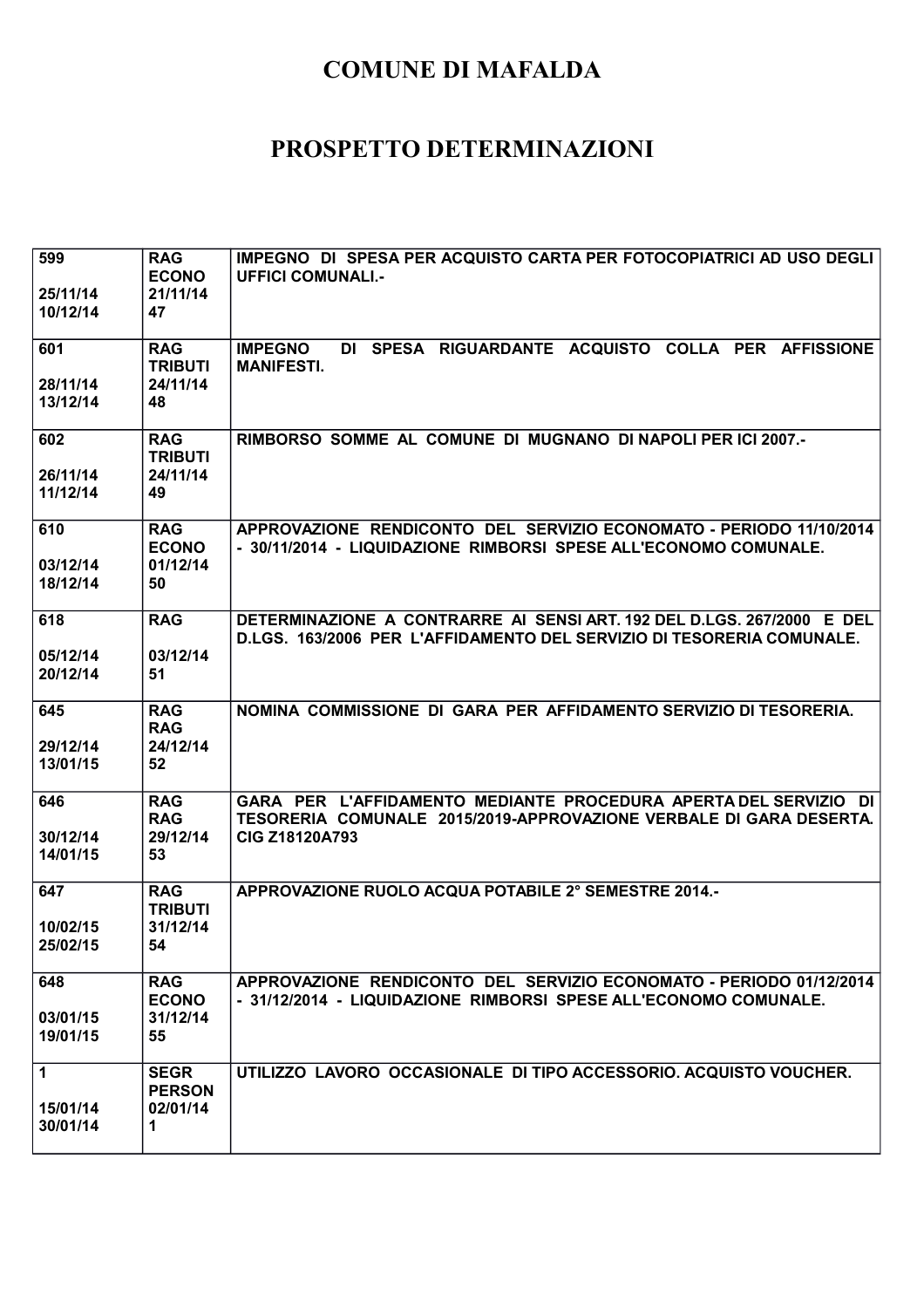# COMUNE DI MAFALDA

## PROSPETTO DETERMINAZIONI

| | | |
|---|---|---|
| 599<br><br>25/11/14<br>10/12/14 | RAG<br>ECONO<br>21/11/14<br>47 | IMPEGNO DI SPESA PER ACQUISTO CARTA PER FOTOCOPIATRICI AD USO DEGLI UFFICI COMUNALI.- |
| 601<br><br>28/11/14<br>13/12/14 | RAG<br>TRIBUTI<br>24/11/14<br>48 | IMPEGNO DI SPESA RIGUARDANTE ACQUISTO COLLA PER AFFISSIONE MANIFESTI. |
| 602<br><br>26/11/14<br>11/12/14 | RAG<br>TRIBUTI<br>24/11/14<br>49 | RIMBORSO SOMME AL COMUNE DI MUGNANO DI NAPOLI PER ICI 2007.- |
| 610<br><br>03/12/14<br>18/12/14 | RAG<br>ECONO<br>01/12/14<br>50 | APPROVAZIONE RENDICONTO DEL SERVIZIO ECONOMATO - PERIODO 11/10/2014 - 30/11/2014 - LIQUIDAZIONE RIMBORSI SPESE ALL'ECONOMO COMUNALE. |
| 618<br><br>05/12/14<br>20/12/14 | RAG<br><br>03/12/14<br>51 | DETERMINAZIONE A CONTRARRE AI SENSI ART. 192 DEL D.LGS. 267/2000 E DEL D.LGS. 163/2006 PER L'AFFIDAMENTO DEL SERVIZIO DI TESORERIA COMUNALE. |
| 645<br><br>29/12/14<br>13/01/15 | RAG<br>RAG<br>24/12/14<br>52 | NOMINA COMMISSIONE DI GARA PER AFFIDAMENTO SERVIZIO DI TESORERIA. |
| 646<br><br>30/12/14<br>14/01/15 | RAG<br>RAG<br>29/12/14<br>53 | GARA PER L'AFFIDAMENTO MEDIANTE PROCEDURA APERTA DEL SERVIZIO DI TESORERIA COMUNALE 2015/2019-APPROVAZIONE VERBALE DI GARA DESERTA. CIG Z18120A793 |
| 647<br><br>10/02/15<br>25/02/15 | RAG<br>TRIBUTI<br>31/12/14<br>54 | APPROVAZIONE RUOLO ACQUA POTABILE 2° SEMESTRE 2014.- |
| 648<br><br>03/01/15<br>19/01/15 | RAG<br>ECONO<br>31/12/14<br>55 | APPROVAZIONE RENDICONTO DEL SERVIZIO ECONOMATO - PERIODO 01/12/2014 - 31/12/2014 - LIQUIDAZIONE RIMBORSI SPESE ALL'ECONOMO COMUNALE. |
| 1<br><br>15/01/14<br>30/01/14 | SEGR<br>PERSON<br>02/01/14<br>1 | UTILIZZO LAVORO OCCASIONALE DI TIPO ACCESSORIO. ACQUISTO VOUCHER. |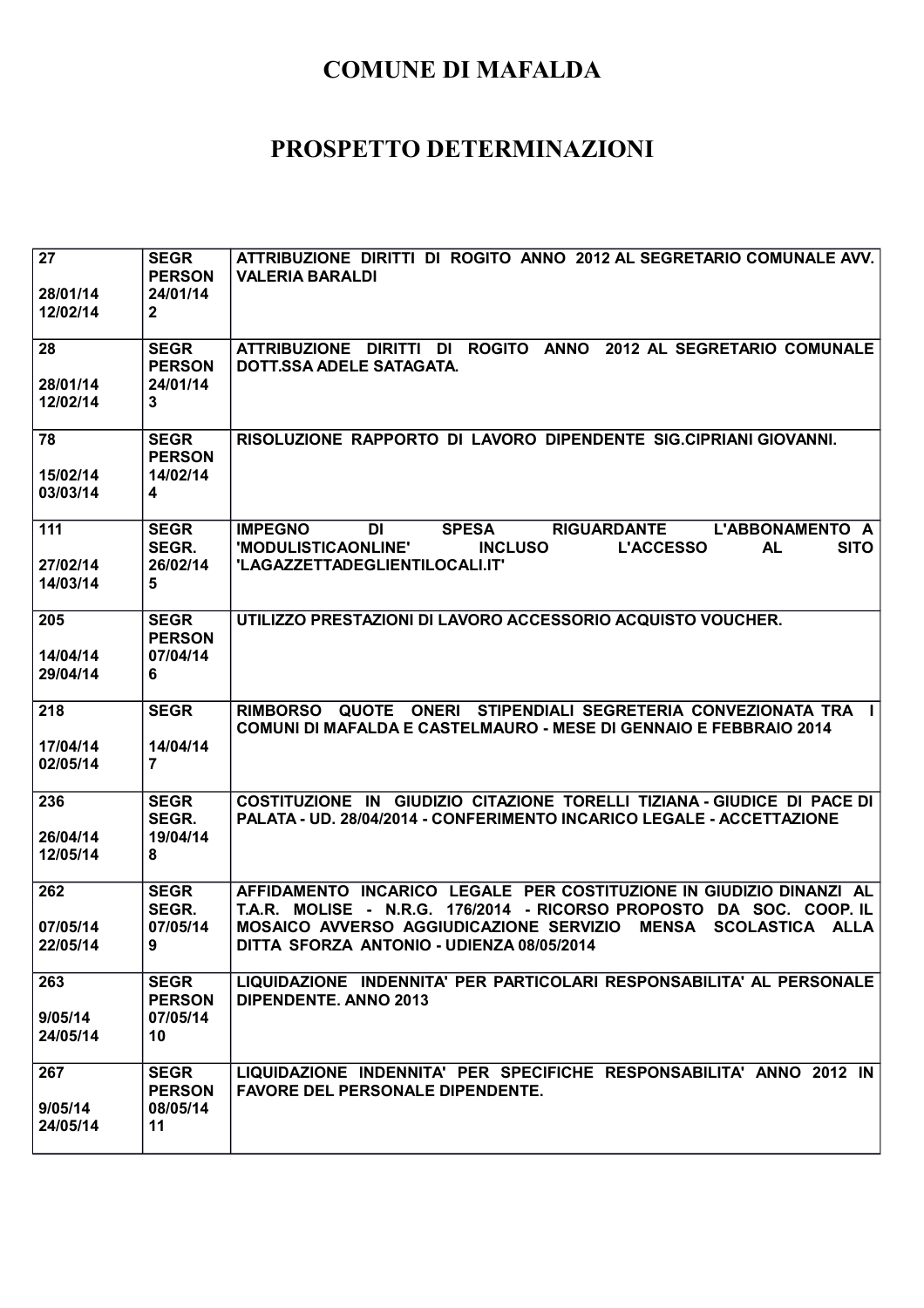# COMUNE DI MAFALDA

# PROSPETTO DETERMINAZIONI

| | | |
|---|---|---|
| 27<br><br>28/01/14<br>12/02/14 | SEGR<br>PERSON<br>24/01/14<br>2 | ATTRIBUZIONE DIRITTI DI ROGITO ANNO 2012 AL SEGRETARIO COMUNALE AVV. VALERIA BARALDI |
| 28<br><br>28/01/14<br>12/02/14 | SEGR<br>PERSON<br>24/01/14<br>3 | ATTRIBUZIONE DIRITTI DI ROGITO ANNO 2012 AL SEGRETARIO COMUNALE DOTT.SSA ADELE SATAGATA. |
| 78<br><br>15/02/14<br>03/03/14 | SEGR<br>PERSON<br>14/02/14<br>4 | RISOLUZIONE RAPPORTO DI LAVORO DIPENDENTE SIG.CIPRIANI GIOVANNI. |
| 111<br><br>27/02/14<br>14/03/14 | SEGR<br>SEGR.<br>26/02/14<br>5 | IMPEGNO DI SPESA RIGUARDANTE L'ABBONAMENTO A 'MODULISTICAONLINE' INCLUSO L'ACCESSO AL SITO 'LAGAZZETTADEGLIENTILOCALI.IT' |
| 205<br><br>14/04/14<br>29/04/14 | SEGR<br>PERSON<br>07/04/14<br>6 | UTILIZZO PRESTAZIONI DI LAVORO ACCESSORIO ACQUISTO VOUCHER. |
| 218<br><br>17/04/14<br>02/05/14 | SEGR<br><br>14/04/14<br>7 | RIMBORSO QUOTE ONERI STIPENDIALI SEGRETERIA CONVEZIONATA TRA I COMUNI DI MAFALDA E CASTELMAURO - MESE DI GENNAIO E FEBBRAIO 2014 |
| 236<br><br>26/04/14<br>12/05/14 | SEGR<br>SEGR.<br>19/04/14<br>8 | COSTITUZIONE IN GIUDIZIO CITAZIONE TORELLI TIZIANA - GIUDICE DI PACE DI PALATA - UD. 28/04/2014 - CONFERIMENTO INCARICO LEGALE - ACCETTAZIONE |
| 262<br><br>07/05/14<br>22/05/14 | SEGR<br>SEGR.<br>07/05/14<br>9 | AFFIDAMENTO INCARICO LEGALE PER COSTITUZIONE IN GIUDIZIO DINANZI AL T.A.R. MOLISE - N.R.G. 176/2014 - RICORSO PROPOSTO DA SOC. COOP. IL MOSAICO AVVERSO AGGIUDICAZIONE SERVIZIO MENSA SCOLASTICA ALLA DITTA SFORZA ANTONIO - UDIENZA 08/05/2014 |
| 263<br><br>9/05/14<br>24/05/14 | SEGR<br>PERSON<br>07/05/14<br>10 | LIQUIDAZIONE INDENNITA' PER PARTICOLARI RESPONSABILITA' AL PERSONALE DIPENDENTE. ANNO 2013 |
| 267<br><br>9/05/14<br>24/05/14 | SEGR<br>PERSON<br>08/05/14<br>11 | LIQUIDAZIONE INDENNITA' PER SPECIFICHE RESPONSABILITA' ANNO 2012 IN FAVORE DEL PERSONALE DIPENDENTE. |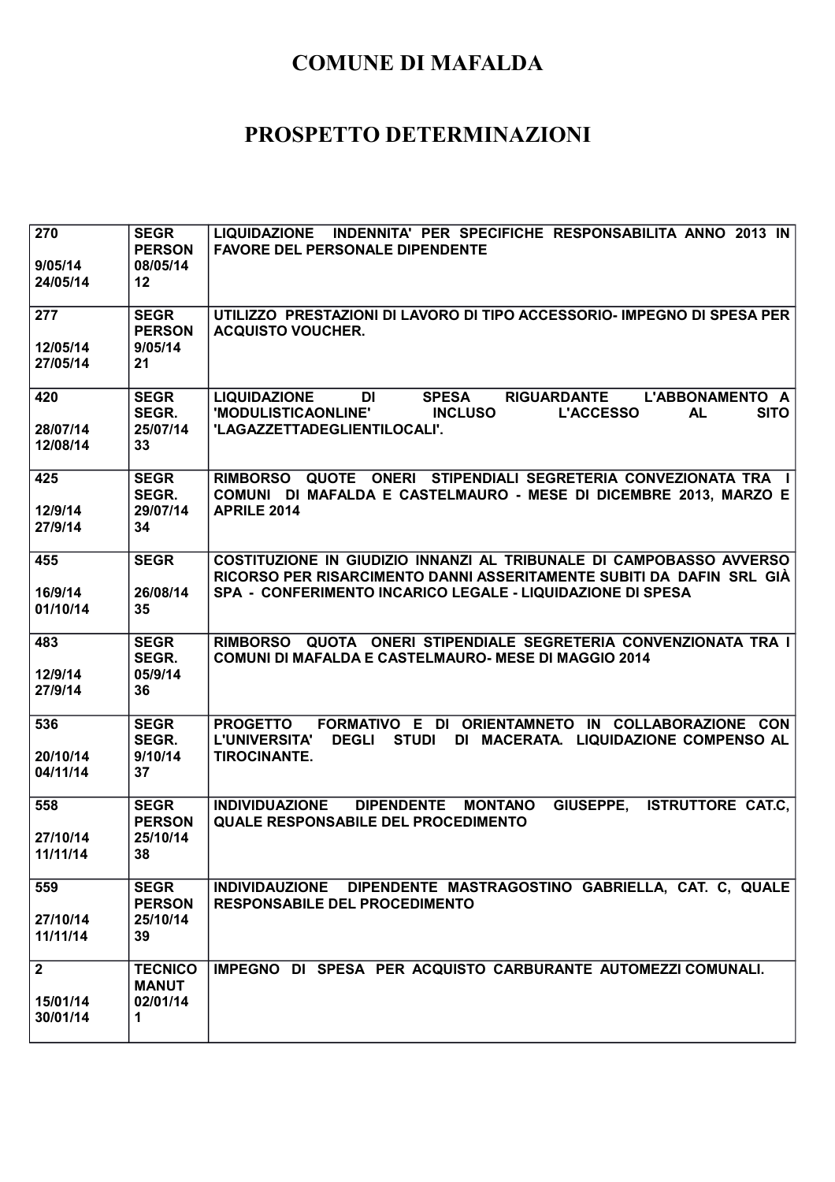# COMUNE DI MAFALDA

# PROSPETTO DETERMINAZIONI

| | | |
|---|---|---|
| **270**<br><br>**9/05/14**<br>**24/05/14** | **SEGR**<br>**PERSON**<br>**08/05/14**<br>**12** | **LIQUIDAZIONE INDENNITA' PER SPECIFICHE RESPONSABILITA ANNO 2013 IN FAVORE DEL PERSONALE DIPENDENTE** |
| **277**<br><br>**12/05/14**<br>**27/05/14** | **SEGR**<br>**PERSON**<br>**9/05/14**<br>**21** | **UTILIZZO PRESTAZIONI DI LAVORO DI TIPO ACCESSORIO- IMPEGNO DI SPESA PER ACQUISTO VOUCHER.** |
| **420**<br><br>**28/07/14**<br>**12/08/14** | **SEGR**<br>**SEGR.**<br>**25/07/14**<br>**33** | **LIQUIDAZIONE DI SPESA RIGUARDANTE L'ABBONAMENTO A 'MODULISTICAONLINE' INCLUSO L'ACCESSO AL SITO 'LAGAZZETTADEGLIENTILOCALI'.** |
| **425**<br><br>**12/9/14**<br>**27/9/14** | **SEGR**<br>**SEGR.**<br>**29/07/14**<br>**34** | **RIMBORSO QUOTE ONERI STIPENDIALI SEGRETERIA CONVEZIONATA TRA I COMUNI DI MAFALDA E CASTELMAURO - MESE DI DICEMBRE 2013, MARZO E APRILE 2014** |
| **455**<br><br>**16/9/14**<br>**01/10/14** | **SEGR**<br><br>**26/08/14**<br>**35** | **COSTITUZIONE IN GIUDIZIO INNANZI AL TRIBUNALE DI CAMPOBASSO AVVERSO RICORSO PER RISARCIMENTO DANNI ASSERITAMENTE SUBITI DA DAFIN SRL GIÀ SPA - CONFERIMENTO INCARICO LEGALE - LIQUIDAZIONE DI SPESA** |
| **483**<br><br>**12/9/14**<br>**27/9/14** | **SEGR**<br>**SEGR.**<br>**05/9/14**<br>**36** | **RIMBORSO QUOTA ONERI STIPENDIALE SEGRETERIA CONVENZIONATA TRA I COMUNI DI MAFALDA E CASTELMAURO- MESE DI MAGGIO 2014** |
| **536**<br><br>**20/10/14**<br>**04/11/14** | **SEGR**<br>**SEGR.**<br>**9/10/14**<br>**37** | **PROGETTO FORMATIVO E DI ORIENTAMNETO IN COLLABORAZIONE CON L'UNIVERSITA' DEGLI STUDI DI MACERATA. LIQUIDAZIONE COMPENSO AL TIROCINANTE.** |
| **558**<br><br>**27/10/14**<br>**11/11/14** | **SEGR**<br>**PERSON**<br>**25/10/14**<br>**38** | **INDIVIDUAZIONE DIPENDENTE MONTANO GIUSEPPE, ISTRUTTORE CAT.C, QUALE RESPONSABILE DEL PROCEDIMENTO** |
| **559**<br><br>**27/10/14**<br>**11/11/14** | **SEGR**<br>**PERSON**<br>**25/10/14**<br>**39** | **INDIVIDAUZIONE DIPENDENTE MASTRAGOSTINO GABRIELLA, CAT. C, QUALE RESPONSABILE DEL PROCEDIMENTO** |
| **2**<br><br>**15/01/14**<br>**30/01/14** | **TECNICO**<br>**MANUT**<br>**02/01/14**<br>**1** | **IMPEGNO DI SPESA PER ACQUISTO CARBURANTE AUTOMEZZI COMUNALI.** |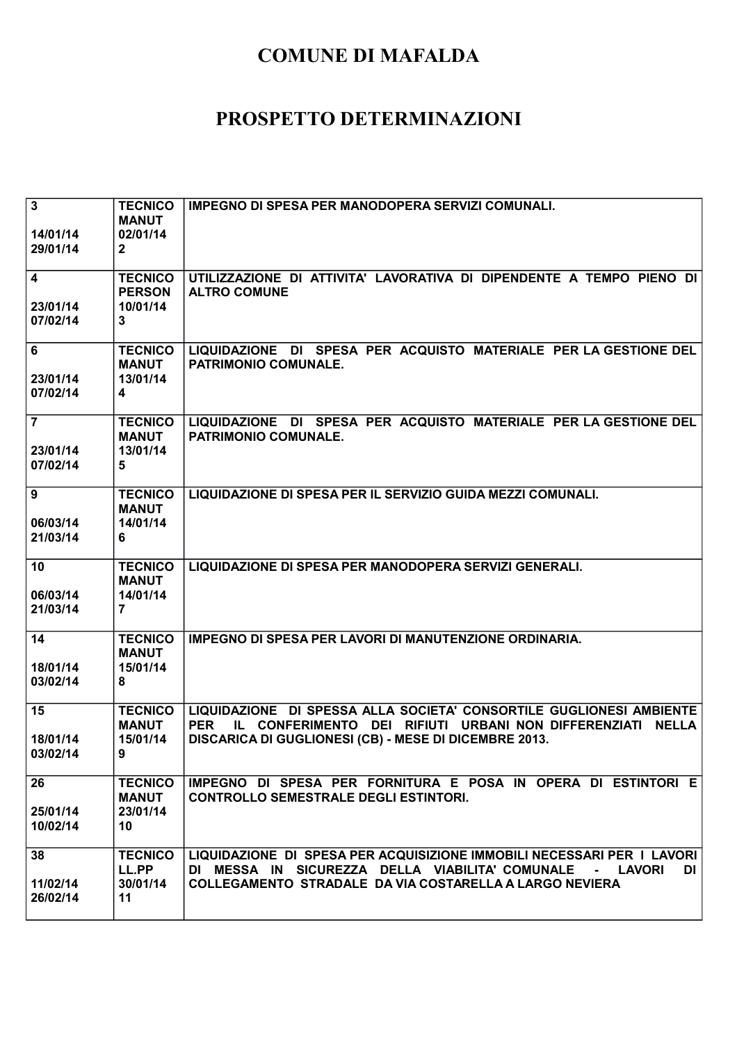# COMUNE DI MAFALDA

# PROSPETTO DETERMINAZIONI

| | | |
|---|---|---|
| **3**<br><br>**14/01/14**<br>**29/01/14** | **TECNICO**<br>**MANUT**<br>**02/01/14**<br>**2** | **IMPEGNO DI SPESA PER MANODOPERA SERVIZI COMUNALI.** |
| **4**<br><br>**23/01/14**<br>**07/02/14** | **TECNICO**<br>**PERSON**<br>**10/01/14**<br>**3** | **UTILIZZAZIONE DI ATTIVITA' LAVORATIVA DI DIPENDENTE A TEMPO PIENO DI ALTRO COMUNE** |
| **6**<br><br>**23/01/14**<br>**07/02/14** | **TECNICO**<br>**MANUT**<br>**13/01/14**<br>**4** | **LIQUIDAZIONE DI SPESA PER ACQUISTO MATERIALE PER LA GESTIONE DEL PATRIMONIO COMUNALE.** |
| **7**<br><br>**23/01/14**<br>**07/02/14** | **TECNICO**<br>**MANUT**<br>**13/01/14**<br>**5** | **LIQUIDAZIONE DI SPESA PER ACQUISTO MATERIALE PER LA GESTIONE DEL PATRIMONIO COMUNALE.** |
| **9**<br><br>**06/03/14**<br>**21/03/14** | **TECNICO**<br>**MANUT**<br>**14/01/14**<br>**6** | **LIQUIDAZIONE DI SPESA PER IL SERVIZIO GUIDA MEZZI COMUNALI.** |
| **10**<br><br>**06/03/14**<br>**21/03/14** | **TECNICO**<br>**MANUT**<br>**14/01/14**<br>**7** | **LIQUIDAZIONE DI SPESA PER MANODOPERA SERVIZI GENERALI.** |
| **14**<br><br>**18/01/14**<br>**03/02/14** | **TECNICO**<br>**MANUT**<br>**15/01/14**<br>**8** | **IMPEGNO DI SPESA PER LAVORI DI MANUTENZIONE ORDINARIA.** |
| **15**<br><br>**18/01/14**<br>**03/02/14** | **TECNICO**<br>**MANUT**<br>**15/01/14**<br>**9** | **LIQUIDAZIONE DI SPESSA ALLA SOCIETA' CONSORTILE GUGLIONESI AMBIENTE PER IL CONFERIMENTO DEI RIFIUTI URBANI NON DIFFERENZIATI NELLA DISCARICA DI GUGLIONESI (CB) - MESE DI DICEMBRE 2013.** |
| **26**<br><br>**25/01/14**<br>**10/02/14** | **TECNICO**<br>**MANUT**<br>**23/01/14**<br>**10** | **IMPEGNO DI SPESA PER FORNITURA E POSA IN OPERA DI ESTINTORI E CONTROLLO SEMESTRALE DEGLI ESTINTORI.** |
| **38**<br><br>**11/02/14**<br>**26/02/14** | **TECNICO**<br>**LL.PP**<br>**30/01/14**<br>**11** | **LIQUIDAZIONE DI SPESA PER ACQUISIZIONE IMMOBILI NECESSARI PER I LAVORI DI MESSA IN SICUREZZA DELLA VIABILITA' COMUNALE - LAVORI DI COLLEGAMENTO STRADALE DA VIA COSTARELLA A LARGO NEVIERA** |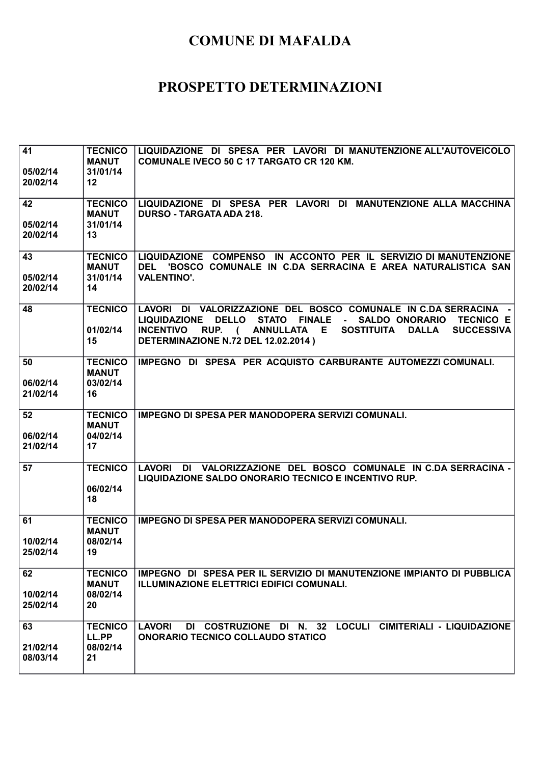# COMUNE DI MAFALDA

# PROSPETTO DETERMINAZIONI

| | | |
|---|---|---|
| 41<br><br>05/02/14<br>20/02/14 | TECNICO<br>MANUT<br>31/01/14<br>12 | LIQUIDAZIONE DI SPESA PER LAVORI DI MANUTENZIONE ALL'AUTOVEICOLO COMUNALE IVECO 50 C 17 TARGATO CR 120 KM. |
| 42<br><br>05/02/14<br>20/02/14 | TECNICO<br>MANUT<br>31/01/14<br>13 | LIQUIDAZIONE DI SPESA PER LAVORI DI MANUTENZIONE ALLA MACCHINA DURSO - TARGATA ADA 218. |
| 43<br><br>05/02/14<br>20/02/14 | TECNICO<br>MANUT<br>31/01/14<br>14 | LIQUIDAZIONE COMPENSO IN ACCONTO PER IL SERVIZIO DI MANUTENZIONE DEL 'BOSCO COMUNALE IN C.DA SERRACINA E AREA NATURALISTICA SAN VALENTINO'. |
| 48 | TECNICO<br><br>01/02/14<br>15 | LAVORI DI VALORIZZAZIONE DEL BOSCO COMUNALE IN C.DA SERRACINA - LIQUIDAZIONE DELLO STATO FINALE - SALDO ONORARIO TECNICO E INCENTIVO RUP. ( ANNULLATA E SOSTITUITA DALLA SUCCESSIVA DETERMINAZIONE N.72 DEL 12.02.2014 ) |
| 50<br><br>06/02/14<br>21/02/14 | TECNICO<br>MANUT<br>03/02/14<br>16 | IMPEGNO DI SPESA PER ACQUISTO CARBURANTE AUTOMEZZI COMUNALI. |
| 52<br><br>06/02/14<br>21/02/14 | TECNICO<br>MANUT<br>04/02/14<br>17 | IMPEGNO DI SPESA PER MANODOPERA SERVIZI COMUNALI. |
| 57 | TECNICO<br><br>06/02/14<br>18 | LAVORI DI VALORIZZAZIONE DEL BOSCO COMUNALE IN C.DA SERRACINA - LIQUIDAZIONE SALDO ONORARIO TECNICO E INCENTIVO RUP. |
| 61<br><br>10/02/14<br>25/02/14 | TECNICO<br>MANUT<br>08/02/14<br>19 | IMPEGNO DI SPESA PER MANODOPERA SERVIZI COMUNALI. |
| 62<br><br>10/02/14<br>25/02/14 | TECNICO<br>MANUT<br>08/02/14<br>20 | IMPEGNO DI SPESA PER IL SERVIZIO DI MANUTENZIONE IMPIANTO DI PUBBLICA ILLUMINAZIONE ELETTRICI EDIFICI COMUNALI. |
| 63<br><br>21/02/14<br>08/03/14 | TECNICO<br>LL.PP<br>08/02/14<br>21 | LAVORI DI COSTRUZIONE DI N. 32 LOCULI CIMITERIALI - LIQUIDAZIONE ONORARIO TECNICO COLLAUDO STATICO |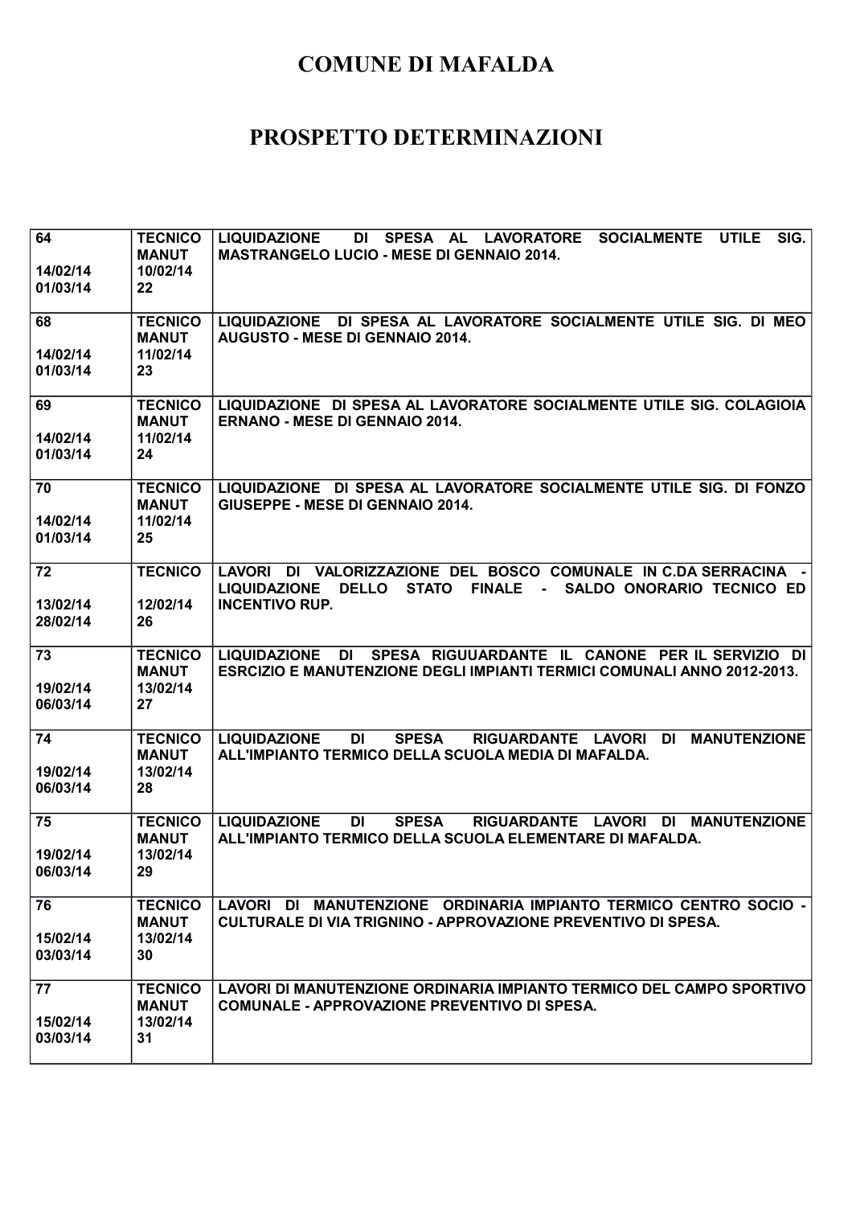# COMUNE DI MAFALDA

# PROSPETTO DETERMINAZIONI

| | | |
|---|---|---|
| 64<br><br>14/02/14<br>01/03/14 | TECNICO<br>MANUT<br>10/02/14<br>22 | LIQUIDAZIONE DI SPESA AL LAVORATORE SOCIALMENTE UTILE SIG. MASTRANGELO LUCIO - MESE DI GENNAIO 2014. |
| 68<br><br>14/02/14<br>01/03/14 | TECNICO<br>MANUT<br>11/02/14<br>23 | LIQUIDAZIONE DI SPESA AL LAVORATORE SOCIALMENTE UTILE SIG. DI MEO AUGUSTO - MESE DI GENNAIO 2014. |
| 69<br><br>14/02/14<br>01/03/14 | TECNICO<br>MANUT<br>11/02/14<br>24 | LIQUIDAZIONE DI SPESA AL LAVORATORE SOCIALMENTE UTILE SIG. COLAGIOIA ERNANO - MESE DI GENNAIO 2014. |
| 70<br><br>14/02/14<br>01/03/14 | TECNICO<br>MANUT<br>11/02/14<br>25 | LIQUIDAZIONE DI SPESA AL LAVORATORE SOCIALMENTE UTILE SIG. DI FONZO GIUSEPPE - MESE DI GENNAIO 2014. |
| 72<br><br>13/02/14<br>28/02/14 | TECNICO<br><br>12/02/14<br>26 | LAVORI DI VALORIZZAZIONE DEL BOSCO COMUNALE IN C.DA SERRACINA - LIQUIDAZIONE DELLO STATO FINALE - SALDO ONORARIO TECNICO ED INCENTIVO RUP. |
| 73<br><br>19/02/14<br>06/03/14 | TECNICO<br>MANUT<br>13/02/14<br>27 | LIQUIDAZIONE DI SPESA RIGUUARDANTE IL CANONE PER IL SERVIZIO DI ESRCIZIO E MANUTENZIONE DEGLI IMPIANTI TERMICI COMUNALI ANNO 2012-2013. |
| 74<br><br>19/02/14<br>06/03/14 | TECNICO<br>MANUT<br>13/02/14<br>28 | LIQUIDAZIONE DI SPESA RIGUARDANTE LAVORI DI MANUTENZIONE ALL'IMPIANTO TERMICO DELLA SCUOLA MEDIA DI MAFALDA. |
| 75<br><br>19/02/14<br>06/03/14 | TECNICO<br>MANUT<br>13/02/14<br>29 | LIQUIDAZIONE DI SPESA RIGUARDANTE LAVORI DI MANUTENZIONE ALL'IMPIANTO TERMICO DELLA SCUOLA ELEMENTARE DI MAFALDA. |
| 76<br><br>15/02/14<br>03/03/14 | TECNICO<br>MANUT<br>13/02/14<br>30 | LAVORI DI MANUTENZIONE ORDINARIA IMPIANTO TERMICO CENTRO SOCIO - CULTURALE DI VIA TRIGNINO - APPROVAZIONE PREVENTIVO DI SPESA. |
| 77<br><br>15/02/14<br>03/03/14 | TECNICO<br>MANUT<br>13/02/14<br>31 | LAVORI DI MANUTENZIONE ORDINARIA IMPIANTO TERMICO DEL CAMPO SPORTIVO COMUNALE - APPROVAZIONE PREVENTIVO DI SPESA. |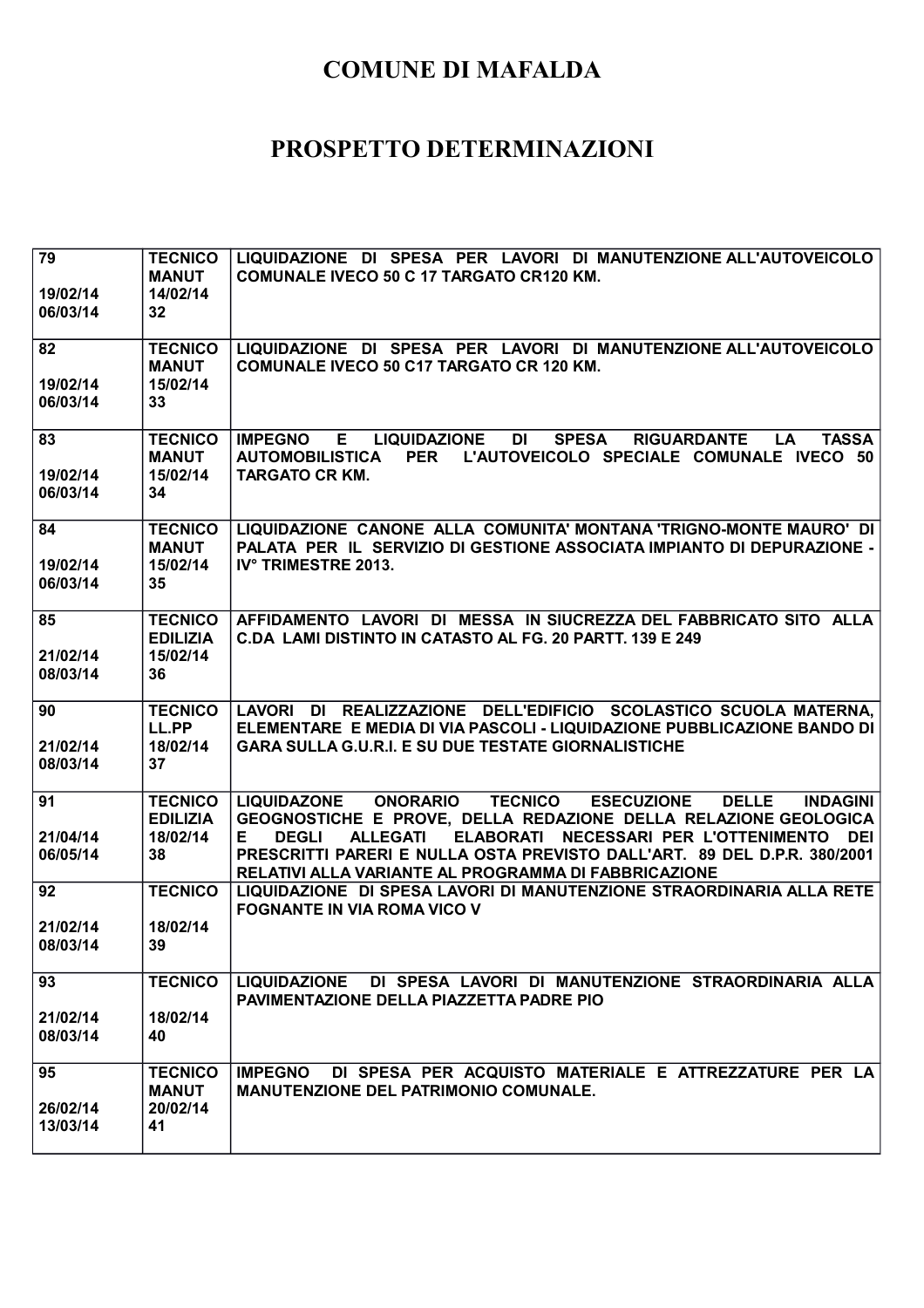# COMUNE DI MAFALDA

# PROSPETTO DETERMINAZIONI

| | | |
|---|---|---|
| 79<br><br>19/02/14<br>06/03/14 | TECNICO<br>MANUT<br>14/02/14<br>32 | LIQUIDAZIONE DI SPESA PER LAVORI DI MANUTENZIONE ALL'AUTOVEICOLO COMUNALE IVECO 50 C 17 TARGATO CR120 KM. |
| 82<br><br>19/02/14<br>06/03/14 | TECNICO<br>MANUT<br>15/02/14<br>33 | LIQUIDAZIONE DI SPESA PER LAVORI DI MANUTENZIONE ALL'AUTOVEICOLO COMUNALE IVECO 50 C17 TARGATO CR 120 KM. |
| 83<br><br>19/02/14<br>06/03/14 | TECNICO<br>MANUT<br>15/02/14<br>34 | IMPEGNO E LIQUIDAZIONE DI SPESA RIGUARDANTE LA TASSA AUTOMOBILISTICA PER L'AUTOVEICOLO SPECIALE COMUNALE IVECO 50 TARGATO CR KM. |
| 84<br><br>19/02/14<br>06/03/14 | TECNICO<br>MANUT<br>15/02/14<br>35 | LIQUIDAZIONE CANONE ALLA COMUNITA' MONTANA 'TRIGNO-MONTE MAURO' DI PALATA PER IL SERVIZIO DI GESTIONE ASSOCIATA IMPIANTO DI DEPURAZIONE - IV° TRIMESTRE 2013. |
| 85<br><br>21/02/14<br>08/03/14 | TECNICO<br>EDILIZIA<br>15/02/14<br>36 | AFFIDAMENTO LAVORI DI MESSA IN SIUCREZZA DEL FABBRICATO SITO ALLA C.DA LAMI DISTINTO IN CATASTO AL FG. 20 PARTT. 139 E 249 |
| 90<br><br>21/02/14<br>08/03/14 | TECNICO<br>LL.PP<br>18/02/14<br>37 | LAVORI DI REALIZZAZIONE DELL'EDIFICIO SCOLASTICO SCUOLA MATERNA, ELEMENTARE E MEDIA DI VIA PASCOLI - LIQUIDAZIONE PUBBLICAZIONE BANDO DI GARA SULLA G.U.R.I. E SU DUE TESTATE GIORNALISTICHE |
| 91<br><br>21/04/14<br>06/05/14 | TECNICO<br>EDILIZIA<br>18/02/14<br>38 | LIQUIDAZONE ONORARIO TECNICO ESECUZIONE DELLE INDAGINI GEOGNOSTICHE E PROVE, DELLA REDAZIONE DELLA RELAZIONE GEOLOGICA E DEGLI ALLEGATI ELABORATI NECESSARI PER L'OTTENIMENTO DEI PRESCRITTI PARERI E NULLA OSTA PREVISTO DALL'ART. 89 DEL D.P.R. 380/2001 RELATIVI ALLA VARIANTE AL PROGRAMMA DI FABBRICAZIONE |
| 92<br><br>21/02/14<br>08/03/14 | TECNICO<br><br>18/02/14<br>39 | LIQUIDAZIONE DI SPESA LAVORI DI MANUTENZIONE STRAORDINARIA ALLA RETE FOGNANTE IN VIA ROMA VICO V |
| 93<br><br>21/02/14<br>08/03/14 | TECNICO<br><br>18/02/14<br>40 | LIQUIDAZIONE DI SPESA LAVORI DI MANUTENZIONE STRAORDINARIA ALLA PAVIMENTAZIONE DELLA PIAZZETTA PADRE PIO |
| 95<br><br>26/02/14<br>13/03/14 | TECNICO<br>MANUT<br>20/02/14<br>41 | IMPEGNO DI SPESA PER ACQUISTO MATERIALE E ATTREZZATURE PER LA MANUTENZIONE DEL PATRIMONIO COMUNALE. |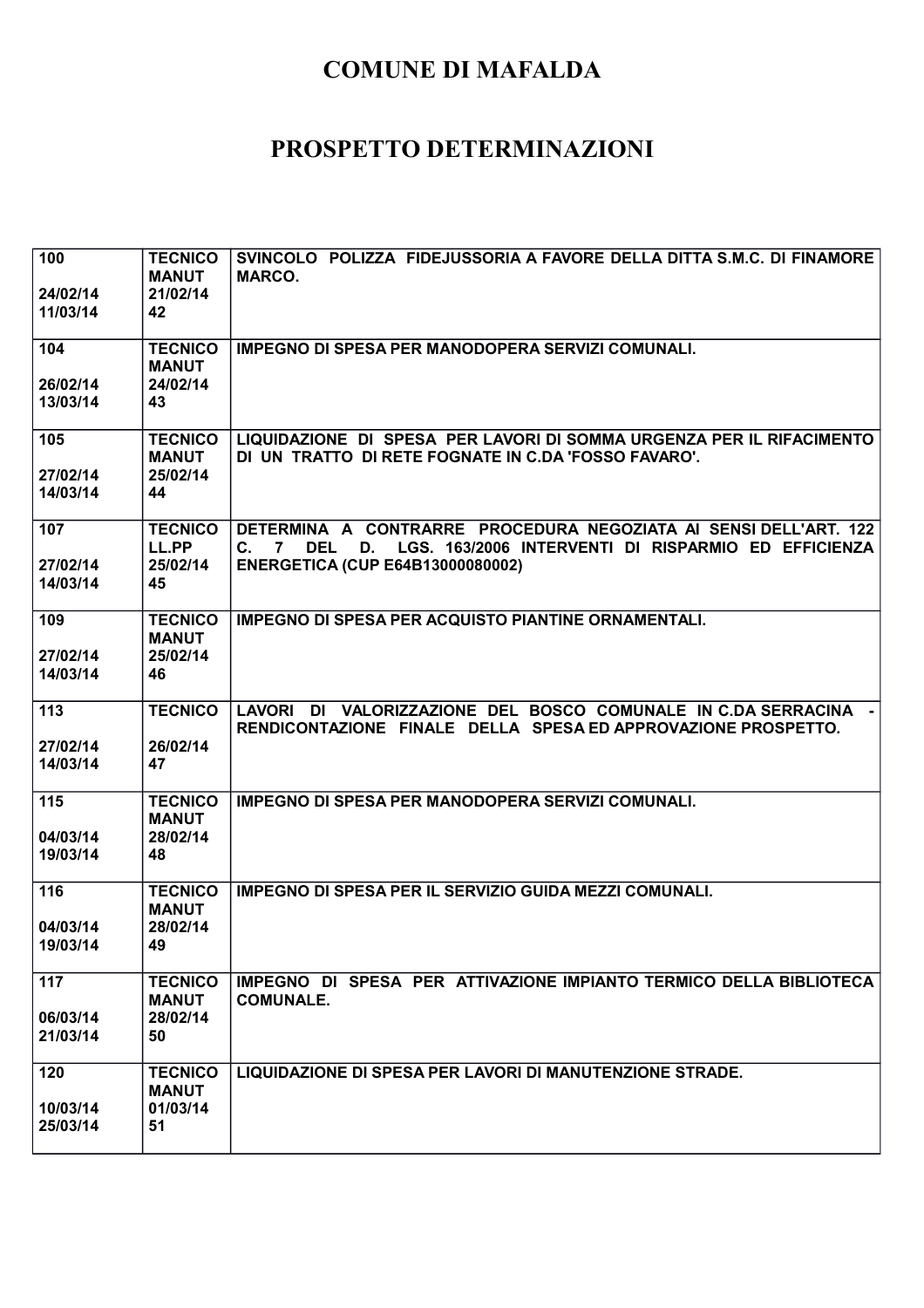# COMUNE DI MAFALDA

# PROSPETTO DETERMINAZIONI

| | | |
|---|---|---|
| 100<br><br>24/02/14<br>11/03/14 | TECNICO<br>MANUT<br>21/02/14<br>42 | SVINCOLO POLIZZA FIDEJUSSORIA A FAVORE DELLA DITTA S.M.C. DI FINAMORE MARCO. |
| 104<br><br>26/02/14<br>13/03/14 | TECNICO<br>MANUT<br>24/02/14<br>43 | IMPEGNO DI SPESA PER MANODOPERA SERVIZI COMUNALI. |
| 105<br><br>27/02/14<br>14/03/14 | TECNICO<br>MANUT<br>25/02/14<br>44 | LIQUIDAZIONE DI SPESA PER LAVORI DI SOMMA URGENZA PER IL RIFACIMENTO DI UN TRATTO DI RETE FOGNATE IN C.DA 'FOSSO FAVARO'. |
| 107<br><br>27/02/14<br>14/03/14 | TECNICO<br>LL.PP<br>25/02/14<br>45 | DETERMINA A CONTRARRE PROCEDURA NEGOZIATA AI SENSI DELL'ART. 122 C. 7 DEL D. LGS. 163/2006 INTERVENTI DI RISPARMIO ED EFFICIENZA ENERGETICA (CUP E64B13000080002) |
| 109<br><br>27/02/14<br>14/03/14 | TECNICO<br>MANUT<br>25/02/14<br>46 | IMPEGNO DI SPESA PER ACQUISTO PIANTINE ORNAMENTALI. |
| 113<br><br>27/02/14<br>14/03/14 | TECNICO<br><br>26/02/14<br>47 | LAVORI DI VALORIZZAZIONE DEL BOSCO COMUNALE IN C.DA SERRACINA - RENDICONTAZIONE FINALE DELLA SPESA ED APPROVAZIONE PROSPETTO. |
| 115<br><br>04/03/14<br>19/03/14 | TECNICO<br>MANUT<br>28/02/14<br>48 | IMPEGNO DI SPESA PER MANODOPERA SERVIZI COMUNALI. |
| 116<br><br>04/03/14<br>19/03/14 | TECNICO<br>MANUT<br>28/02/14<br>49 | IMPEGNO DI SPESA PER IL SERVIZIO GUIDA MEZZI COMUNALI. |
| 117<br><br>06/03/14<br>21/03/14 | TECNICO<br>MANUT<br>28/02/14<br>50 | IMPEGNO DI SPESA PER ATTIVAZIONE IMPIANTO TERMICO DELLA BIBLIOTECA COMUNALE. |
| 120<br><br>10/03/14<br>25/03/14 | TECNICO<br>MANUT<br>01/03/14<br>51 | LIQUIDAZIONE DI SPESA PER LAVORI DI MANUTENZIONE STRADE. |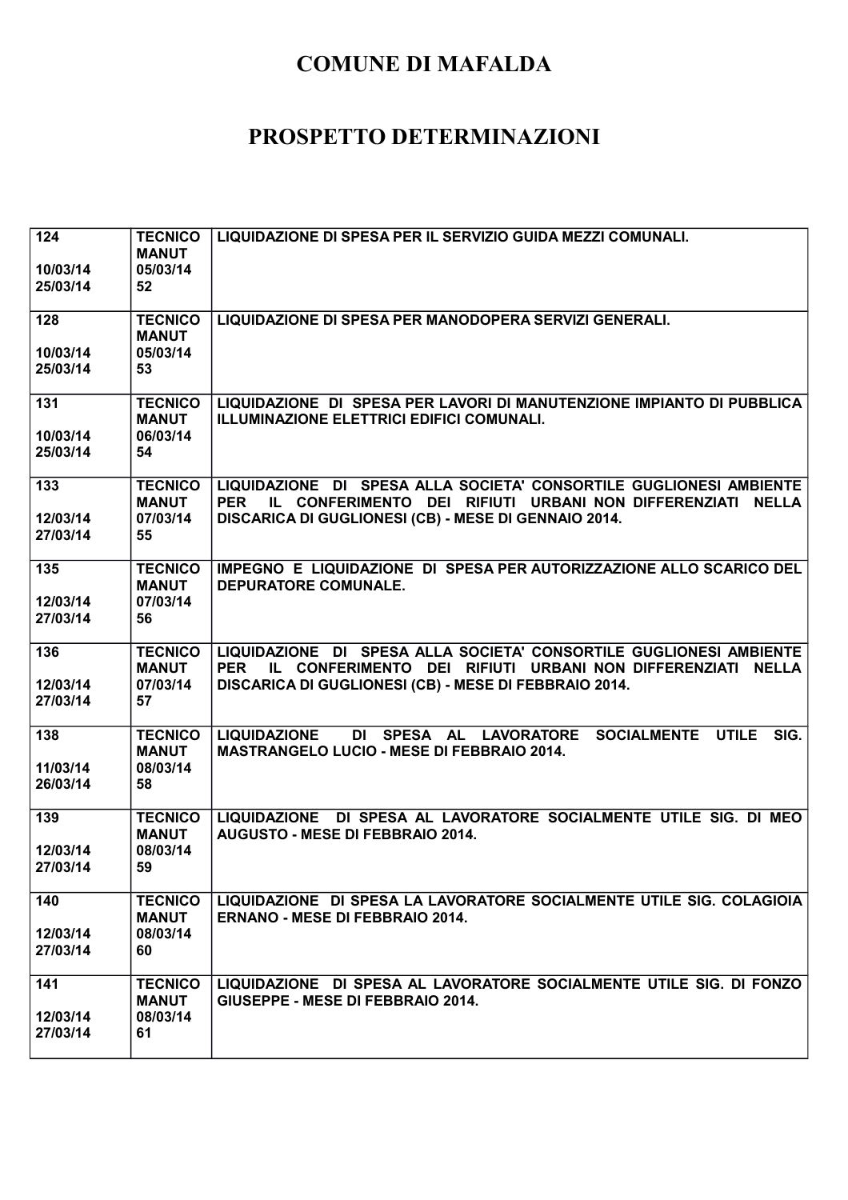# COMUNE DI MAFALDA

# PROSPETTO DETERMINAZIONI

| | | |
|---|---|---|
| 124<br><br>10/03/14<br>25/03/14 | TECNICO<br>MANUT<br>05/03/14<br>52 | LIQUIDAZIONE DI SPESA PER IL SERVIZIO GUIDA MEZZI COMUNALI. |
| 128<br><br>10/03/14<br>25/03/14 | TECNICO<br>MANUT<br>05/03/14<br>53 | LIQUIDAZIONE DI SPESA PER MANODOPERA SERVIZI GENERALI. |
| 131<br><br>10/03/14<br>25/03/14 | TECNICO<br>MANUT<br>06/03/14<br>54 | LIQUIDAZIONE DI SPESA PER LAVORI DI MANUTENZIONE IMPIANTO DI PUBBLICA ILLUMINAZIONE ELETTRICI EDIFICI COMUNALI. |
| 133<br><br>12/03/14<br>27/03/14 | TECNICO<br>MANUT<br>07/03/14<br>55 | LIQUIDAZIONE DI SPESA ALLA SOCIETA' CONSORTILE GUGLIONESI AMBIENTE PER IL CONFERIMENTO DEI RIFIUTI URBANI NON DIFFERENZIATI NELLA DISCARICA DI GUGLIONESI (CB) - MESE DI GENNAIO 2014. |
| 135<br><br>12/03/14<br>27/03/14 | TECNICO<br>MANUT<br>07/03/14<br>56 | IMPEGNO E LIQUIDAZIONE DI SPESA PER AUTORIZZAZIONE ALLO SCARICO DEL DEPURATORE COMUNALE. |
| 136<br><br>12/03/14<br>27/03/14 | TECNICO<br>MANUT<br>07/03/14<br>57 | LIQUIDAZIONE DI SPESA ALLA SOCIETA' CONSORTILE GUGLIONESI AMBIENTE PER IL CONFERIMENTO DEI RIFIUTI URBANI NON DIFFERENZIATI NELLA DISCARICA DI GUGLIONESI (CB) - MESE DI FEBBRAIO 2014. |
| 138<br><br>11/03/14<br>26/03/14 | TECNICO<br>MANUT<br>08/03/14<br>58 | LIQUIDAZIONE DI SPESA AL LAVORATORE SOCIALMENTE UTILE SIG. MASTRANGELO LUCIO - MESE DI FEBBRAIO 2014. |
| 139<br><br>12/03/14<br>27/03/14 | TECNICO<br>MANUT<br>08/03/14<br>59 | LIQUIDAZIONE DI SPESA AL LAVORATORE SOCIALMENTE UTILE SIG. DI MEO AUGUSTO - MESE DI FEBBRAIO 2014. |
| 140<br><br>12/03/14<br>27/03/14 | TECNICO<br>MANUT<br>08/03/14<br>60 | LIQUIDAZIONE DI SPESA LA LAVORATORE SOCIALMENTE UTILE SIG. COLAGIOIA ERNANO - MESE DI FEBBRAIO 2014. |
| 141<br><br>12/03/14<br>27/03/14 | TECNICO<br>MANUT<br>08/03/14<br>61 | LIQUIDAZIONE DI SPESA AL LAVORATORE SOCIALMENTE UTILE SIG. DI FONZO GIUSEPPE - MESE DI FEBBRAIO 2014. |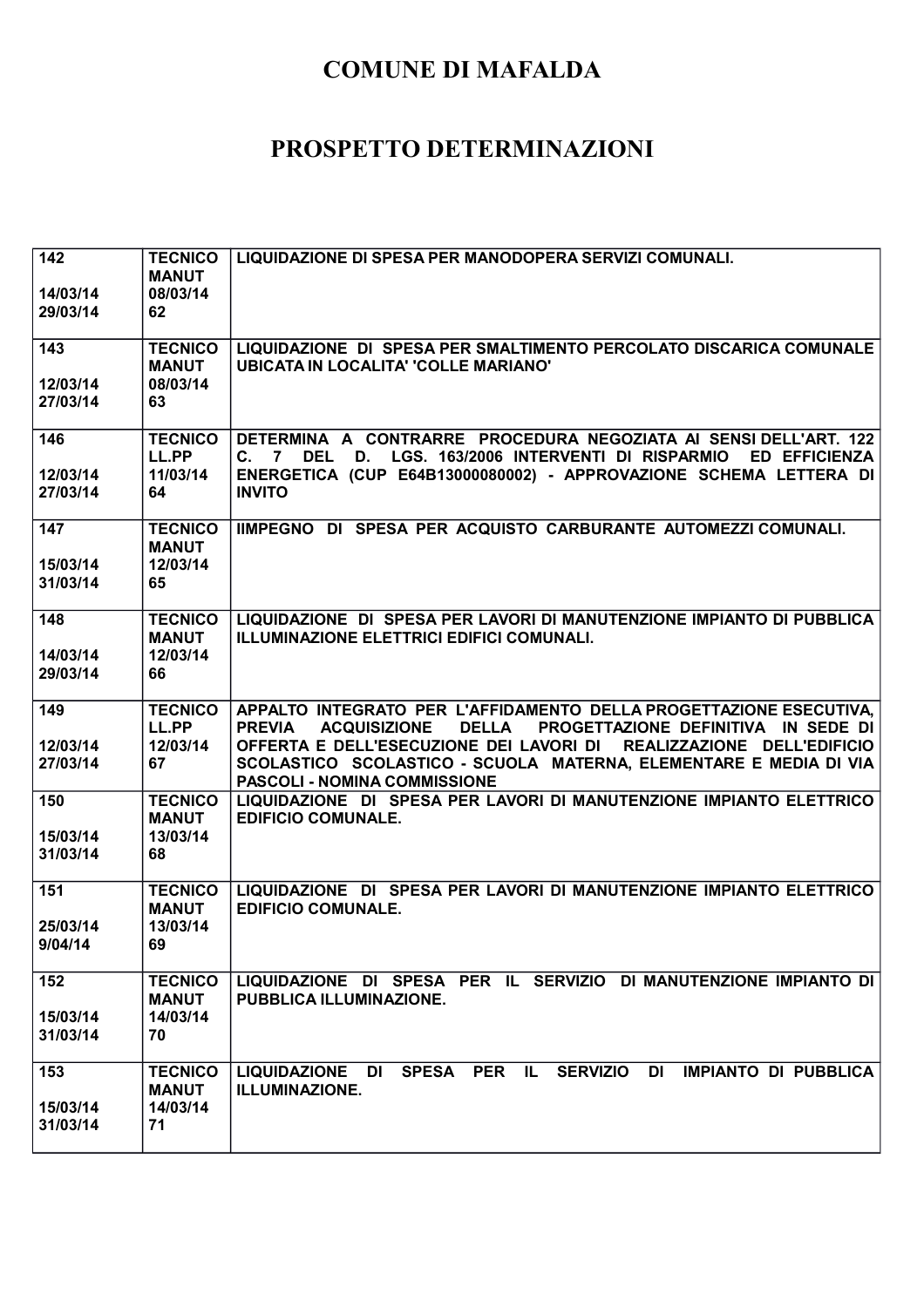# COMUNE DI MAFALDA

# PROSPETTO DETERMINAZIONI

| | | |
|---|---|---|
| **142**<br><br>**14/03/14**<br>**29/03/14** | **TECNICO**<br>**MANUT**<br>**08/03/14**<br>**62** | **LIQUIDAZIONE DI SPESA PER MANODOPERA SERVIZI COMUNALI.** |
| **143**<br><br>**12/03/14**<br>**27/03/14** | **TECNICO**<br>**MANUT**<br>**08/03/14**<br>**63** | **LIQUIDAZIONE DI SPESA PER SMALTIMENTO PERCOLATO DISCARICA COMUNALE UBICATA IN LOCALITA' 'COLLE MARIANO'** |
| **146**<br><br>**12/03/14**<br>**27/03/14** | **TECNICO**<br>**LL.PP**<br>**11/03/14**<br>**64** | **DETERMINA A CONTRARRE PROCEDURA NEGOZIATA AI SENSI DELL'ART. 122 C. 7 DEL D. LGS. 163/2006 INTERVENTI DI RISPARMIO ED EFFICIENZA ENERGETICA (CUP E64B13000080002) - APPROVAZIONE SCHEMA LETTERA DI INVITO** |
| **147**<br><br>**15/03/14**<br>**31/03/14** | **TECNICO**<br>**MANUT**<br>**12/03/14**<br>**65** | **IIMPEGNO DI SPESA PER ACQUISTO CARBURANTE AUTOMEZZI COMUNALI.** |
| **148**<br><br>**14/03/14**<br>**29/03/14** | **TECNICO**<br>**MANUT**<br>**12/03/14**<br>**66** | **LIQUIDAZIONE DI SPESA PER LAVORI DI MANUTENZIONE IMPIANTO DI PUBBLICA ILLUMINAZIONE ELETTRICI EDIFICI COMUNALI.** |
| **149**<br><br>**12/03/14**<br>**27/03/14** | **TECNICO**<br>**LL.PP**<br>**12/03/14**<br>**67** | **APPALTO INTEGRATO PER L'AFFIDAMENTO DELLA PROGETTAZIONE ESECUTIVA, PREVIA ACQUISIZIONE DELLA PROGETTAZIONE DEFINITIVA IN SEDE DI OFFERTA E DELL'ESECUZIONE DEI LAVORI DI REALIZZAZIONE DELL'EDIFICIO SCOLASTICO SCOLASTICO - SCUOLA MATERNA, ELEMENTARE E MEDIA DI VIA PASCOLI - NOMINA COMMISSIONE** |
| **150**<br><br>**15/03/14**<br>**31/03/14** | **TECNICO**<br>**MANUT**<br>**13/03/14**<br>**68** | **LIQUIDAZIONE DI SPESA PER LAVORI DI MANUTENZIONE IMPIANTO ELETTRICO EDIFICIO COMUNALE.** |
| **151**<br><br>**25/03/14**<br>**9/04/14** | **TECNICO**<br>**MANUT**<br>**13/03/14**<br>**69** | **LIQUIDAZIONE DI SPESA PER LAVORI DI MANUTENZIONE IMPIANTO ELETTRICO EDIFICIO COMUNALE.** |
| **152**<br><br>**15/03/14**<br>**31/03/14** | **TECNICO**<br>**MANUT**<br>**14/03/14**<br>**70** | **LIQUIDAZIONE DI SPESA PER IL SERVIZIO DI MANUTENZIONE IMPIANTO DI PUBBLICA ILLUMINAZIONE.** |
| **153**<br><br>**15/03/14**<br>**31/03/14** | **TECNICO**<br>**MANUT**<br>**14/03/14**<br>**71** | **LIQUIDAZIONE DI SPESA PER IL SERVIZIO DI IMPIANTO DI PUBBLICA ILLUMINAZIONE.** |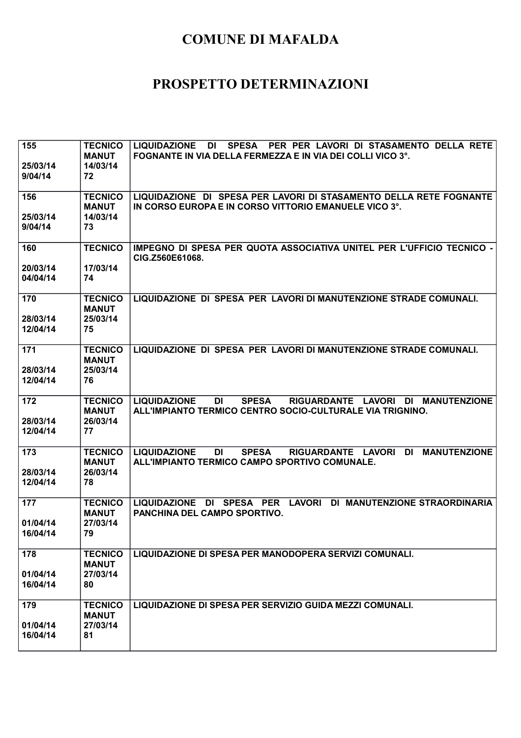# COMUNE DI MAFALDA

# PROSPETTO DETERMINAZIONI

| | | |
|---|---|---|
| 155<br><br>25/03/14<br>9/04/14 | TECNICO MANUT<br>14/03/14<br>72 | LIQUIDAZIONE DI SPESA PER PER LAVORI DI STASAMENTO DELLA RETE FOGNANTE IN VIA DELLA FERMEZZA E IN VIA DEI COLLI VICO 3°. |
| 156<br><br>25/03/14<br>9/04/14 | TECNICO MANUT<br>14/03/14<br>73 | LIQUIDAZIONE DI SPESA PER LAVORI DI STASAMENTO DELLA RETE FOGNANTE IN CORSO EUROPA E IN CORSO VITTORIO EMANUELE VICO 3°. |
| 160<br><br>20/03/14<br>04/04/14 | TECNICO<br><br>17/03/14<br>74 | IMPEGNO DI SPESA PER QUOTA ASSOCIATIVA UNITEL PER L'UFFICIO TECNICO - CIG.Z560E61068. |
| 170<br><br>28/03/14<br>12/04/14 | TECNICO MANUT<br>25/03/14<br>75 | LIQUIDAZIONE DI SPESA PER LAVORI DI MANUTENZIONE STRADE COMUNALI. |
| 171<br><br>28/03/14<br>12/04/14 | TECNICO MANUT<br>25/03/14<br>76 | LIQUIDAZIONE DI SPESA PER LAVORI DI MANUTENZIONE STRADE COMUNALI. |
| 172<br><br>28/03/14<br>12/04/14 | TECNICO MANUT<br>26/03/14<br>77 | LIQUIDAZIONE DI SPESA RIGUARDANTE LAVORI DI MANUTENZIONE ALL'IMPIANTO TERMICO CENTRO SOCIO-CULTURALE VIA TRIGNINO. |
| 173<br><br>28/03/14<br>12/04/14 | TECNICO MANUT<br>26/03/14<br>78 | LIQUIDAZIONE DI SPESA RIGUARDANTE LAVORI DI MANUTENZIONE ALL'IMPIANTO TERMICO CAMPO SPORTIVO COMUNALE. |
| 177<br><br>01/04/14<br>16/04/14 | TECNICO MANUT<br>27/03/14<br>79 | LIQUIDAZIONE DI SPESA PER LAVORI DI MANUTENZIONE STRAORDINARIA PANCHINA DEL CAMPO SPORTIVO. |
| 178<br><br>01/04/14<br>16/04/14 | TECNICO MANUT<br>27/03/14<br>80 | LIQUIDAZIONE DI SPESA PER MANODOPERA SERVIZI COMUNALI. |
| 179<br><br>01/04/14<br>16/04/14 | TECNICO MANUT<br>27/03/14<br>81 | LIQUIDAZIONE DI SPESA PER SERVIZIO GUIDA MEZZI COMUNALI. |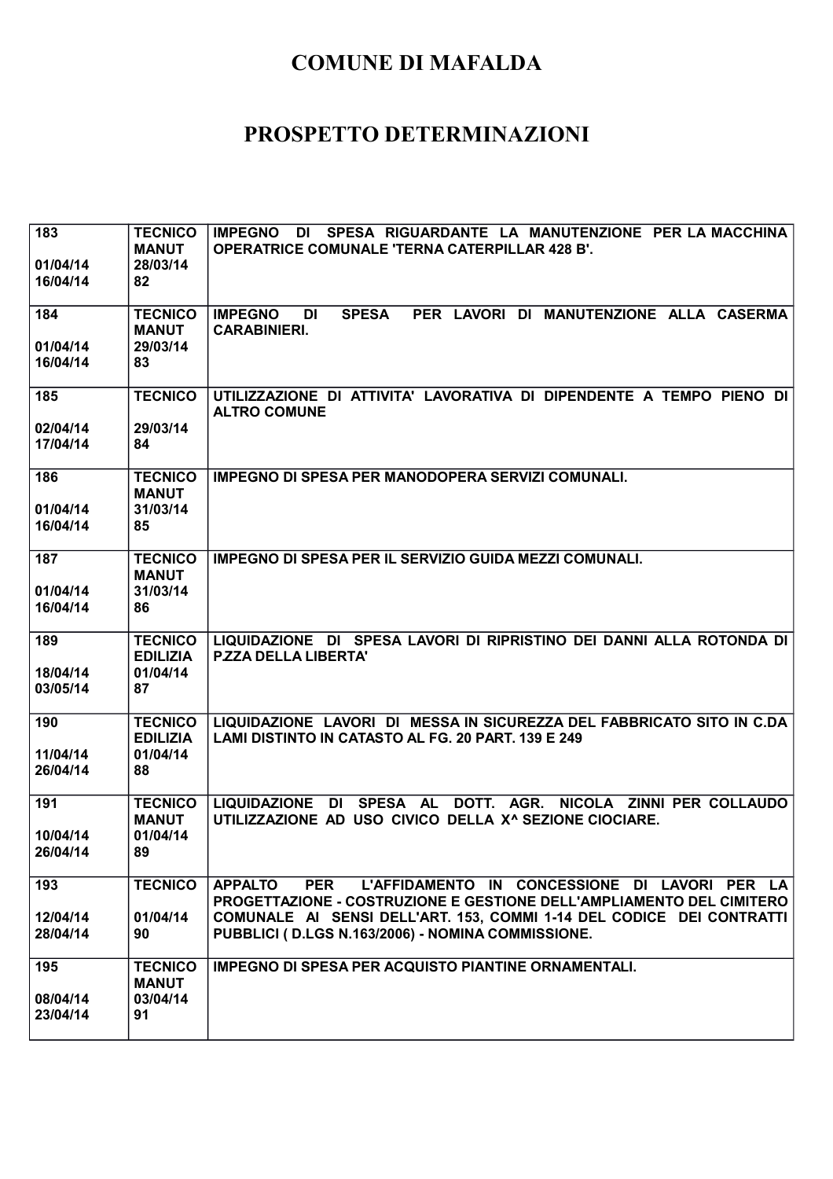# COMUNE DI MAFALDA

# PROSPETTO DETERMINAZIONI

| | | |
|---|---|---|
| 183<br><br>01/04/14<br>16/04/14 | TECNICO<br>MANUT<br>28/03/14<br>82 | IMPEGNO DI SPESA RIGUARDANTE LA MANUTENZIONE PER LA MACCHINA OPERATRICE COMUNALE 'TERNA CATERPILLAR 428 B'. |
| 184<br><br>01/04/14<br>16/04/14 | TECNICO<br>MANUT<br>29/03/14<br>83 | IMPEGNO DI SPESA PER LAVORI DI MANUTENZIONE ALLA CASERMA CARABINIERI. |
| 185<br><br>02/04/14<br>17/04/14 | TECNICO<br><br>29/03/14<br>84 | UTILIZZAZIONE DI ATTIVITA' LAVORATIVA DI DIPENDENTE A TEMPO PIENO DI ALTRO COMUNE |
| 186<br><br>01/04/14<br>16/04/14 | TECNICO<br>MANUT<br>31/03/14<br>85 | IMPEGNO DI SPESA PER MANODOPERA SERVIZI COMUNALI. |
| 187<br><br>01/04/14<br>16/04/14 | TECNICO<br>MANUT<br>31/03/14<br>86 | IMPEGNO DI SPESA PER IL SERVIZIO GUIDA MEZZI COMUNALI. |
| 189<br><br>18/04/14<br>03/05/14 | TECNICO<br>EDILIZIA<br>01/04/14<br>87 | LIQUIDAZIONE DI SPESA LAVORI DI RIPRISTINO DEI DANNI ALLA ROTONDA DI P.ZZA DELLA LIBERTA' |
| 190<br><br>11/04/14<br>26/04/14 | TECNICO<br>EDILIZIA<br>01/04/14<br>88 | LIQUIDAZIONE LAVORI DI MESSA IN SICUREZZA DEL FABBRICATO SITO IN C.DA LAMI DISTINTO IN CATASTO AL FG. 20 PART. 139 E 249 |
| 191<br><br>10/04/14<br>26/04/14 | TECNICO<br>MANUT<br>01/04/14<br>89 | LIQUIDAZIONE DI SPESA AL DOTT. AGR. NICOLA ZINNI PER COLLAUDO UTILIZZAZIONE AD USO CIVICO DELLA X^ SEZIONE CIOCIARE. |
| 193<br><br>12/04/14<br>28/04/14 | TECNICO<br><br>01/04/14<br>90 | APPALTO PER L'AFFIDAMENTO IN CONCESSIONE DI LAVORI PER LA PROGETTAZIONE - COSTRUZIONE E GESTIONE DELL'AMPLIAMENTO DEL CIMITERO COMUNALE AI SENSI DELL'ART. 153, COMMI 1-14 DEL CODICE DEI CONTRATTI PUBBLICI ( D.LGS N.163/2006) - NOMINA COMMISSIONE. |
| 195<br><br>08/04/14<br>23/04/14 | TECNICO<br>MANUT<br>03/04/14<br>91 | IMPEGNO DI SPESA PER ACQUISTO PIANTINE ORNAMENTALI. |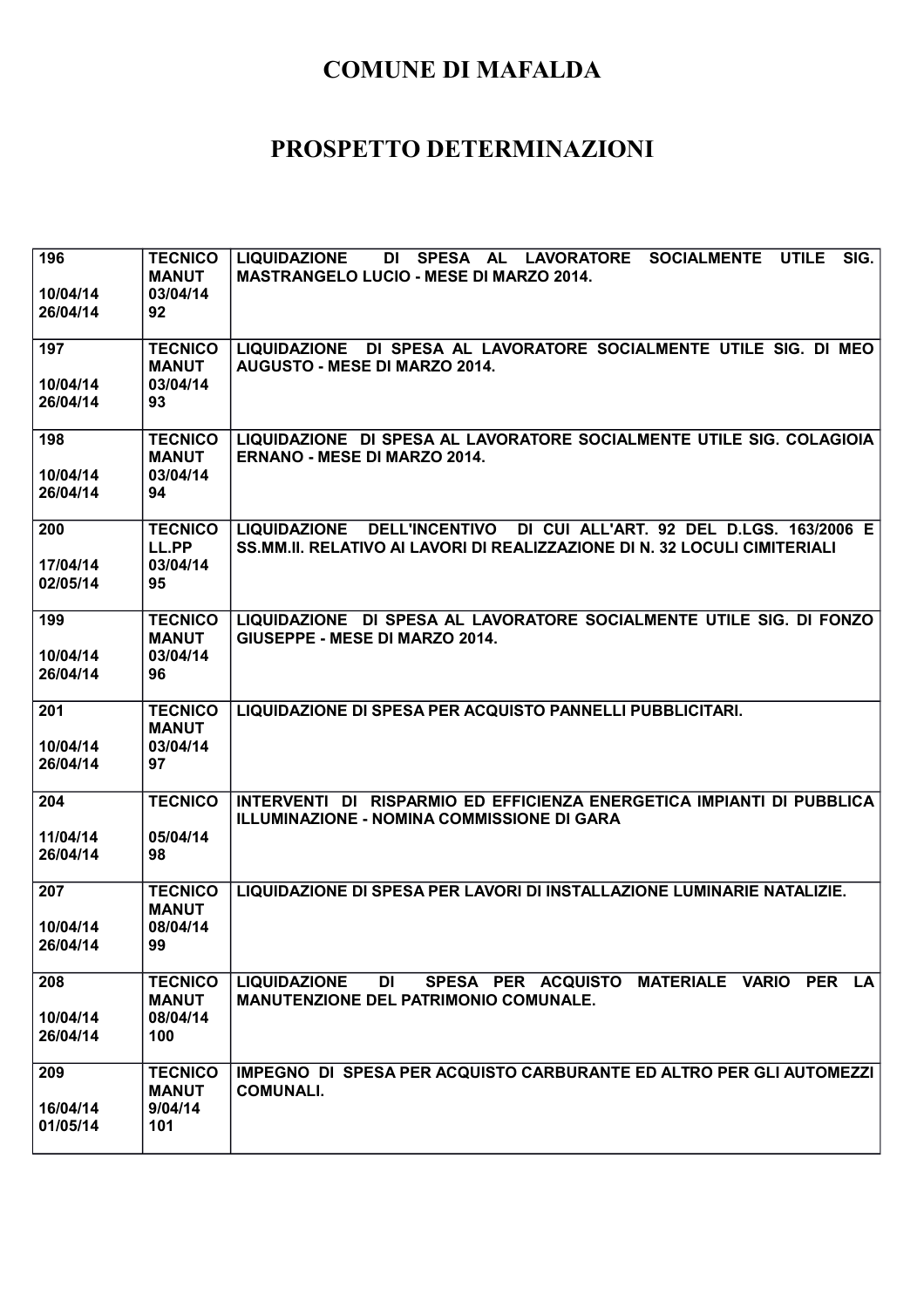# COMUNE DI MAFALDA

# PROSPETTO DETERMINAZIONI

| | | |
|---|---|---|
| 196<br><br>10/04/14<br>26/04/14 | TECNICO<br>MANUT<br>03/04/14<br>92 | LIQUIDAZIONE DI SPESA AL LAVORATORE SOCIALMENTE UTILE SIG. MASTRANGELO LUCIO - MESE DI MARZO 2014. |
| 197<br><br>10/04/14<br>26/04/14 | TECNICO<br>MANUT<br>03/04/14<br>93 | LIQUIDAZIONE DI SPESA AL LAVORATORE SOCIALMENTE UTILE SIG. DI MEO AUGUSTO - MESE DI MARZO 2014. |
| 198<br><br>10/04/14<br>26/04/14 | TECNICO<br>MANUT<br>03/04/14<br>94 | LIQUIDAZIONE DI SPESA AL LAVORATORE SOCIALMENTE UTILE SIG. COLAGIOIA ERNANO - MESE DI MARZO 2014. |
| 200<br><br>17/04/14<br>02/05/14 | TECNICO<br>LL.PP<br>03/04/14<br>95 | LIQUIDAZIONE DELL'INCENTIVO DI CUI ALL'ART. 92 DEL D.LGS. 163/2006 E SS.MM.II. RELATIVO AI LAVORI DI REALIZZAZIONE DI N. 32 LOCULI CIMITERIALI |
| 199<br><br>10/04/14<br>26/04/14 | TECNICO<br>MANUT<br>03/04/14<br>96 | LIQUIDAZIONE DI SPESA AL LAVORATORE SOCIALMENTE UTILE SIG. DI FONZO GIUSEPPE - MESE DI MARZO 2014. |
| 201<br><br>10/04/14<br>26/04/14 | TECNICO<br>MANUT<br>03/04/14<br>97 | LIQUIDAZIONE DI SPESA PER ACQUISTO PANNELLI PUBBLICITARI. |
| 204<br><br>11/04/14<br>26/04/14 | TECNICO<br><br>05/04/14<br>98 | INTERVENTI DI RISPARMIO ED EFFICIENZA ENERGETICA IMPIANTI DI PUBBLICA ILLUMINAZIONE - NOMINA COMMISSIONE DI GARA |
| 207<br><br>10/04/14<br>26/04/14 | TECNICO<br>MANUT<br>08/04/14<br>99 | LIQUIDAZIONE DI SPESA PER LAVORI DI INSTALLAZIONE LUMINARIE NATALIZIE. |
| 208<br><br>10/04/14<br>26/04/14 | TECNICO<br>MANUT<br>08/04/14<br>100 | LIQUIDAZIONE DI SPESA PER ACQUISTO MATERIALE VARIO PER LA MANUTENZIONE DEL PATRIMONIO COMUNALE. |
| 209<br><br>16/04/14<br>01/05/14 | TECNICO<br>MANUT<br>9/04/14<br>101 | IMPEGNO DI SPESA PER ACQUISTO CARBURANTE ED ALTRO PER GLI AUTOMEZZI COMUNALI. |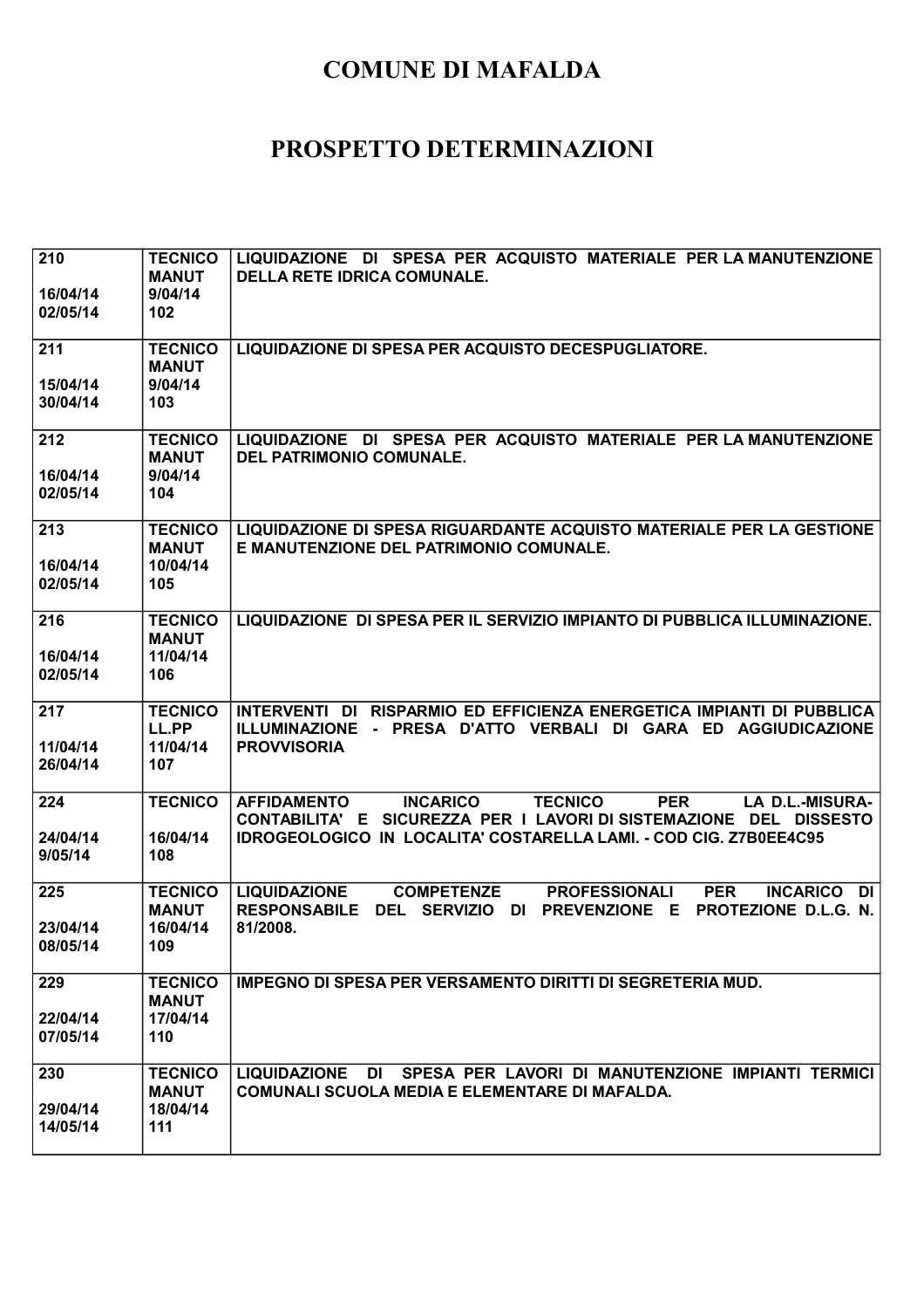# COMUNE DI MAFALDA

# PROSPETTO DETERMINAZIONI

| | | |
|---|---|---|
| 210<br><br>16/04/14<br>02/05/14 | TECNICO<br>MANUT<br>9/04/14<br>102 | LIQUIDAZIONE DI SPESA PER ACQUISTO MATERIALE PER LA MANUTENZIONE DELLA RETE IDRICA COMUNALE. |
| 211<br><br>15/04/14<br>30/04/14 | TECNICO<br>MANUT<br>9/04/14<br>103 | LIQUIDAZIONE DI SPESA PER ACQUISTO DECESPUGLIATORE. |
| 212<br><br>16/04/14<br>02/05/14 | TECNICO<br>MANUT<br>9/04/14<br>104 | LIQUIDAZIONE DI SPESA PER ACQUISTO MATERIALE PER LA MANUTENZIONE DEL PATRIMONIO COMUNALE. |
| 213<br><br>16/04/14<br>02/05/14 | TECNICO<br>MANUT<br>10/04/14<br>105 | LIQUIDAZIONE DI SPESA RIGUARDANTE ACQUISTO MATERIALE PER LA GESTIONE E MANUTENZIONE DEL PATRIMONIO COMUNALE. |
| 216<br><br>16/04/14<br>02/05/14 | TECNICO<br>MANUT<br>11/04/14<br>106 | LIQUIDAZIONE DI SPESA PER IL SERVIZIO IMPIANTO DI PUBBLICA ILLUMINAZIONE. |
| 217<br><br>11/04/14<br>26/04/14 | TECNICO<br>LL.PP<br>11/04/14<br>107 | INTERVENTI DI RISPARMIO ED EFFICIENZA ENERGETICA IMPIANTI DI PUBBLICA ILLUMINAZIONE - PRESA D'ATTO VERBALI DI GARA ED AGGIUDICAZIONE PROVVISORIA |
| 224<br><br>24/04/14<br>9/05/14 | TECNICO<br><br>16/04/14<br>108 | AFFIDAMENTO INCARICO TECNICO PER LA D.L.-MISURA-CONTABILITA' E SICUREZZA PER I LAVORI DI SISTEMAZIONE DEL DISSESTO IDROGEOLOGICO IN LOCALITA' COSTARELLA LAMI. - COD CIG. Z7B0EE4C95 |
| 225<br><br>23/04/14<br>08/05/14 | TECNICO<br>MANUT<br>16/04/14<br>109 | LIQUIDAZIONE COMPETENZE PROFESSIONALI PER INCARICO DI RESPONSABILE DEL SERVIZIO DI PREVENZIONE E PROTEZIONE D.L.G. N. 81/2008. |
| 229<br><br>22/04/14<br>07/05/14 | TECNICO<br>MANUT<br>17/04/14<br>110 | IMPEGNO DI SPESA PER VERSAMENTO DIRITTI DI SEGRETERIA MUD. |
| 230<br><br>29/04/14<br>14/05/14 | TECNICO<br>MANUT<br>18/04/14<br>111 | LIQUIDAZIONE DI SPESA PER LAVORI DI MANUTENZIONE IMPIANTI TERMICI COMUNALI SCUOLA MEDIA E ELEMENTARE DI MAFALDA. |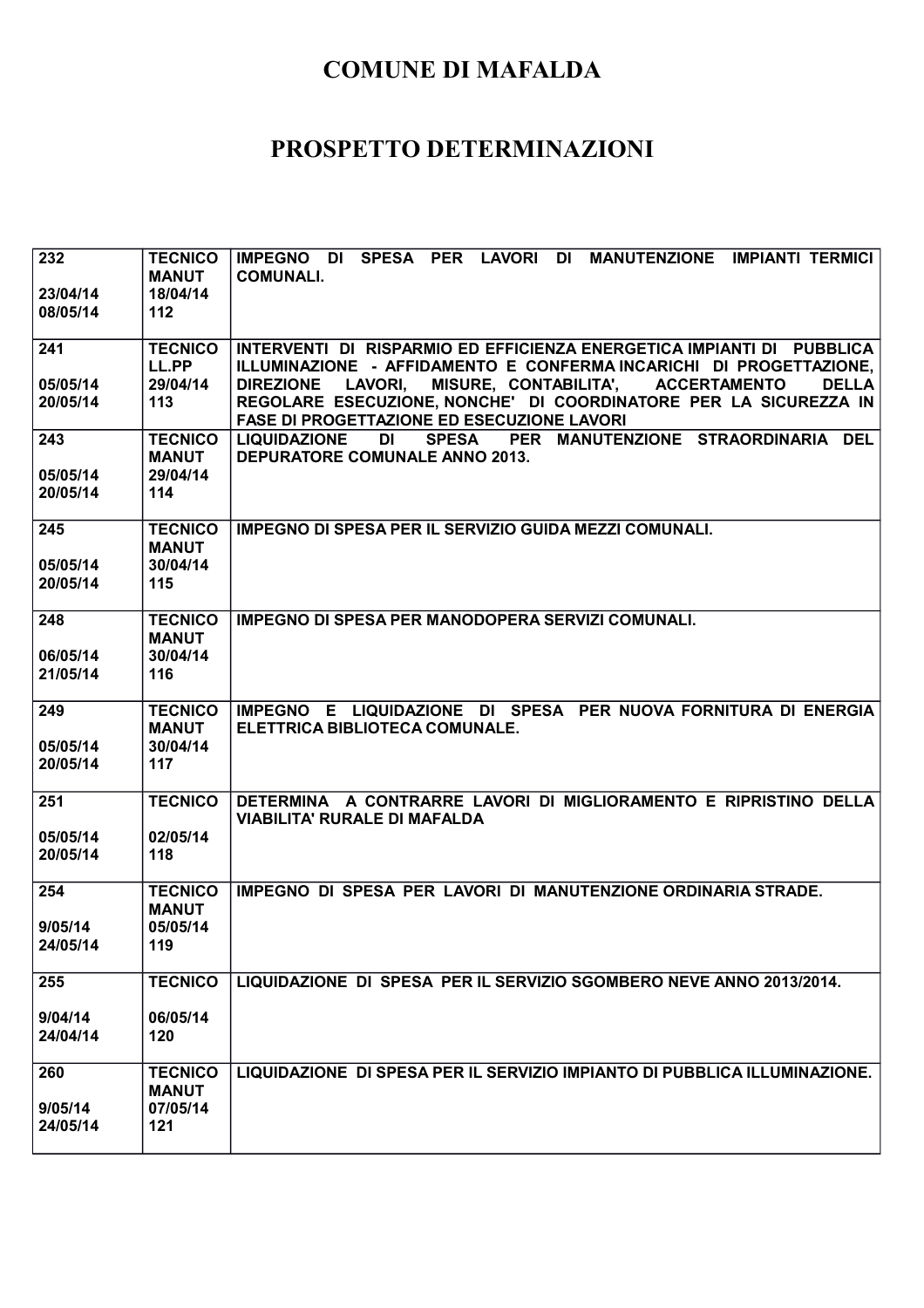# COMUNE DI MAFALDA

# PROSPETTO DETERMINAZIONI

| | | |
|---|---|---|
| **232**<br><br>**23/04/14**<br>**08/05/14** | **TECNICO MANUT**<br>**18/04/14**<br>**112** | **IMPEGNO DI SPESA PER LAVORI DI MANUTENZIONE IMPIANTI TERMICI COMUNALI.** |
| **241**<br><br>**05/05/14**<br>**20/05/14** | **TECNICO LL.PP**<br>**29/04/14**<br>**113** | **INTERVENTI DI RISPARMIO ED EFFICIENZA ENERGETICA IMPIANTI DI PUBBLICA ILLUMINAZIONE - AFFIDAMENTO E CONFERMA INCARICHI DI PROGETTAZIONE, DIREZIONE LAVORI, MISURE, CONTABILITA', ACCERTAMENTO DELLA REGOLARE ESECUZIONE, NONCHE' DI COORDINATORE PER LA SICUREZZA IN FASE DI PROGETTAZIONE ED ESECUZIONE LAVORI** |
| **243**<br><br>**05/05/14**<br>**20/05/14** | **TECNICO MANUT**<br>**29/04/14**<br>**114** | **LIQUIDAZIONE DI SPESA PER MANUTENZIONE STRAORDINARIA DEL DEPURATORE COMUNALE ANNO 2013.** |
| **245**<br><br>**05/05/14**<br>**20/05/14** | **TECNICO MANUT**<br>**30/04/14**<br>**115** | **IMPEGNO DI SPESA PER IL SERVIZIO GUIDA MEZZI COMUNALI.** |
| **248**<br><br>**06/05/14**<br>**21/05/14** | **TECNICO MANUT**<br>**30/04/14**<br>**116** | **IMPEGNO DI SPESA PER MANODOPERA SERVIZI COMUNALI.** |
| **249**<br><br>**05/05/14**<br>**20/05/14** | **TECNICO MANUT**<br>**30/04/14**<br>**117** | **IMPEGNO E LIQUIDAZIONE DI SPESA PER NUOVA FORNITURA DI ENERGIA ELETTRICA BIBLIOTECA COMUNALE.** |
| **251**<br><br>**05/05/14**<br>**20/05/14** | **TECNICO**<br><br>**02/05/14**<br>**118** | **DETERMINA A CONTRARRE LAVORI DI MIGLIORAMENTO E RIPRISTINO DELLA VIABILITA' RURALE DI MAFALDA** |
| **254**<br><br>**9/05/14**<br>**24/05/14** | **TECNICO MANUT**<br>**05/05/14**<br>**119** | **IMPEGNO DI SPESA PER LAVORI DI MANUTENZIONE ORDINARIA STRADE.** |
| **255**<br><br>**9/04/14**<br>**24/04/14** | **TECNICO**<br><br>**06/05/14**<br>**120** | **LIQUIDAZIONE DI SPESA PER IL SERVIZIO SGOMBERO NEVE ANNO 2013/2014.** |
| **260**<br><br>**9/05/14**<br>**24/05/14** | **TECNICO MANUT**<br>**07/05/14**<br>**121** | **LIQUIDAZIONE DI SPESA PER IL SERVIZIO IMPIANTO DI PUBBLICA ILLUMINAZIONE.** |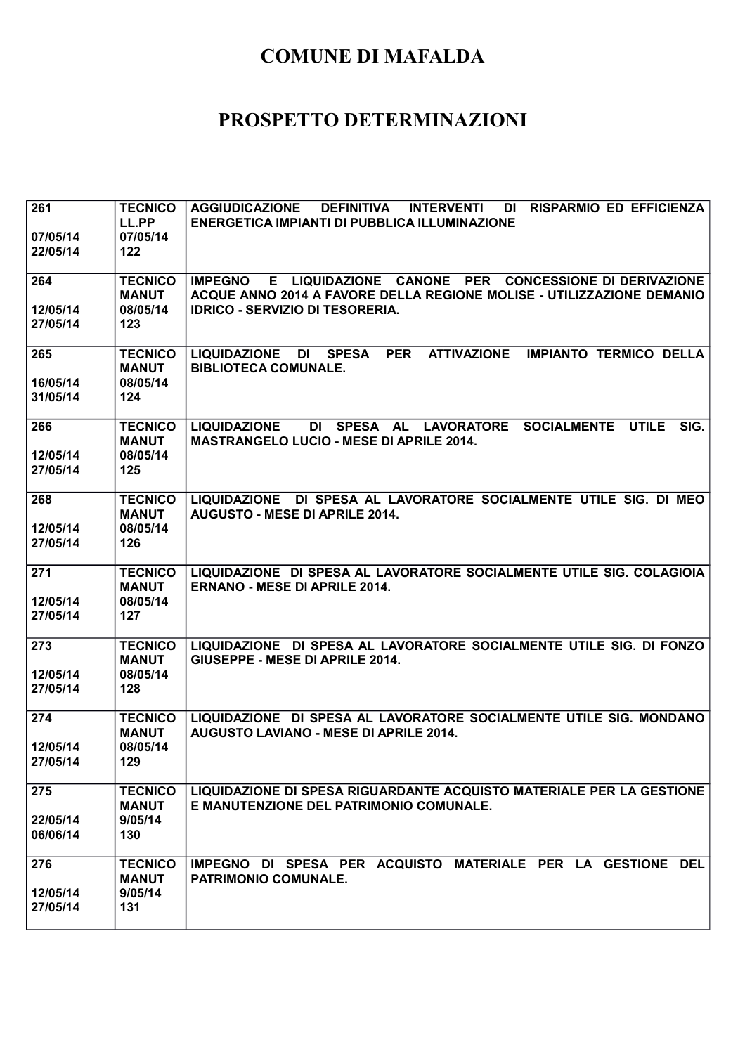# COMUNE DI MAFALDA

# PROSPETTO DETERMINAZIONI

| | | |
|---|---|---|
| 261<br><br>07/05/14<br>22/05/14 | TECNICO<br>LL.PP<br>07/05/14<br>122 | AGGIUDICAZIONE DEFINITIVA INTERVENTI DI RISPARMIO ED EFFICIENZA ENERGETICA IMPIANTI DI PUBBLICA ILLUMINAZIONE |
| 264<br><br>12/05/14<br>27/05/14 | TECNICO<br>MANUT<br>08/05/14<br>123 | IMPEGNO E LIQUIDAZIONE CANONE PER CONCESSIONE DI DERIVAZIONE ACQUE ANNO 2014 A FAVORE DELLA REGIONE MOLISE - UTILIZZAZIONE DEMANIO IDRICO - SERVIZIO DI TESORERIA. |
| 265<br><br>16/05/14<br>31/05/14 | TECNICO<br>MANUT<br>08/05/14<br>124 | LIQUIDAZIONE DI SPESA PER ATTIVAZIONE IMPIANTO TERMICO DELLA BIBLIOTECA COMUNALE. |
| 266<br><br>12/05/14<br>27/05/14 | TECNICO<br>MANUT<br>08/05/14<br>125 | LIQUIDAZIONE DI SPESA AL LAVORATORE SOCIALMENTE UTILE SIG. MASTRANGELO LUCIO - MESE DI APRILE 2014. |
| 268<br><br>12/05/14<br>27/05/14 | TECNICO<br>MANUT<br>08/05/14<br>126 | LIQUIDAZIONE DI SPESA AL LAVORATORE SOCIALMENTE UTILE SIG. DI MEO AUGUSTO - MESE DI APRILE 2014. |
| 271<br><br>12/05/14<br>27/05/14 | TECNICO<br>MANUT<br>08/05/14<br>127 | LIQUIDAZIONE DI SPESA AL LAVORATORE SOCIALMENTE UTILE SIG. COLAGIOIA ERNANO - MESE DI APRILE 2014. |
| 273<br><br>12/05/14<br>27/05/14 | TECNICO<br>MANUT<br>08/05/14<br>128 | LIQUIDAZIONE DI SPESA AL LAVORATORE SOCIALMENTE UTILE SIG. DI FONZO GIUSEPPE - MESE DI APRILE 2014. |
| 274<br><br>12/05/14<br>27/05/14 | TECNICO<br>MANUT<br>08/05/14<br>129 | LIQUIDAZIONE DI SPESA AL LAVORATORE SOCIALMENTE UTILE SIG. MONDANO AUGUSTO LAVIANO - MESE DI APRILE 2014. |
| 275<br><br>22/05/14<br>06/06/14 | TECNICO<br>MANUT<br>9/05/14<br>130 | LIQUIDAZIONE DI SPESA RIGUARDANTE ACQUISTO MATERIALE PER LA GESTIONE E MANUTENZIONE DEL PATRIMONIO COMUNALE. |
| 276<br><br>12/05/14<br>27/05/14 | TECNICO<br>MANUT<br>9/05/14<br>131 | IMPEGNO DI SPESA PER ACQUISTO MATERIALE PER LA GESTIONE DEL PATRIMONIO COMUNALE. |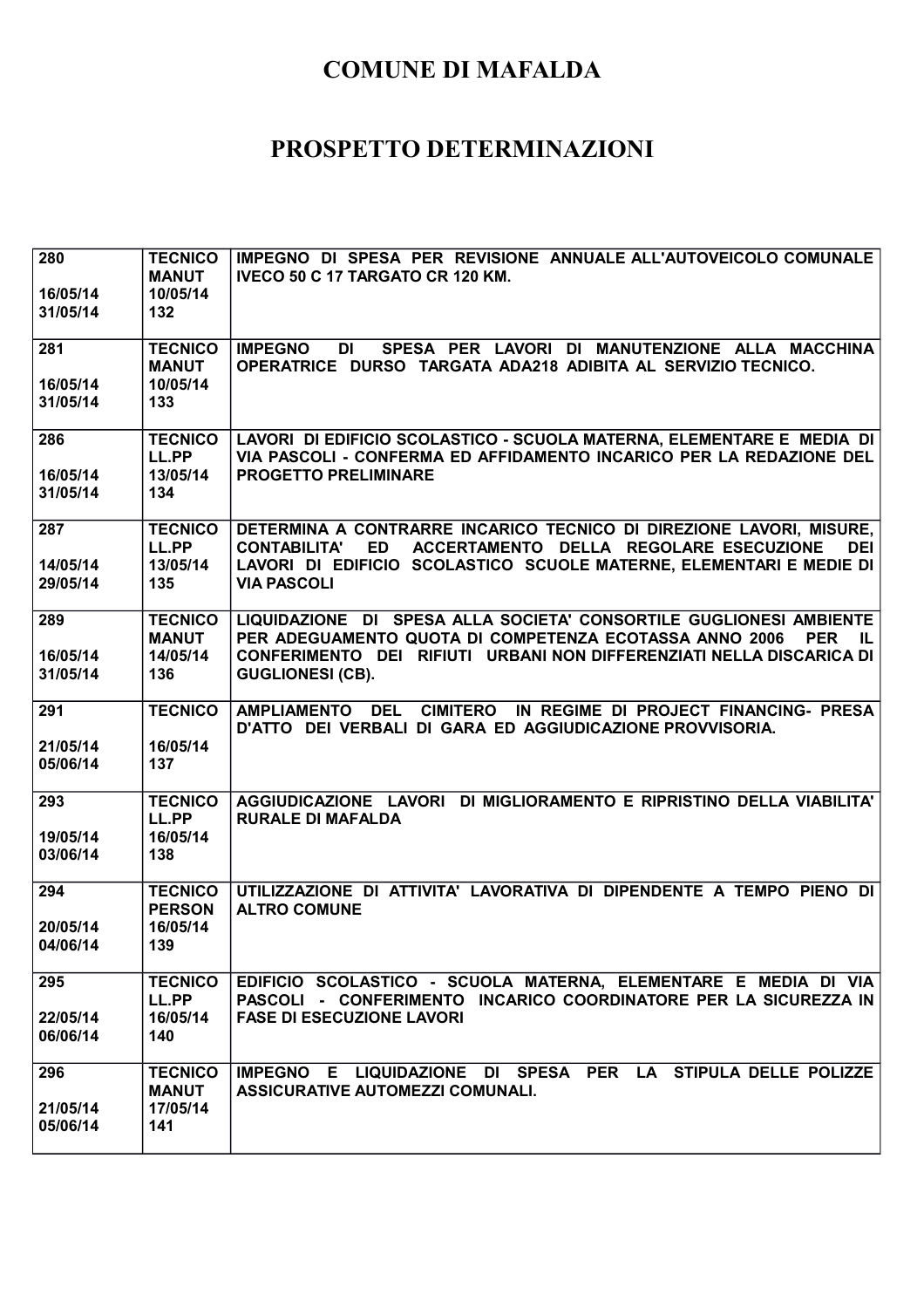# COMUNE DI MAFALDA

# PROSPETTO DETERMINAZIONI

| | | |
|---|---|---|
| 280<br><br>16/05/14<br>31/05/14 | TECNICO<br>MANUT<br>10/05/14<br>132 | IMPEGNO DI SPESA PER REVISIONE ANNUALE ALL'AUTOVEICOLO COMUNALE IVECO 50 C 17 TARGATO CR 120 KM. |
| 281<br><br>16/05/14<br>31/05/14 | TECNICO<br>MANUT<br>10/05/14<br>133 | IMPEGNO DI SPESA PER LAVORI DI MANUTENZIONE ALLA MACCHINA OPERATRICE DURSO TARGATA ADA218 ADIBITA AL SERVIZIO TECNICO. |
| 286<br><br>16/05/14<br>31/05/14 | TECNICO<br>LL.PP<br>13/05/14<br>134 | LAVORI DI EDIFICIO SCOLASTICO - SCUOLA MATERNA, ELEMENTARE E MEDIA DI VIA PASCOLI - CONFERMA ED AFFIDAMENTO INCARICO PER LA REDAZIONE DEL PROGETTO PRELIMINARE |
| 287<br><br>14/05/14<br>29/05/14 | TECNICO<br>LL.PP<br>13/05/14<br>135 | DETERMINA A CONTRARRE INCARICO TECNICO DI DIREZIONE LAVORI, MISURE, CONTABILITA' ED ACCERTAMENTO DELLA REGOLARE ESECUZIONE DEI LAVORI DI EDIFICIO SCOLASTICO SCUOLE MATERNE, ELEMENTARI E MEDIE DI VIA PASCOLI |
| 289<br><br>16/05/14<br>31/05/14 | TECNICO<br>MANUT<br>14/05/14<br>136 | LIQUIDAZIONE DI SPESA ALLA SOCIETA' CONSORTILE GUGLIONESI AMBIENTE PER ADEGUAMENTO QUOTA DI COMPETENZA ECOTASSA ANNO 2006 PER IL CONFERIMENTO DEI RIFIUTI URBANI NON DIFFERENZIATI NELLA DISCARICA DI GUGLIONESI (CB). |
| 291<br><br>21/05/14<br>05/06/14 | TECNICO<br><br>16/05/14<br>137 | AMPLIAMENTO DEL CIMITERO IN REGIME DI PROJECT FINANCING- PRESA D'ATTO DEI VERBALI DI GARA ED AGGIUDICAZIONE PROVVISORIA. |
| 293<br><br>19/05/14<br>03/06/14 | TECNICO<br>LL.PP<br>16/05/14<br>138 | AGGIUDICAZIONE LAVORI DI MIGLIORAMENTO E RIPRISTINO DELLA VIABILITA' RURALE DI MAFALDA |
| 294<br><br>20/05/14<br>04/06/14 | TECNICO<br>PERSON<br>16/05/14<br>139 | UTILIZZAZIONE DI ATTIVITA' LAVORATIVA DI DIPENDENTE A TEMPO PIENO DI ALTRO COMUNE |
| 295<br><br>22/05/14<br>06/06/14 | TECNICO<br>LL.PP<br>16/05/14<br>140 | EDIFICIO SCOLASTICO - SCUOLA MATERNA, ELEMENTARE E MEDIA DI VIA PASCOLI - CONFERIMENTO INCARICO COORDINATORE PER LA SICUREZZA IN FASE DI ESECUZIONE LAVORI |
| 296<br><br>21/05/14<br>05/06/14 | TECNICO<br>MANUT<br>17/05/14<br>141 | IMPEGNO E LIQUIDAZIONE DI SPESA PER LA STIPULA DELLE POLIZZE ASSICURATIVE AUTOMEZZI COMUNALI. |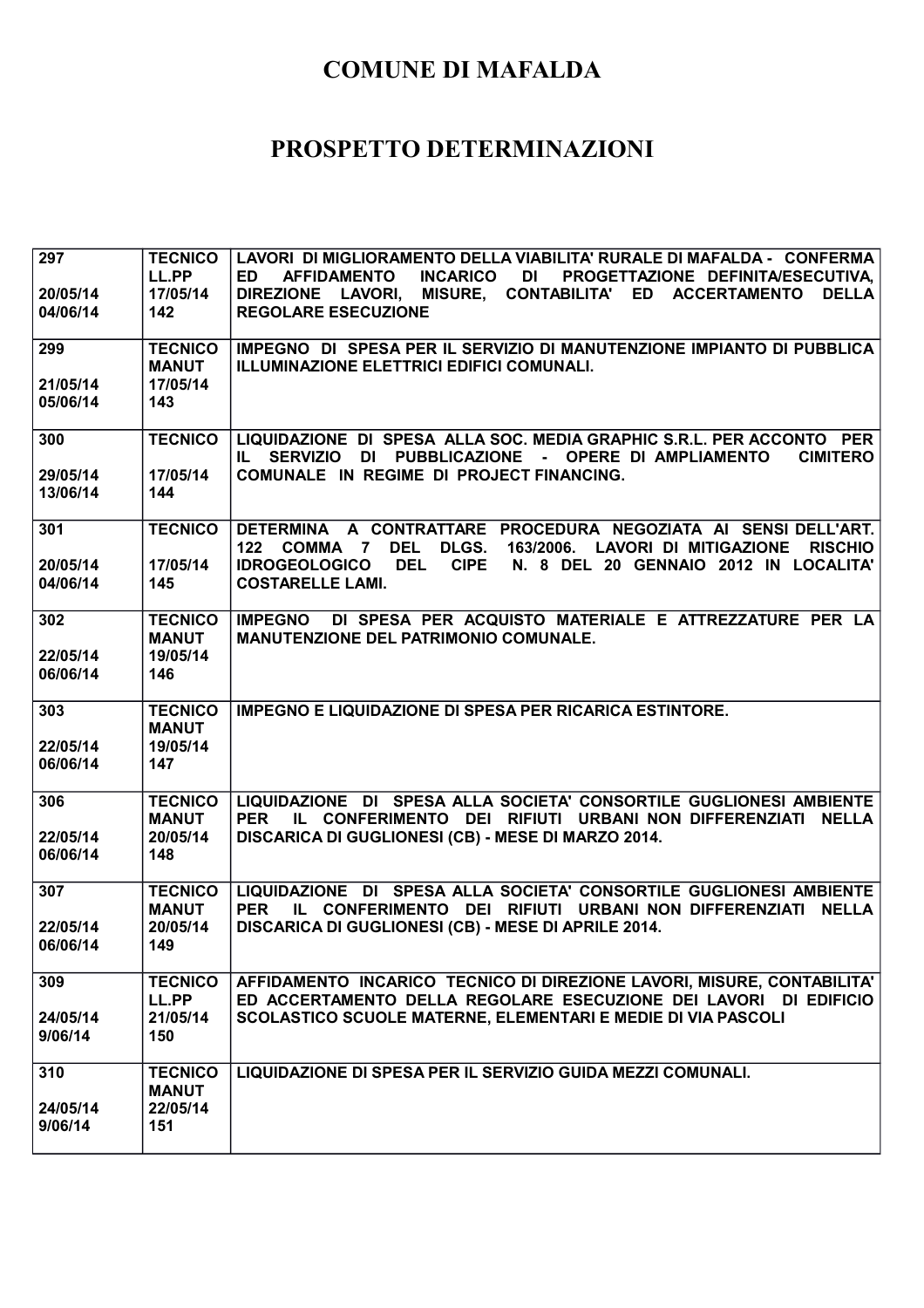# COMUNE DI MAFALDA

# PROSPETTO DETERMINAZIONI

| | | |
|---|---|---|
| 297<br><br>20/05/14<br>04/06/14 | TECNICO<br>LL.PP<br>17/05/14<br>142 | LAVORI DI MIGLIORAMENTO DELLA VIABILITA' RURALE DI MAFALDA - CONFERMA ED AFFIDAMENTO INCARICO DI PROGETTAZIONE DEFINITA/ESECUTIVA, DIREZIONE LAVORI, MISURE, CONTABILITA' ED ACCERTAMENTO DELLA REGOLARE ESECUZIONE |
| 299<br><br>21/05/14<br>05/06/14 | TECNICO<br>MANUT<br>17/05/14<br>143 | IMPEGNO DI SPESA PER IL SERVIZIO DI MANUTENZIONE IMPIANTO DI PUBBLICA ILLUMINAZIONE ELETTRICI EDIFICI COMUNALI. |
| 300<br><br>29/05/14<br>13/06/14 | TECNICO<br><br>17/05/14<br>144 | LIQUIDAZIONE DI SPESA ALLA SOC. MEDIA GRAPHIC S.R.L. PER ACCONTO PER IL SERVIZIO DI PUBBLICAZIONE - OPERE DI AMPLIAMENTO CIMITERO COMUNALE IN REGIME DI PROJECT FINANCING. |
| 301<br><br>20/05/14<br>04/06/14 | TECNICO<br><br>17/05/14<br>145 | DETERMINA A CONTRATTARE PROCEDURA NEGOZIATA AI SENSI DELL'ART. 122 COMMA 7 DEL DLGS. 163/2006. LAVORI DI MITIGAZIONE RISCHIO IDROGEOLOGICO DEL CIPE N. 8 DEL 20 GENNAIO 2012 IN LOCALITA' COSTARELLE LAMI. |
| 302<br><br>22/05/14<br>06/06/14 | TECNICO<br>MANUT<br>19/05/14<br>146 | IMPEGNO DI SPESA PER ACQUISTO MATERIALE E ATTREZZATURE PER LA MANUTENZIONE DEL PATRIMONIO COMUNALE. |
| 303<br><br>22/05/14<br>06/06/14 | TECNICO<br>MANUT<br>19/05/14<br>147 | IMPEGNO E LIQUIDAZIONE DI SPESA PER RICARICA ESTINTORE. |
| 306<br><br>22/05/14<br>06/06/14 | TECNICO<br>MANUT<br>20/05/14<br>148 | LIQUIDAZIONE DI SPESA ALLA SOCIETA' CONSORTILE GUGLIONESI AMBIENTE PER IL CONFERIMENTO DEI RIFIUTI URBANI NON DIFFERENZIATI NELLA DISCARICA DI GUGLIONESI (CB) - MESE DI MARZO 2014. |
| 307<br><br>22/05/14<br>06/06/14 | TECNICO<br>MANUT<br>20/05/14<br>149 | LIQUIDAZIONE DI SPESA ALLA SOCIETA' CONSORTILE GUGLIONESI AMBIENTE PER IL CONFERIMENTO DEI RIFIUTI URBANI NON DIFFERENZIATI NELLA DISCARICA DI GUGLIONESI (CB) - MESE DI APRILE 2014. |
| 309<br><br>24/05/14<br>9/06/14 | TECNICO<br>LL.PP<br>21/05/14<br>150 | AFFIDAMENTO INCARICO TECNICO DI DIREZIONE LAVORI, MISURE, CONTABILITA' ED ACCERTAMENTO DELLA REGOLARE ESECUZIONE DEI LAVORI DI EDIFICIO SCOLASTICO SCUOLE MATERNE, ELEMENTARI E MEDIE DI VIA PASCOLI |
| 310<br><br>24/05/14<br>9/06/14 | TECNICO<br>MANUT<br>22/05/14<br>151 | LIQUIDAZIONE DI SPESA PER IL SERVIZIO GUIDA MEZZI COMUNALI. |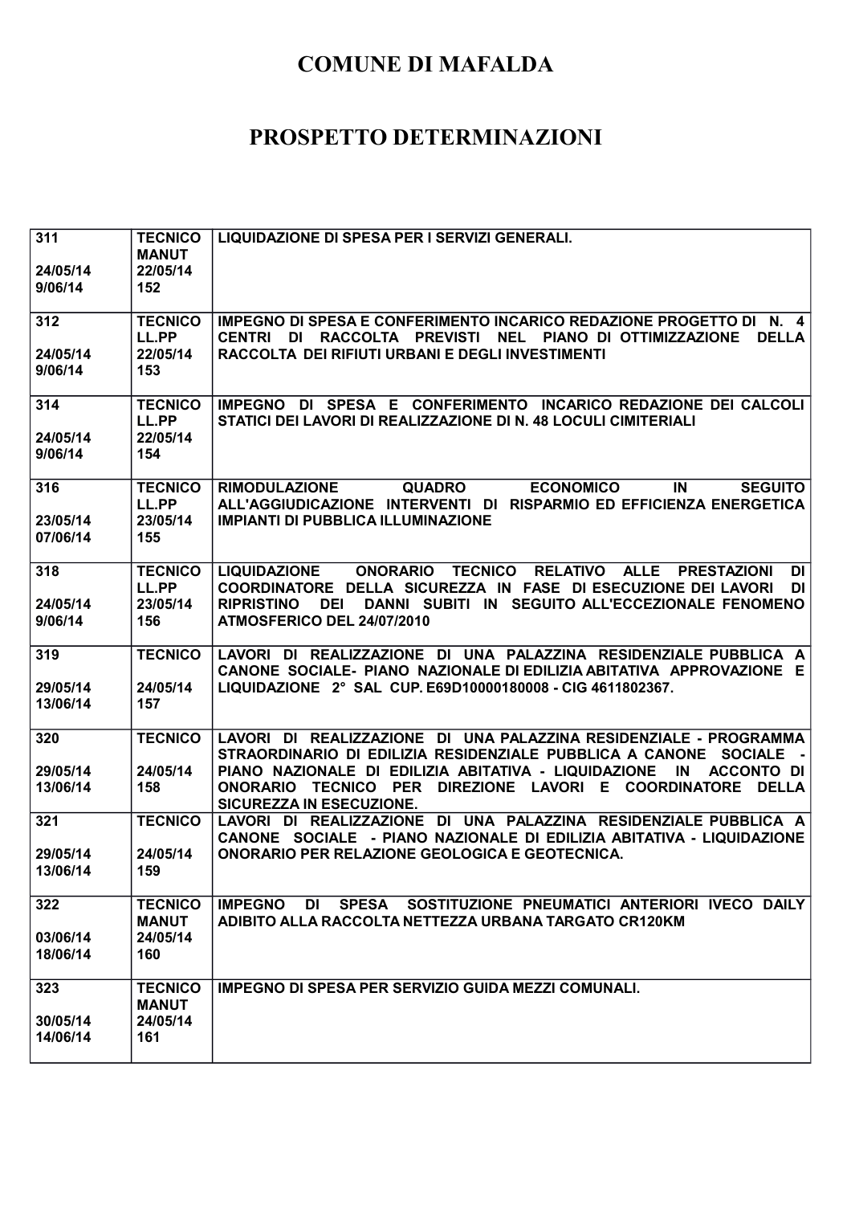# COMUNE DI MAFALDA

# PROSPETTO DETERMINAZIONI

| | | |
|---|---|---|
| 311<br><br>24/05/14<br>9/06/14 | TECNICO<br>MANUT<br>22/05/14<br>152 | LIQUIDAZIONE DI SPESA PER I SERVIZI GENERALI. |
| 312<br><br>24/05/14<br>9/06/14 | TECNICO<br>LL.PP<br>22/05/14<br>153 | IMPEGNO DI SPESA E CONFERIMENTO INCARICO REDAZIONE PROGETTO DI N. 4 CENTRI DI RACCOLTA PREVISTI NEL PIANO DI OTTIMIZZAZIONE DELLA RACCOLTA DEI RIFIUTI URBANI E DEGLI INVESTIMENTI |
| 314<br><br>24/05/14<br>9/06/14 | TECNICO<br>LL.PP<br>22/05/14<br>154 | IMPEGNO DI SPESA E CONFERIMENTO INCARICO REDAZIONE DEI CALCOLI STATICI DEI LAVORI DI REALIZZAZIONE DI N. 48 LOCULI CIMITERIALI |
| 316<br><br>23/05/14<br>07/06/14 | TECNICO<br>LL.PP<br>23/05/14<br>155 | RIMODULAZIONE QUADRO ECONOMICO IN SEGUITO ALL'AGGIUDICAZIONE INTERVENTI DI RISPARMIO ED EFFICIENZA ENERGETICA IMPIANTI DI PUBBLICA ILLUMINAZIONE |
| 318<br><br>24/05/14<br>9/06/14 | TECNICO<br>LL.PP<br>23/05/14<br>156 | LIQUIDAZIONE ONORARIO TECNICO RELATIVO ALLE PRESTAZIONI DI COORDINATORE DELLA SICUREZZA IN FASE DI ESECUZIONE DEI LAVORI DI RIPRISTINO DEI DANNI SUBITI IN SEGUITO ALL'ECCEZIONALE FENOMENO ATMOSFERICO DEL 24/07/2010 |
| 319<br><br>29/05/14<br>13/06/14 | TECNICO<br><br>24/05/14<br>157 | LAVORI DI REALIZZAZIONE DI UNA PALAZZINA RESIDENZIALE PUBBLICA A CANONE SOCIALE- PIANO NAZIONALE DI EDILIZIA ABITATIVA APPROVAZIONE E LIQUIDAZIONE 2° SAL CUP. E69D10000180008 - CIG 4611802367. |
| 320<br><br>29/05/14<br>13/06/14 | TECNICO<br><br>24/05/14<br>158 | LAVORI DI REALIZZAZIONE DI UNA PALAZZINA RESIDENZIALE - PROGRAMMA STRAORDINARIO DI EDILIZIA RESIDENZIALE PUBBLICA A CANONE SOCIALE - PIANO NAZIONALE DI EDILIZIA ABITATIVA - LIQUIDAZIONE IN ACCONTO DI ONORARIO TECNICO PER DIREZIONE LAVORI E COORDINATORE DELLA SICUREZZA IN ESECUZIONE. |
| 321<br><br>29/05/14<br>13/06/14 | TECNICO<br><br>24/05/14<br>159 | LAVORI DI REALIZZAZIONE DI UNA PALAZZINA RESIDENZIALE PUBBLICA A CANONE SOCIALE - PIANO NAZIONALE DI EDILIZIA ABITATIVA - LIQUIDAZIONE ONORARIO PER RELAZIONE GEOLOGICA E GEOTECNICA. |
| 322<br><br>03/06/14<br>18/06/14 | TECNICO<br>MANUT<br>24/05/14<br>160 | IMPEGNO DI SPESA SOSTITUZIONE PNEUMATICI ANTERIORI IVECO DAILY ADIBITO ALLA RACCOLTA NETTEZZA URBANA TARGATO CR120KM |
| 323<br><br>30/05/14<br>14/06/14 | TECNICO<br>MANUT<br>24/05/14<br>161 | IMPEGNO DI SPESA PER SERVIZIO GUIDA MEZZI COMUNALI. |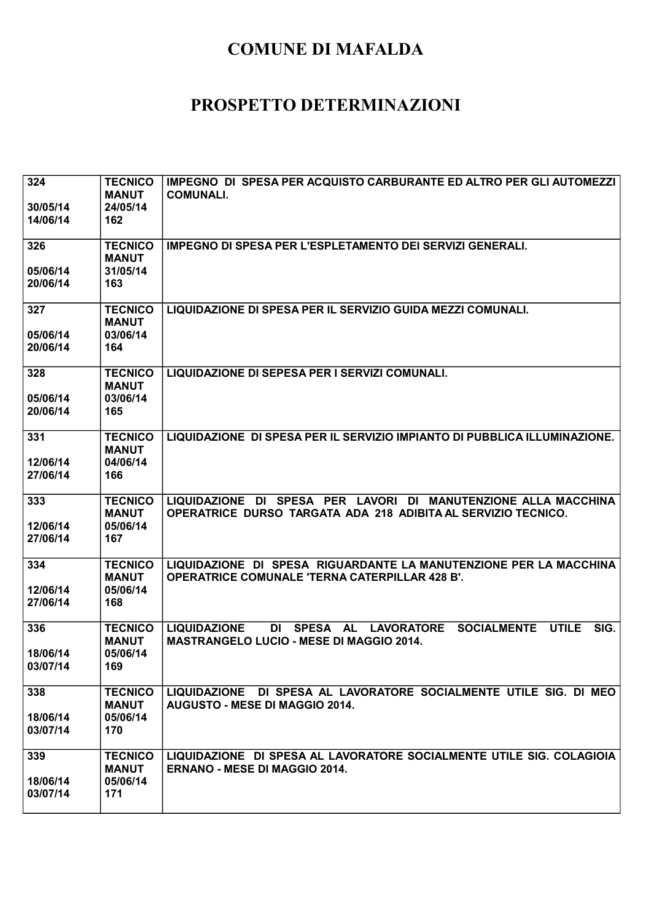# COMUNE DI MAFALDA

# PROSPETTO DETERMINAZIONI

| | | |
|---|---|---|
| 324<br><br>30/05/14<br>14/06/14 | TECNICO<br>MANUT<br>24/05/14<br>162 | IMPEGNO DI SPESA PER ACQUISTO CARBURANTE ED ALTRO PER GLI AUTOMEZZI COMUNALI. |
| 326<br><br>05/06/14<br>20/06/14 | TECNICO<br>MANUT<br>31/05/14<br>163 | IMPEGNO DI SPESA PER L'ESPLETAMENTO DEI SERVIZI GENERALI. |
| 327<br><br>05/06/14<br>20/06/14 | TECNICO<br>MANUT<br>03/06/14<br>164 | LIQUIDAZIONE DI SPESA PER IL SERVIZIO GUIDA MEZZI COMUNALI. |
| 328<br><br>05/06/14<br>20/06/14 | TECNICO<br>MANUT<br>03/06/14<br>165 | LIQUIDAZIONE DI SEPESA PER I SERVIZI COMUNALI. |
| 331<br><br>12/06/14<br>27/06/14 | TECNICO<br>MANUT<br>04/06/14<br>166 | LIQUIDAZIONE DI SPESA PER IL SERVIZIO IMPIANTO DI PUBBLICA ILLUMINAZIONE. |
| 333<br><br>12/06/14<br>27/06/14 | TECNICO<br>MANUT<br>05/06/14<br>167 | LIQUIDAZIONE DI SPESA PER LAVORI DI MANUTENZIONE ALLA MACCHINA OPERATRICE DURSO TARGATA ADA 218 ADIBITA AL SERVIZIO TECNICO. |
| 334<br><br>12/06/14<br>27/06/14 | TECNICO<br>MANUT<br>05/06/14<br>168 | LIQUIDAZIONE DI SPESA RIGUARDANTE LA MANUTENZIONE PER LA MACCHINA OPERATRICE COMUNALE 'TERNA CATERPILLAR 428 B'. |
| 336<br><br>18/06/14<br>03/07/14 | TECNICO<br>MANUT<br>05/06/14<br>169 | LIQUIDAZIONE DI SPESA AL LAVORATORE SOCIALMENTE UTILE SIG. MASTRANGELO LUCIO - MESE DI MAGGIO 2014. |
| 338<br><br>18/06/14<br>03/07/14 | TECNICO<br>MANUT<br>05/06/14<br>170 | LIQUIDAZIONE DI SPESA AL LAVORATORE SOCIALMENTE UTILE SIG. DI MEO AUGUSTO - MESE DI MAGGIO 2014. |
| 339<br><br>18/06/14<br>03/07/14 | TECNICO<br>MANUT<br>05/06/14<br>171 | LIQUIDAZIONE DI SPESA AL LAVORATORE SOCIALMENTE UTILE SIG. COLAGIOIA ERNANO - MESE DI MAGGIO 2014. |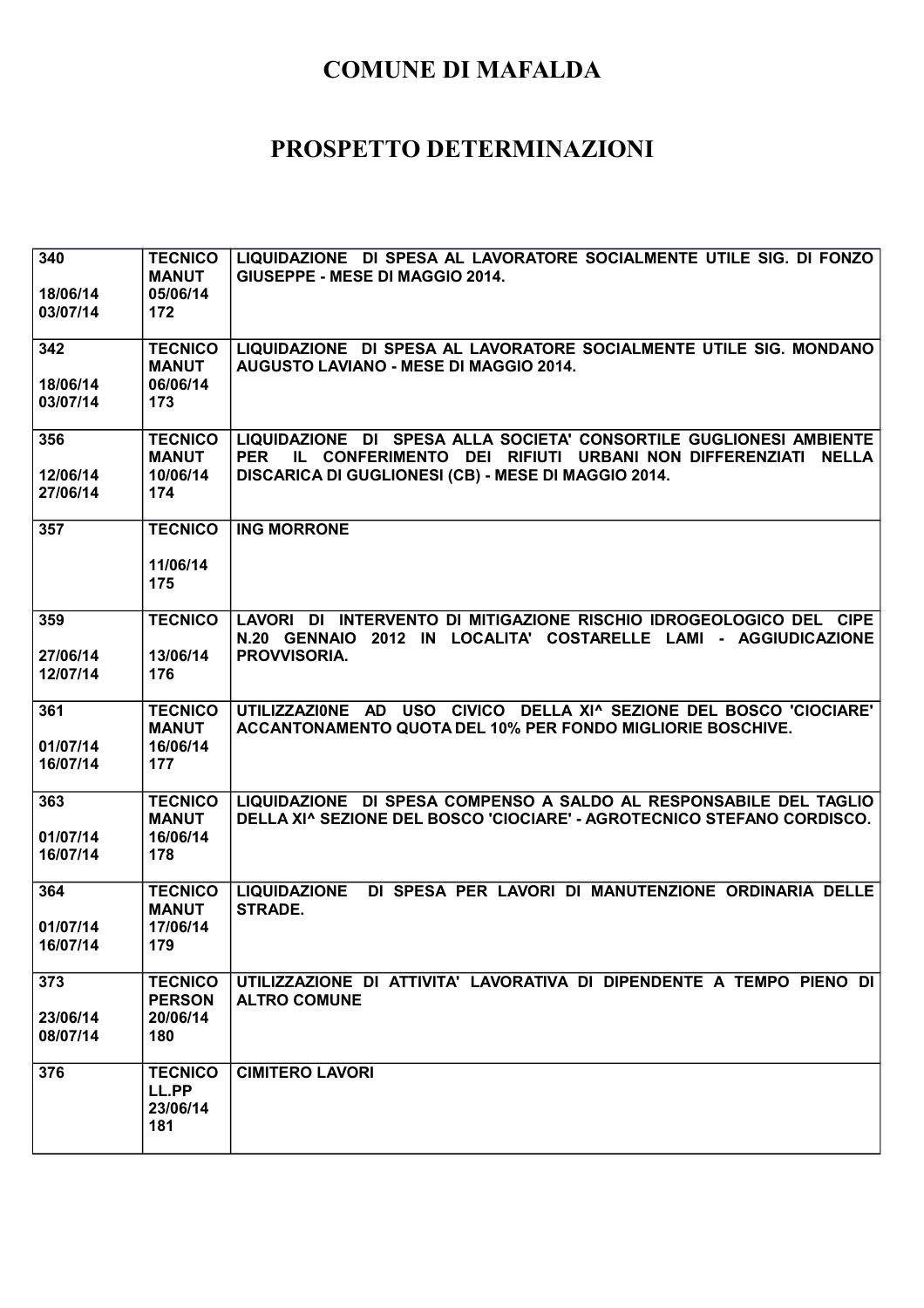# COMUNE DI MAFALDA

# PROSPETTO DETERMINAZIONI

| | | |
|---|---|---|
| 340<br><br>18/06/14<br>03/07/14 | TECNICO<br>MANUT<br>05/06/14<br>172 | LIQUIDAZIONE DI SPESA AL LAVORATORE SOCIALMENTE UTILE SIG. DI FONZO GIUSEPPE - MESE DI MAGGIO 2014. |
| 342<br><br>18/06/14<br>03/07/14 | TECNICO<br>MANUT<br>06/06/14<br>173 | LIQUIDAZIONE DI SPESA AL LAVORATORE SOCIALMENTE UTILE SIG. MONDANO AUGUSTO LAVIANO - MESE DI MAGGIO 2014. |
| 356<br><br>12/06/14<br>27/06/14 | TECNICO<br>MANUT<br>10/06/14<br>174 | LIQUIDAZIONE DI SPESA ALLA SOCIETA' CONSORTILE GUGLIONESI AMBIENTE PER IL CONFERIMENTO DEI RIFIUTI URBANI NON DIFFERENZIATI NELLA DISCARICA DI GUGLIONESI (CB) - MESE DI MAGGIO 2014. |
| 357 | TECNICO<br><br>11/06/14<br>175 | ING MORRONE |
| 359<br><br>27/06/14<br>12/07/14 | TECNICO<br><br>13/06/14<br>176 | LAVORI DI INTERVENTO DI MITIGAZIONE RISCHIO IDROGEOLOGICO DEL CIPE N.20 GENNAIO 2012 IN LOCALITA' COSTARELLE LAMI - AGGIUDICAZIONE PROVVISORIA. |
| 361<br><br>01/07/14<br>16/07/14 | TECNICO<br>MANUT<br>16/06/14<br>177 | UTILIZZAZI0NE AD USO CIVICO DELLA XI^ SEZIONE DEL BOSCO 'CIOCIARE' ACCANTONAMENTO QUOTA DEL 10% PER FONDO MIGLIORIE BOSCHIVE. |
| 363<br><br>01/07/14<br>16/07/14 | TECNICO<br>MANUT<br>16/06/14<br>178 | LIQUIDAZIONE DI SPESA COMPENSO A SALDO AL RESPONSABILE DEL TAGLIO DELLA XI^ SEZIONE DEL BOSCO 'CIOCIARE' - AGROTECNICO STEFANO CORDISCO. |
| 364<br><br>01/07/14<br>16/07/14 | TECNICO<br>MANUT<br>17/06/14<br>179 | LIQUIDAZIONE DI SPESA PER LAVORI DI MANUTENZIONE ORDINARIA DELLE STRADE. |
| 373<br><br>23/06/14<br>08/07/14 | TECNICO<br>PERSON<br>20/06/14<br>180 | UTILIZZAZIONE DI ATTIVITA' LAVORATIVA DI DIPENDENTE A TEMPO PIENO DI ALTRO COMUNE |
| 376 | TECNICO<br>LL.PP<br>23/06/14<br>181 | CIMITERO LAVORI |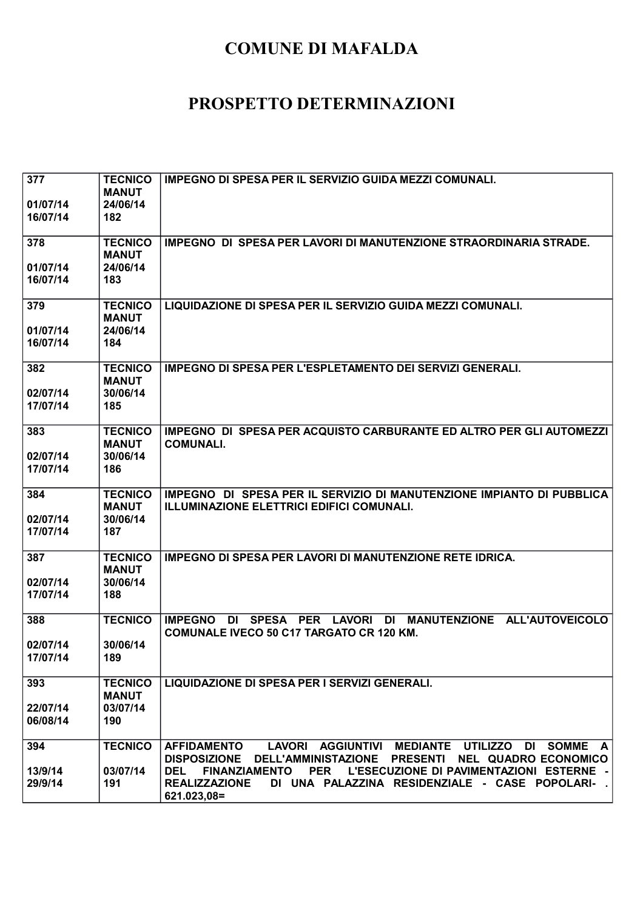# COMUNE DI MAFALDA

# PROSPETTO DETERMINAZIONI

| | | |
|---|---|---|
| **377**<br><br>**01/07/14**<br>**16/07/14** | **TECNICO MANUT**<br>**24/06/14**<br>**182** | **IMPEGNO DI SPESA PER IL SERVIZIO GUIDA MEZZI COMUNALI.** |
| **378**<br><br>**01/07/14**<br>**16/07/14** | **TECNICO MANUT**<br>**24/06/14**<br>**183** | **IMPEGNO DI SPESA PER LAVORI DI MANUTENZIONE STRAORDINARIA STRADE.** |
| **379**<br><br>**01/07/14**<br>**16/07/14** | **TECNICO MANUT**<br>**24/06/14**<br>**184** | **LIQUIDAZIONE DI SPESA PER IL SERVIZIO GUIDA MEZZI COMUNALI.** |
| **382**<br><br>**02/07/14**<br>**17/07/14** | **TECNICO MANUT**<br>**30/06/14**<br>**185** | **IMPEGNO DI SPESA PER L'ESPLETAMENTO DEI SERVIZI GENERALI.** |
| **383**<br><br>**02/07/14**<br>**17/07/14** | **TECNICO MANUT**<br>**30/06/14**<br>**186** | **IMPEGNO DI SPESA PER ACQUISTO CARBURANTE ED ALTRO PER GLI AUTOMEZZI COMUNALI.** |
| **384**<br><br>**02/07/14**<br>**17/07/14** | **TECNICO MANUT**<br>**30/06/14**<br>**187** | **IMPEGNO DI SPESA PER IL SERVIZIO DI MANUTENZIONE IMPIANTO DI PUBBLICA ILLUMINAZIONE ELETTRICI EDIFICI COMUNALI.** |
| **387**<br><br>**02/07/14**<br>**17/07/14** | **TECNICO MANUT**<br>**30/06/14**<br>**188** | **IMPEGNO DI SPESA PER LAVORI DI MANUTENZIONE RETE IDRICA.** |
| **388**<br><br>**02/07/14**<br>**17/07/14** | **TECNICO**<br><br>**30/06/14**<br>**189** | **IMPEGNO DI SPESA PER LAVORI DI MANUTENZIONE ALL'AUTOVEICOLO COMUNALE IVECO 50 C17 TARGATO CR 120 KM.** |
| **393**<br><br>**22/07/14**<br>**06/08/14** | **TECNICO MANUT**<br>**03/07/14**<br>**190** | **LIQUIDAZIONE DI SPESA PER I SERVIZI GENERALI.** |
| **394**<br><br>**13/9/14**<br>**29/9/14** | **TECNICO**<br><br>**03/07/14**<br>**191** | **AFFIDAMENTO LAVORI AGGIUNTIVI MEDIANTE UTILIZZO DI SOMME A DISPOSIZIONE DELL'AMMINISTAZIONE PRESENTI NEL QUADRO ECONOMICO DEL FINANZIAMENTO PER L'ESECUZIONE DI PAVIMENTAZIONI ESTERNE - REALIZZAZIONE DI UNA PALAZZINA RESIDENZIALE - CASE POPOLARI- . 621.023,08=** |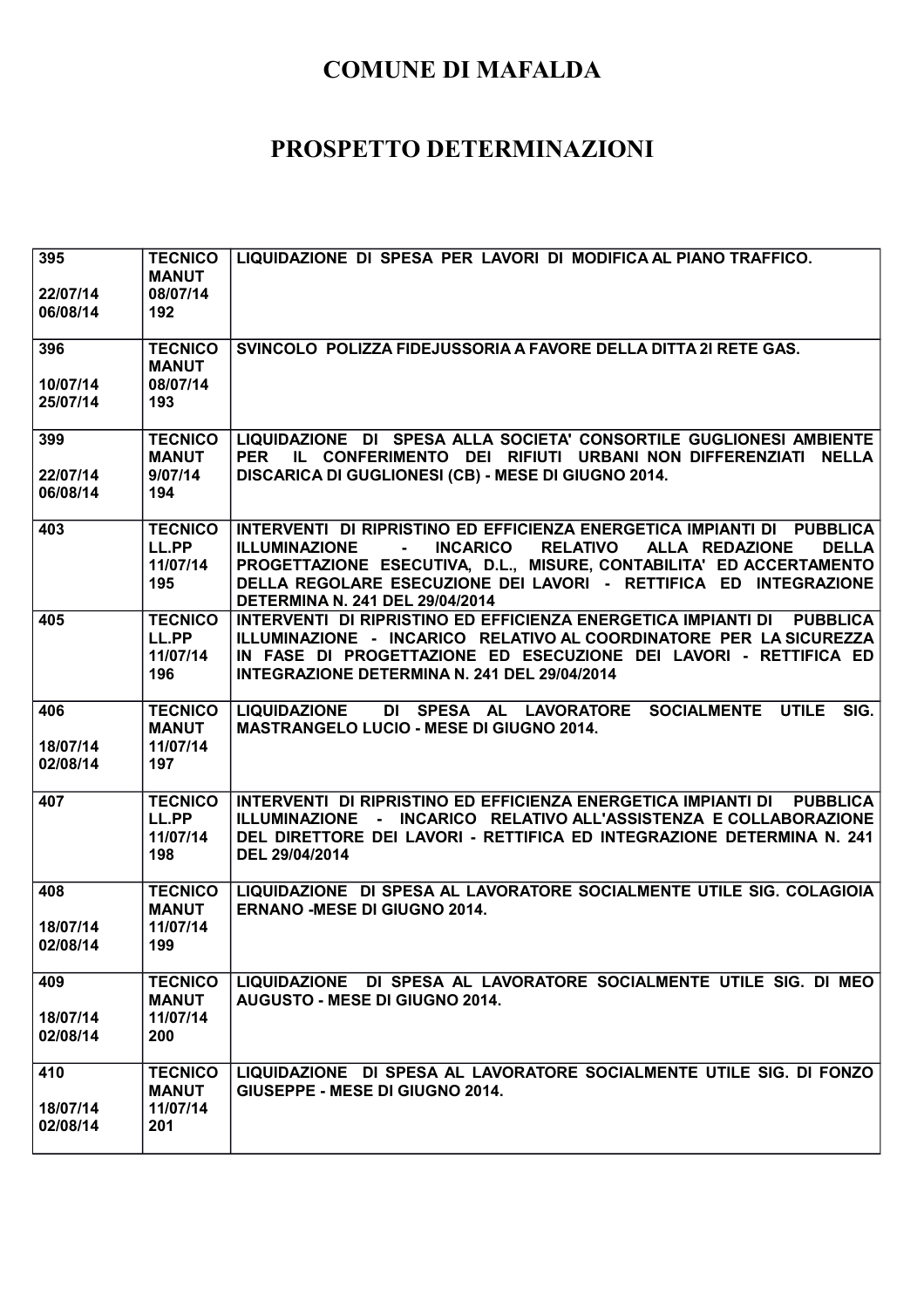# COMUNE DI MAFALDA

# PROSPETTO DETERMINAZIONI

| | | |
|---|---|---|
| 395<br><br>22/07/14<br>06/08/14 | TECNICO<br>MANUT<br>08/07/14<br>192 | LIQUIDAZIONE DI SPESA PER LAVORI DI MODIFICA AL PIANO TRAFFICO. |
| 396<br><br>10/07/14<br>25/07/14 | TECNICO<br>MANUT<br>08/07/14<br>193 | SVINCOLO POLIZZA FIDEJUSSORIA A FAVORE DELLA DITTA 2I RETE GAS. |
| 399<br><br>22/07/14<br>06/08/14 | TECNICO<br>MANUT<br>9/07/14<br>194 | LIQUIDAZIONE DI SPESA ALLA SOCIETA' CONSORTILE GUGLIONESI AMBIENTE PER IL CONFERIMENTO DEI RIFIUTI URBANI NON DIFFERENZIATI NELLA DISCARICA DI GUGLIONESI (CB) - MESE DI GIUGNO 2014. |
| 403 | TECNICO<br>LL.PP<br>11/07/14<br>195 | INTERVENTI DI RIPRISTINO ED EFFICIENZA ENERGETICA IMPIANTI DI PUBBLICA ILLUMINAZIONE - INCARICO RELATIVO ALLA REDAZIONE DELLA PROGETTAZIONE ESECUTIVA, D.L., MISURE, CONTABILITA' ED ACCERTAMENTO DELLA REGOLARE ESECUZIONE DEI LAVORI - RETTIFICA ED INTEGRAZIONE DETERMINA N. 241 DEL 29/04/2014 |
| 405 | TECNICO<br>LL.PP<br>11/07/14<br>196 | INTERVENTI DI RIPRISTINO ED EFFICIENZA ENERGETICA IMPIANTI DI PUBBLICA ILLUMINAZIONE - INCARICO RELATIVO AL COORDINATORE PER LA SICUREZZA IN FASE DI PROGETTAZIONE ED ESECUZIONE DEI LAVORI - RETTIFICA ED INTEGRAZIONE DETERMINA N. 241 DEL 29/04/2014 |
| 406<br><br>18/07/14<br>02/08/14 | TECNICO<br>MANUT<br>11/07/14<br>197 | LIQUIDAZIONE DI SPESA AL LAVORATORE SOCIALMENTE UTILE SIG. MASTRANGELO LUCIO - MESE DI GIUGNO 2014. |
| 407 | TECNICO<br>LL.PP<br>11/07/14<br>198 | INTERVENTI DI RIPRISTINO ED EFFICIENZA ENERGETICA IMPIANTI DI PUBBLICA ILLUMINAZIONE - INCARICO RELATIVO ALL'ASSISTENZA E COLLABORAZIONE DEL DIRETTORE DEI LAVORI - RETTIFICA ED INTEGRAZIONE DETERMINA N. 241 DEL 29/04/2014 |
| 408<br><br>18/07/14<br>02/08/14 | TECNICO<br>MANUT<br>11/07/14<br>199 | LIQUIDAZIONE DI SPESA AL LAVORATORE SOCIALMENTE UTILE SIG. COLAGIOIA ERNANO -MESE DI GIUGNO 2014. |
| 409<br><br>18/07/14<br>02/08/14 | TECNICO<br>MANUT<br>11/07/14<br>200 | LIQUIDAZIONE DI SPESA AL LAVORATORE SOCIALMENTE UTILE SIG. DI MEO AUGUSTO - MESE DI GIUGNO 2014. |
| 410<br><br>18/07/14<br>02/08/14 | TECNICO<br>MANUT<br>11/07/14<br>201 | LIQUIDAZIONE DI SPESA AL LAVORATORE SOCIALMENTE UTILE SIG. DI FONZO GIUSEPPE - MESE DI GIUGNO 2014. |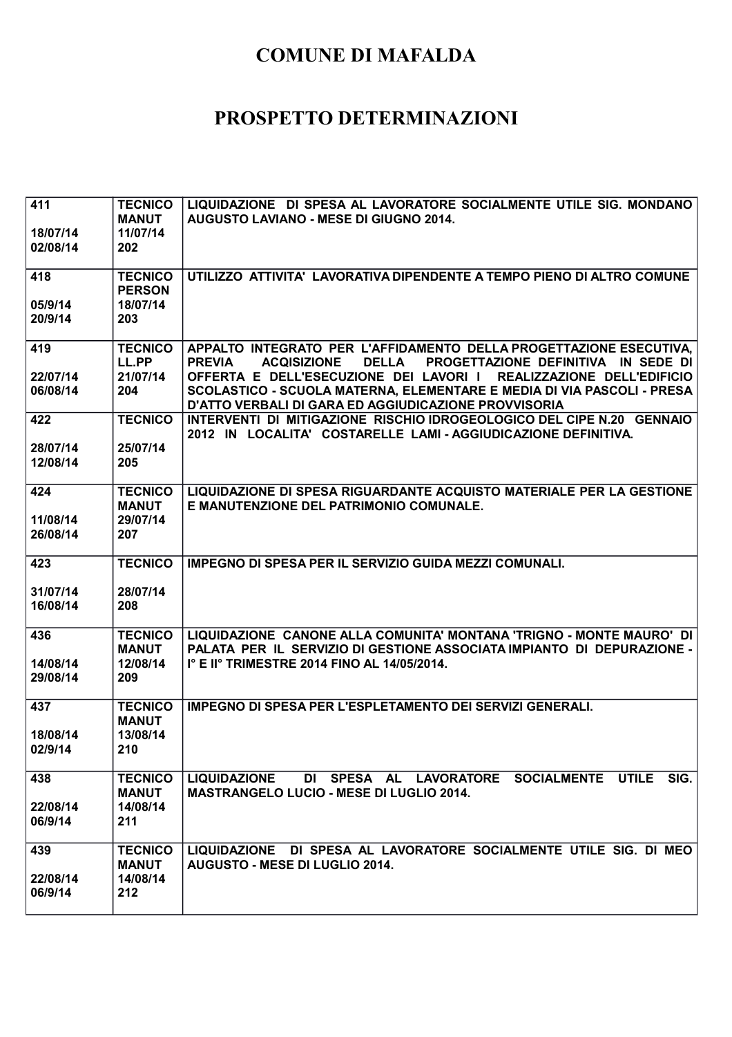# COMUNE DI MAFALDA

# PROSPETTO DETERMINAZIONI

| | | |
|---|---|---|
| 411<br><br>18/07/14<br>02/08/14 | TECNICO<br>MANUT<br>11/07/14<br>202 | LIQUIDAZIONE DI SPESA AL LAVORATORE SOCIALMENTE UTILE SIG. MONDANO AUGUSTO LAVIANO - MESE DI GIUGNO 2014. |
| 418<br><br>05/9/14<br>20/9/14 | TECNICO<br>PERSON<br>18/07/14<br>203 | UTILIZZO ATTIVITA' LAVORATIVA DIPENDENTE A TEMPO PIENO DI ALTRO COMUNE |
| 419<br><br>22/07/14<br>06/08/14 | TECNICO<br>LL.PP<br>21/07/14<br>204 | APPALTO INTEGRATO PER L'AFFIDAMENTO DELLA PROGETTAZIONE ESECUTIVA, PREVIA ACQISIZIONE DELLA PROGETTAZIONE DEFINITIVA IN SEDE DI OFFERTA E DELL'ESECUZIONE DEI LAVORI I REALIZZAZIONE DELL'EDIFICIO SCOLASTICO - SCUOLA MATERNA, ELEMENTARE E MEDIA DI VIA PASCOLI - PRESA D'ATTO VERBALI DI GARA ED AGGIUDICAZIONE PROVVISORIA |
| 422<br><br>28/07/14<br>12/08/14 | TECNICO<br><br>25/07/14<br>205 | INTERVENTI DI MITIGAZIONE RISCHIO IDROGEOLOGICO DEL CIPE N.20 GENNAIO 2012 IN LOCALITA' COSTARELLE LAMI - AGGIUDICAZIONE DEFINITIVA. |
| 424<br><br>11/08/14<br>26/08/14 | TECNICO<br>MANUT<br>29/07/14<br>207 | LIQUIDAZIONE DI SPESA RIGUARDANTE ACQUISTO MATERIALE PER LA GESTIONE E MANUTENZIONE DEL PATRIMONIO COMUNALE. |
| 423<br><br>31/07/14<br>16/08/14 | TECNICO<br><br>28/07/14<br>208 | IMPEGNO DI SPESA PER IL SERVIZIO GUIDA MEZZI COMUNALI. |
| 436<br><br>14/08/14<br>29/08/14 | TECNICO<br>MANUT<br>12/08/14<br>209 | LIQUIDAZIONE CANONE ALLA COMUNITA' MONTANA 'TRIGNO - MONTE MAURO' DI PALATA PER IL SERVIZIO DI GESTIONE ASSOCIATA IMPIANTO DI DEPURAZIONE - I° E II° TRIMESTRE 2014 FINO AL 14/05/2014. |
| 437<br><br>18/08/14<br>02/9/14 | TECNICO<br>MANUT<br>13/08/14<br>210 | IMPEGNO DI SPESA PER L'ESPLETAMENTO DEI SERVIZI GENERALI. |
| 438<br><br>22/08/14<br>06/9/14 | TECNICO<br>MANUT<br>14/08/14<br>211 | LIQUIDAZIONE DI SPESA AL LAVORATORE SOCIALMENTE UTILE SIG. MASTRANGELO LUCIO - MESE DI LUGLIO 2014. |
| 439<br><br>22/08/14<br>06/9/14 | TECNICO<br>MANUT<br>14/08/14<br>212 | LIQUIDAZIONE DI SPESA AL LAVORATORE SOCIALMENTE UTILE SIG. DI MEO AUGUSTO - MESE DI LUGLIO 2014. |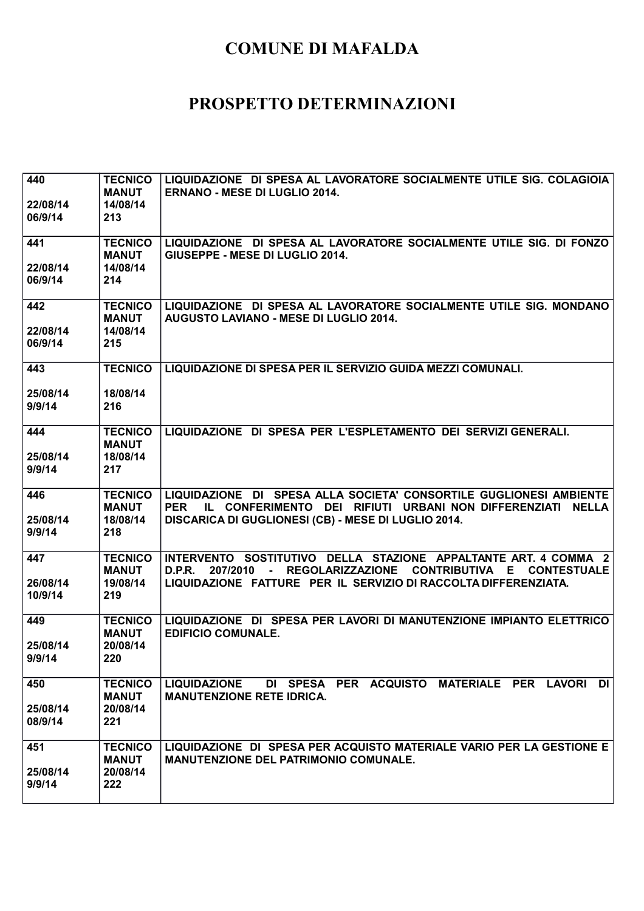# COMUNE DI MAFALDA

# PROSPETTO DETERMINAZIONI

| | | |
|---|---|---|
| 440<br><br>22/08/14<br>06/9/14 | TECNICO<br>MANUT<br>14/08/14<br>213 | LIQUIDAZIONE DI SPESA AL LAVORATORE SOCIALMENTE UTILE SIG. COLAGIOIA ERNANO - MESE DI LUGLIO 2014. |
| 441<br><br>22/08/14<br>06/9/14 | TECNICO<br>MANUT<br>14/08/14<br>214 | LIQUIDAZIONE DI SPESA AL LAVORATORE SOCIALMENTE UTILE SIG. DI FONZO GIUSEPPE - MESE DI LUGLIO 2014. |
| 442<br><br>22/08/14<br>06/9/14 | TECNICO<br>MANUT<br>14/08/14<br>215 | LIQUIDAZIONE DI SPESA AL LAVORATORE SOCIALMENTE UTILE SIG. MONDANO AUGUSTO LAVIANO - MESE DI LUGLIO 2014. |
| 443<br><br>25/08/14<br>9/9/14 | TECNICO<br><br>18/08/14<br>216 | LIQUIDAZIONE DI SPESA PER IL SERVIZIO GUIDA MEZZI COMUNALI. |
| 444<br><br>25/08/14<br>9/9/14 | TECNICO<br>MANUT<br>18/08/14<br>217 | LIQUIDAZIONE DI SPESA PER L'ESPLETAMENTO DEI SERVIZI GENERALI. |
| 446<br><br>25/08/14<br>9/9/14 | TECNICO<br>MANUT<br>18/08/14<br>218 | LIQUIDAZIONE DI SPESA ALLA SOCIETA' CONSORTILE GUGLIONESI AMBIENTE PER IL CONFERIMENTO DEI RIFIUTI URBANI NON DIFFERENZIATI NELLA DISCARICA DI GUGLIONESI (CB) - MESE DI LUGLIO 2014. |
| 447<br><br>26/08/14<br>10/9/14 | TECNICO<br>MANUT<br>19/08/14<br>219 | INTERVENTO SOSTITUTIVO DELLA STAZIONE APPALTANTE ART. 4 COMMA 2 D.P.R. 207/2010 - REGOLARIZZAZIONE CONTRIBUTIVA E CONTESTUALE LIQUIDAZIONE FATTURE PER IL SERVIZIO DI RACCOLTA DIFFERENZIATA. |
| 449<br><br>25/08/14<br>9/9/14 | TECNICO<br>MANUT<br>20/08/14<br>220 | LIQUIDAZIONE DI SPESA PER LAVORI DI MANUTENZIONE IMPIANTO ELETTRICO EDIFICIO COMUNALE. |
| 450<br><br>25/08/14<br>08/9/14 | TECNICO<br>MANUT<br>20/08/14<br>221 | LIQUIDAZIONE DI SPESA PER ACQUISTO MATERIALE PER LAVORI DI MANUTENZIONE RETE IDRICA. |
| 451<br><br>25/08/14<br>9/9/14 | TECNICO<br>MANUT<br>20/08/14<br>222 | LIQUIDAZIONE DI SPESA PER ACQUISTO MATERIALE VARIO PER LA GESTIONE E MANUTENZIONE DEL PATRIMONIO COMUNALE. |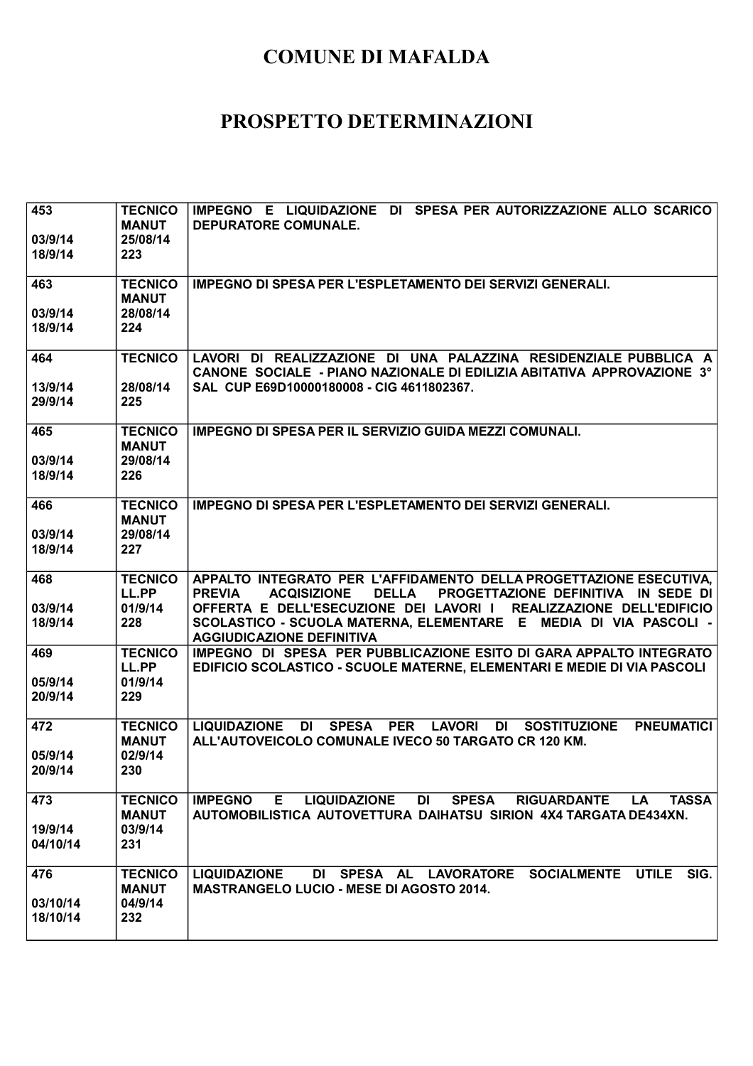# COMUNE DI MAFALDA

# PROSPETTO DETERMINAZIONI

| | | |
|---|---|---|
| 453<br><br>03/9/14<br>18/9/14 | TECNICO<br>MANUT<br>25/08/14<br>223 | IMPEGNO E LIQUIDAZIONE DI SPESA PER AUTORIZZAZIONE ALLO SCARICO DEPURATORE COMUNALE. |
| 463<br><br>03/9/14<br>18/9/14 | TECNICO<br>MANUT<br>28/08/14<br>224 | IMPEGNO DI SPESA PER L'ESPLETAMENTO DEI SERVIZI GENERALI. |
| 464<br><br>13/9/14<br>29/9/14 | TECNICO<br><br>28/08/14<br>225 | LAVORI DI REALIZZAZIONE DI UNA PALAZZINA RESIDENZIALE PUBBLICA A CANONE SOCIALE - PIANO NAZIONALE DI EDILIZIA ABITATIVA APPROVAZIONE 3° SAL CUP E69D10000180008 - CIG 4611802367. |
| 465<br><br>03/9/14<br>18/9/14 | TECNICO<br>MANUT<br>29/08/14<br>226 | IMPEGNO DI SPESA PER IL SERVIZIO GUIDA MEZZI COMUNALI. |
| 466<br><br>03/9/14<br>18/9/14 | TECNICO<br>MANUT<br>29/08/14<br>227 | IMPEGNO DI SPESA PER L'ESPLETAMENTO DEI SERVIZI GENERALI. |
| 468<br><br>03/9/14<br>18/9/14 | TECNICO<br>LL.PP<br>01/9/14<br>228 | APPALTO INTEGRATO PER L'AFFIDAMENTO DELLA PROGETTAZIONE ESECUTIVA, PREVIA ACQISIZIONE DELLA PROGETTAZIONE DEFINITIVA IN SEDE DI OFFERTA E DELL'ESECUZIONE DEI LAVORI I REALIZZAZIONE DELL'EDIFICIO SCOLASTICO - SCUOLA MATERNA, ELEMENTARE E MEDIA DI VIA PASCOLI - AGGIUDICAZIONE DEFINITIVA |
| 469<br><br>05/9/14<br>20/9/14 | TECNICO<br>LL.PP<br>01/9/14<br>229 | IMPEGNO DI SPESA PER PUBBLICAZIONE ESITO DI GARA APPALTO INTEGRATO EDIFICIO SCOLASTICO - SCUOLE MATERNE, ELEMENTARI E MEDIE DI VIA PASCOLI |
| 472<br><br>05/9/14<br>20/9/14 | TECNICO<br>MANUT<br>02/9/14<br>230 | LIQUIDAZIONE DI SPESA PER LAVORI DI SOSTITUZIONE PNEUMATICI ALL'AUTOVEICOLO COMUNALE IVECO 50 TARGATO CR 120 KM. |
| 473<br><br>19/9/14<br>04/10/14 | TECNICO<br>MANUT<br>03/9/14<br>231 | IMPEGNO E LIQUIDAZIONE DI SPESA RIGUARDANTE LA TASSA AUTOMOBILISTICA AUTOVETTURA DAIHATSU SIRION 4X4 TARGATA DE434XN. |
| 476<br><br>03/10/14<br>18/10/14 | TECNICO<br>MANUT<br>04/9/14<br>232 | LIQUIDAZIONE DI SPESA AL LAVORATORE SOCIALMENTE UTILE SIG. MASTRANGELO LUCIO - MESE DI AGOSTO 2014. |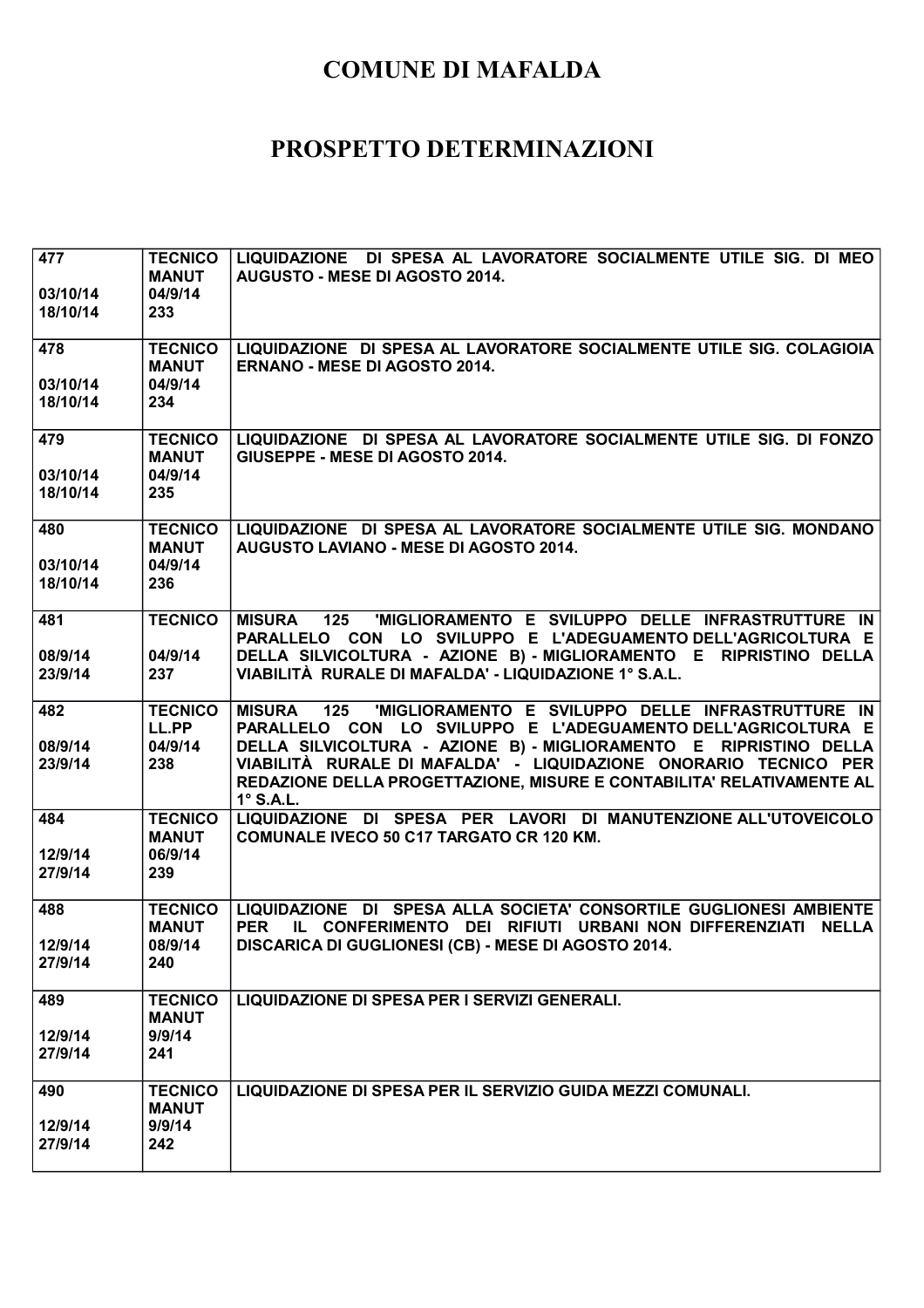# COMUNE DI MAFALDA

# PROSPETTO DETERMINAZIONI

| | | |
|---|---|---|
| 477<br><br>03/10/14<br>18/10/14 | TECNICO<br>MANUT<br>04/9/14<br>233 | LIQUIDAZIONE DI SPESA AL LAVORATORE SOCIALMENTE UTILE SIG. DI MEO AUGUSTO - MESE DI AGOSTO 2014. |
| 478<br><br>03/10/14<br>18/10/14 | TECNICO<br>MANUT<br>04/9/14<br>234 | LIQUIDAZIONE DI SPESA AL LAVORATORE SOCIALMENTE UTILE SIG. COLAGIOIA ERNANO - MESE DI AGOSTO 2014. |
| 479<br><br>03/10/14<br>18/10/14 | TECNICO<br>MANUT<br>04/9/14<br>235 | LIQUIDAZIONE DI SPESA AL LAVORATORE SOCIALMENTE UTILE SIG. DI FONZO GIUSEPPE - MESE DI AGOSTO 2014. |
| 480<br><br>03/10/14<br>18/10/14 | TECNICO<br>MANUT<br>04/9/14<br>236 | LIQUIDAZIONE DI SPESA AL LAVORATORE SOCIALMENTE UTILE SIG. MONDANO AUGUSTO LAVIANO - MESE DI AGOSTO 2014. |
| 481<br><br>08/9/14<br>23/9/14 | TECNICO<br><br>04/9/14<br>237 | MISURA 125 'MIGLIORAMENTO E SVILUPPO DELLE INFRASTRUTTURE IN PARALLELO CON LO SVILUPPO E L'ADEGUAMENTO DELL'AGRICOLTURA E DELLA SILVICOLTURA - AZIONE B) - MIGLIORAMENTO E RIPRISTINO DELLA VIABILITÀ RURALE DI MAFALDA' - LIQUIDAZIONE 1° S.A.L. |
| 482<br><br>08/9/14<br>23/9/14 | TECNICO<br>LL.PP<br>04/9/14<br>238 | MISURA 125 'MIGLIORAMENTO E SVILUPPO DELLE INFRASTRUTTURE IN PARALLELO CON LO SVILUPPO E L'ADEGUAMENTO DELL'AGRICOLTURA E DELLA SILVICOLTURA - AZIONE B) - MIGLIORAMENTO E RIPRISTINO DELLA VIABILITÀ RURALE DI MAFALDA' - LIQUIDAZIONE ONORARIO TECNICO PER REDAZIONE DELLA PROGETTAZIONE, MISURE E CONTABILITA' RELATIVAMENTE AL 1° S.A.L. |
| 484<br><br>12/9/14<br>27/9/14 | TECNICO<br>MANUT<br>06/9/14<br>239 | LIQUIDAZIONE DI SPESA PER LAVORI DI MANUTENZIONE ALL'UTOVEICOLO COMUNALE IVECO 50 C17 TARGATO CR 120 KM. |
| 488<br><br>12/9/14<br>27/9/14 | TECNICO<br>MANUT<br>08/9/14<br>240 | LIQUIDAZIONE DI SPESA ALLA SOCIETA' CONSORTILE GUGLIONESI AMBIENTE PER IL CONFERIMENTO DEI RIFIUTI URBANI NON DIFFERENZIATI NELLA DISCARICA DI GUGLIONESI (CB) - MESE DI AGOSTO 2014. |
| 489<br><br>12/9/14<br>27/9/14 | TECNICO<br>MANUT<br>9/9/14<br>241 | LIQUIDAZIONE DI SPESA PER I SERVIZI GENERALI. |
| 490<br><br>12/9/14<br>27/9/14 | TECNICO<br>MANUT<br>9/9/14<br>242 | LIQUIDAZIONE DI SPESA PER IL SERVIZIO GUIDA MEZZI COMUNALI. |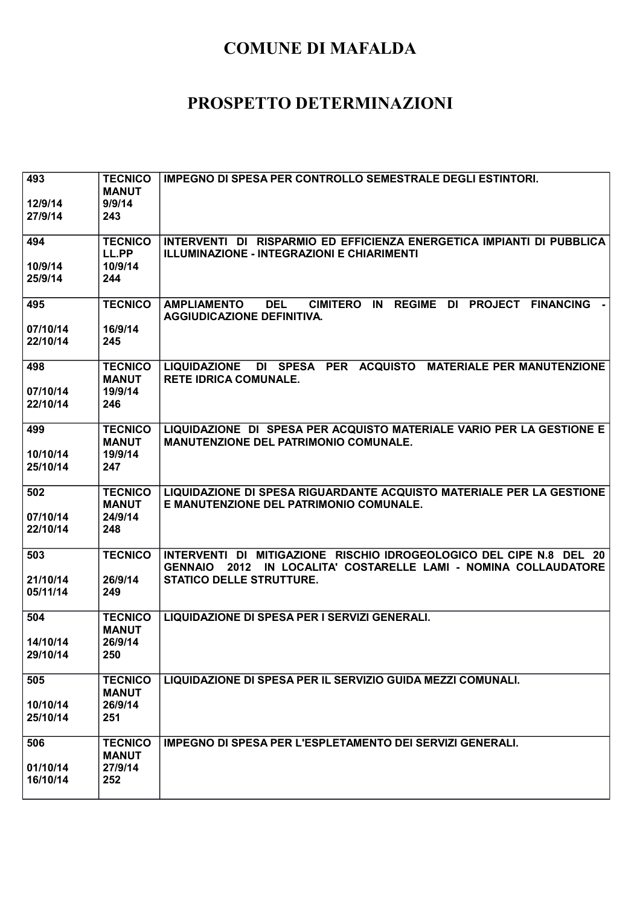# COMUNE DI MAFALDA

## PROSPETTO DETERMINAZIONI

| | | |
|---|---|---|
| **493**<br><br>**12/9/14**<br>**27/9/14** | **TECNICO**<br>**MANUT**<br>**9/9/14**<br>**243** | **IMPEGNO DI SPESA PER CONTROLLO SEMESTRALE DEGLI ESTINTORI.** |
| **494**<br><br>**10/9/14**<br>**25/9/14** | **TECNICO**<br>**LL.PP**<br>**10/9/14**<br>**244** | **INTERVENTI DI RISPARMIO ED EFFICIENZA ENERGETICA IMPIANTI DI PUBBLICA ILLUMINAZIONE - INTEGRAZIONI E CHIARIMENTI** |
| **495**<br><br>**07/10/14**<br>**22/10/14** | **TECNICO**<br><br>**16/9/14**<br>**245** | **AMPLIAMENTO DEL CIMITERO IN REGIME DI PROJECT FINANCING - AGGIUDICAZIONE DEFINITIVA.** |
| **498**<br><br>**07/10/14**<br>**22/10/14** | **TECNICO**<br>**MANUT**<br>**19/9/14**<br>**246** | **LIQUIDAZIONE DI SPESA PER ACQUISTO MATERIALE PER MANUTENZIONE RETE IDRICA COMUNALE.** |
| **499**<br><br>**10/10/14**<br>**25/10/14** | **TECNICO**<br>**MANUT**<br>**19/9/14**<br>**247** | **LIQUIDAZIONE DI SPESA PER ACQUISTO MATERIALE VARIO PER LA GESTIONE E MANUTENZIONE DEL PATRIMONIO COMUNALE.** |
| **502**<br><br>**07/10/14**<br>**22/10/14** | **TECNICO**<br>**MANUT**<br>**24/9/14**<br>**248** | **LIQUIDAZIONE DI SPESA RIGUARDANTE ACQUISTO MATERIALE PER LA GESTIONE E MANUTENZIONE DEL PATRIMONIO COMUNALE.** |
| **503**<br><br>**21/10/14**<br>**05/11/14** | **TECNICO**<br><br>**26/9/14**<br>**249** | **INTERVENTI DI MITIGAZIONE RISCHIO IDROGEOLOGICO DEL CIPE N.8 DEL 20 GENNAIO 2012 IN LOCALITA' COSTARELLE LAMI - NOMINA COLLAUDATORE STATICO DELLE STRUTTURE.** |
| **504**<br><br>**14/10/14**<br>**29/10/14** | **TECNICO**<br>**MANUT**<br>**26/9/14**<br>**250** | **LIQUIDAZIONE DI SPESA PER I SERVIZI GENERALI.** |
| **505**<br><br>**10/10/14**<br>**25/10/14** | **TECNICO**<br>**MANUT**<br>**26/9/14**<br>**251** | **LIQUIDAZIONE DI SPESA PER IL SERVIZIO GUIDA MEZZI COMUNALI.** |
| **506**<br><br>**01/10/14**<br>**16/10/14** | **TECNICO**<br>**MANUT**<br>**27/9/14**<br>**252** | **IMPEGNO DI SPESA PER L'ESPLETAMENTO DEI SERVIZI GENERALI.** |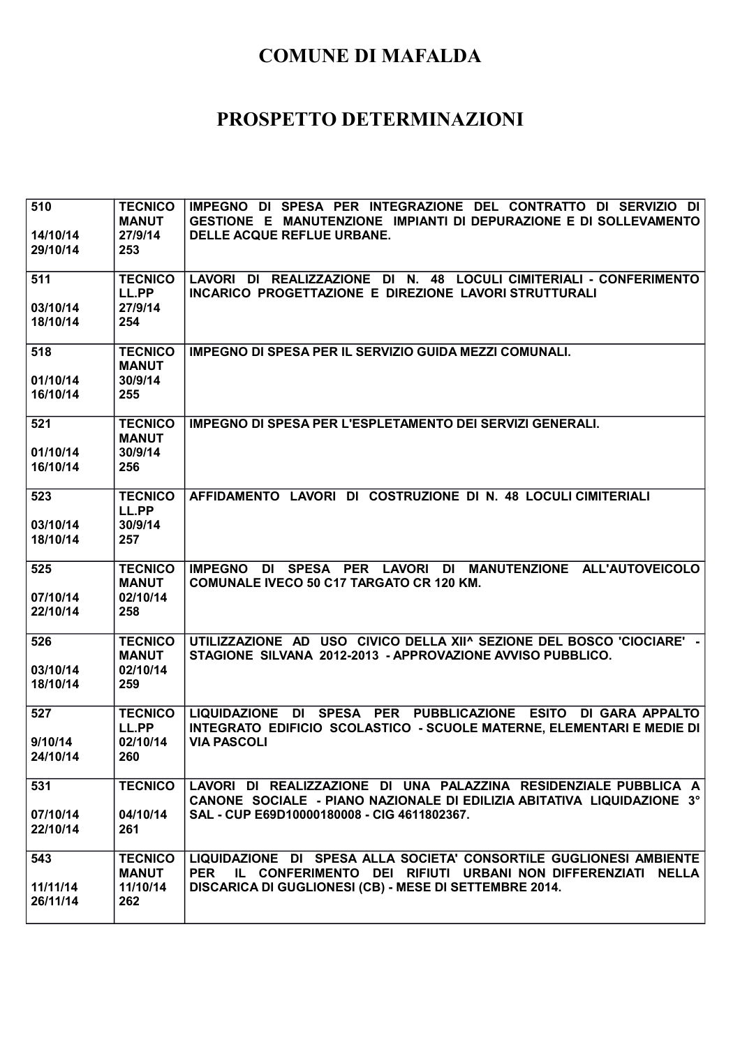# COMUNE DI MAFALDA

# PROSPETTO DETERMINAZIONI

| | | |
|---|---|---|
| 510<br><br>14/10/14<br>29/10/14 | TECNICO<br>MANUT<br>27/9/14<br>253 | IMPEGNO DI SPESA PER INTEGRAZIONE DEL CONTRATTO DI SERVIZIO DI GESTIONE E MANUTENZIONE IMPIANTI DI DEPURAZIONE E DI SOLLEVAMENTO DELLE ACQUE REFLUE URBANE. |
| 511<br><br>03/10/14<br>18/10/14 | TECNICO<br>LL.PP<br>27/9/14<br>254 | LAVORI DI REALIZZAZIONE DI N. 48 LOCULI CIMITERIALI - CONFERIMENTO INCARICO PROGETTAZIONE E DIREZIONE LAVORI STRUTTURALI |
| 518<br><br>01/10/14<br>16/10/14 | TECNICO<br>MANUT<br>30/9/14<br>255 | IMPEGNO DI SPESA PER IL SERVIZIO GUIDA MEZZI COMUNALI. |
| 521<br><br>01/10/14<br>16/10/14 | TECNICO<br>MANUT<br>30/9/14<br>256 | IMPEGNO DI SPESA PER L'ESPLETAMENTO DEI SERVIZI GENERALI. |
| 523<br><br>03/10/14<br>18/10/14 | TECNICO<br>LL.PP<br>30/9/14<br>257 | AFFIDAMENTO LAVORI DI COSTRUZIONE DI N. 48 LOCULI CIMITERIALI |
| 525<br><br>07/10/14<br>22/10/14 | TECNICO<br>MANUT<br>02/10/14<br>258 | IMPEGNO DI SPESA PER LAVORI DI MANUTENZIONE ALL'AUTOVEICOLO COMUNALE IVECO 50 C17 TARGATO CR 120 KM. |
| 526<br><br>03/10/14<br>18/10/14 | TECNICO<br>MANUT<br>02/10/14<br>259 | UTILIZZAZIONE AD USO CIVICO DELLA XII^ SEZIONE DEL BOSCO 'CIOCIARE' - STAGIONE SILVANA 2012-2013 - APPROVAZIONE AVVISO PUBBLICO. |
| 527<br><br>9/10/14<br>24/10/14 | TECNICO<br>LL.PP<br>02/10/14<br>260 | LIQUIDAZIONE DI SPESA PER PUBBLICAZIONE ESITO DI GARA APPALTO INTEGRATO EDIFICIO SCOLASTICO - SCUOLE MATERNE, ELEMENTARI E MEDIE DI VIA PASCOLI |
| 531<br><br>07/10/14<br>22/10/14 | TECNICO<br><br>04/10/14<br>261 | LAVORI DI REALIZZAZIONE DI UNA PALAZZINA RESIDENZIALE PUBBLICA A CANONE SOCIALE - PIANO NAZIONALE DI EDILIZIA ABITATIVA LIQUIDAZIONE 3° SAL - CUP E69D10000180008 - CIG 4611802367. |
| 543<br><br>11/11/14<br>26/11/14 | TECNICO<br>MANUT<br>11/10/14<br>262 | LIQUIDAZIONE DI SPESA ALLA SOCIETA' CONSORTILE GUGLIONESI AMBIENTE PER IL CONFERIMENTO DEI RIFIUTI URBANI NON DIFFERENZIATI NELLA DISCARICA DI GUGLIONESI (CB) - MESE DI SETTEMBRE 2014. |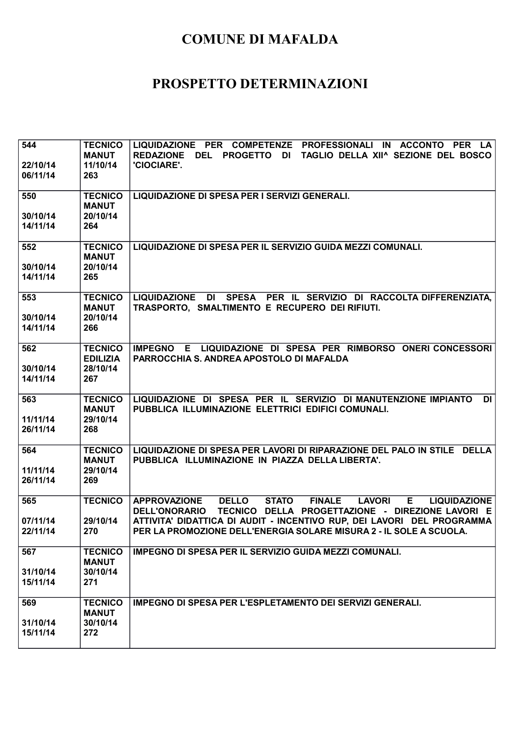# COMUNE DI MAFALDA

# PROSPETTO DETERMINAZIONI

| | | |
|---|---|---|
| 544<br><br>22/10/14<br>06/11/14 | TECNICO MANUT<br>11/10/14<br>263 | LIQUIDAZIONE PER COMPETENZE PROFESSIONALI IN ACCONTO PER LA REDAZIONE DEL PROGETTO DI TAGLIO DELLA XII^ SEZIONE DEL BOSCO 'CIOCIARE'. |
| 550<br><br>30/10/14<br>14/11/14 | TECNICO MANUT<br>20/10/14<br>264 | LIQUIDAZIONE DI SPESA PER I SERVIZI GENERALI. |
| 552<br><br>30/10/14<br>14/11/14 | TECNICO MANUT<br>20/10/14<br>265 | LIQUIDAZIONE DI SPESA PER IL SERVIZIO GUIDA MEZZI COMUNALI. |
| 553<br><br>30/10/14<br>14/11/14 | TECNICO MANUT<br>20/10/14<br>266 | LIQUIDAZIONE DI SPESA PER IL SERVIZIO DI RACCOLTA DIFFERENZIATA, TRASPORTO, SMALTIMENTO E RECUPERO DEI RIFIUTI. |
| 562<br><br>30/10/14<br>14/11/14 | TECNICO EDILIZIA<br>28/10/14<br>267 | IMPEGNO E LIQUIDAZIONE DI SPESA PER RIMBORSO ONERI CONCESSORI PARROCCHIA S. ANDREA APOSTOLO DI MAFALDA |
| 563<br><br>11/11/14<br>26/11/14 | TECNICO MANUT<br>29/10/14<br>268 | LIQUIDAZIONE DI SPESA PER IL SERVIZIO DI MANUTENZIONE IMPIANTO DI PUBBLICA ILLUMINAZIONE ELETTRICI EDIFICI COMUNALI. |
| 564<br><br>11/11/14<br>26/11/14 | TECNICO MANUT<br>29/10/14<br>269 | LIQUIDAZIONE DI SPESA PER LAVORI DI RIPARAZIONE DEL PALO IN STILE DELLA PUBBLICA ILLUMINAZIONE IN PIAZZA DELLA LIBERTA'. |
| 565<br><br>07/11/14<br>22/11/14 | TECNICO<br><br>29/10/14<br>270 | APPROVAZIONE DELLO STATO FINALE LAVORI E LIQUIDAZIONE DELL'ONORARIO TECNICO DELLA PROGETTAZIONE - DIREZIONE LAVORI E ATTIVITA' DIDATTICA DI AUDIT - INCENTIVO RUP, DEI LAVORI DEL PROGRAMMA PER LA PROMOZIONE DELL'ENERGIA SOLARE MISURA 2 - IL SOLE A SCUOLA. |
| 567<br><br>31/10/14<br>15/11/14 | TECNICO MANUT<br>30/10/14<br>271 | IMPEGNO DI SPESA PER IL SERVIZIO GUIDA MEZZI COMUNALI. |
| 569<br><br>31/10/14<br>15/11/14 | TECNICO MANUT<br>30/10/14<br>272 | IMPEGNO DI SPESA PER L'ESPLETAMENTO DEI SERVIZI GENERALI. |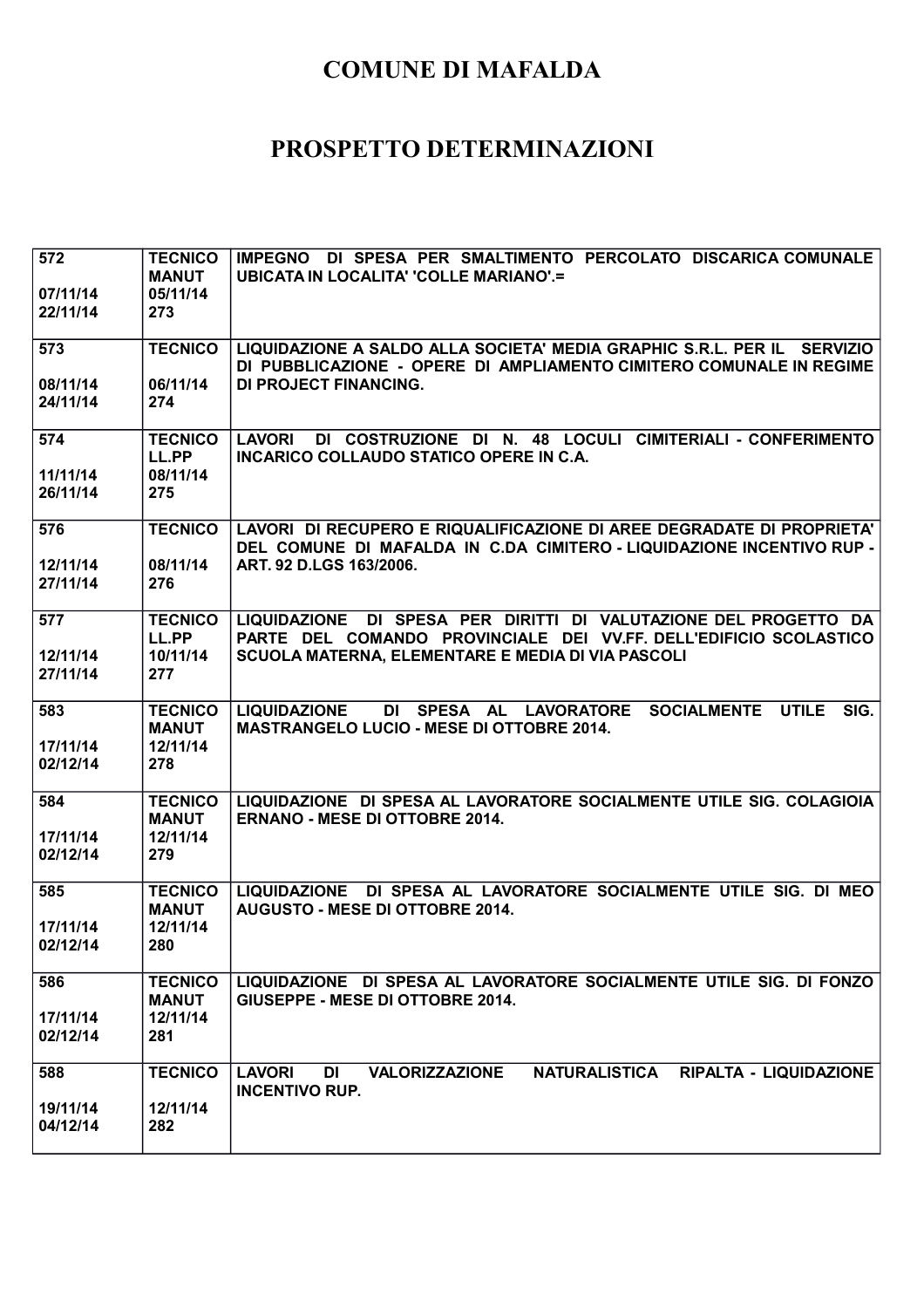# COMUNE DI MAFALDA

# PROSPETTO DETERMINAZIONI

| | | |
|---|---|---|
| 572<br><br>07/11/14<br>22/11/14 | TECNICO<br>MANUT<br>05/11/14<br>273 | IMPEGNO DI SPESA PER SMALTIMENTO PERCOLATO DISCARICA COMUNALE UBICATA IN LOCALITA' 'COLLE MARIANO'.= |
| 573<br><br>08/11/14<br>24/11/14 | TECNICO<br><br>06/11/14<br>274 | LIQUIDAZIONE A SALDO ALLA SOCIETA' MEDIA GRAPHIC S.R.L. PER IL SERVIZIO DI PUBBLICAZIONE - OPERE DI AMPLIAMENTO CIMITERO COMUNALE IN REGIME DI PROJECT FINANCING. |
| 574<br><br>11/11/14<br>26/11/14 | TECNICO<br>LL.PP<br>08/11/14<br>275 | LAVORI DI COSTRUZIONE DI N. 48 LOCULI CIMITERIALI - CONFERIMENTO INCARICO COLLAUDO STATICO OPERE IN C.A. |
| 576<br><br>12/11/14<br>27/11/14 | TECNICO<br><br>08/11/14<br>276 | LAVORI DI RECUPERO E RIQUALIFICAZIONE DI AREE DEGRADATE DI PROPRIETA' DEL COMUNE DI MAFALDA IN C.DA CIMITERO - LIQUIDAZIONE INCENTIVO RUP - ART. 92 D.LGS 163/2006. |
| 577<br><br>12/11/14<br>27/11/14 | TECNICO<br>LL.PP<br>10/11/14<br>277 | LIQUIDAZIONE DI SPESA PER DIRITTI DI VALUTAZIONE DEL PROGETTO DA PARTE DEL COMANDO PROVINCIALE DEI VV.FF. DELL'EDIFICIO SCOLASTICO SCUOLA MATERNA, ELEMENTARE E MEDIA DI VIA PASCOLI |
| 583<br><br>17/11/14<br>02/12/14 | TECNICO<br>MANUT<br>12/11/14<br>278 | LIQUIDAZIONE DI SPESA AL LAVORATORE SOCIALMENTE UTILE SIG. MASTRANGELO LUCIO - MESE DI OTTOBRE 2014. |
| 584<br><br>17/11/14<br>02/12/14 | TECNICO<br>MANUT<br>12/11/14<br>279 | LIQUIDAZIONE DI SPESA AL LAVORATORE SOCIALMENTE UTILE SIG. COLAGIOIA ERNANO - MESE DI OTTOBRE 2014. |
| 585<br><br>17/11/14<br>02/12/14 | TECNICO<br>MANUT<br>12/11/14<br>280 | LIQUIDAZIONE DI SPESA AL LAVORATORE SOCIALMENTE UTILE SIG. DI MEO AUGUSTO - MESE DI OTTOBRE 2014. |
| 586<br><br>17/11/14<br>02/12/14 | TECNICO<br>MANUT<br>12/11/14<br>281 | LIQUIDAZIONE DI SPESA AL LAVORATORE SOCIALMENTE UTILE SIG. DI FONZO GIUSEPPE - MESE DI OTTOBRE 2014. |
| 588<br><br>19/11/14<br>04/12/14 | TECNICO<br><br>12/11/14<br>282 | LAVORI DI VALORIZZAZIONE NATURALISTICA RIPALTA - LIQUIDAZIONE INCENTIVO RUP. |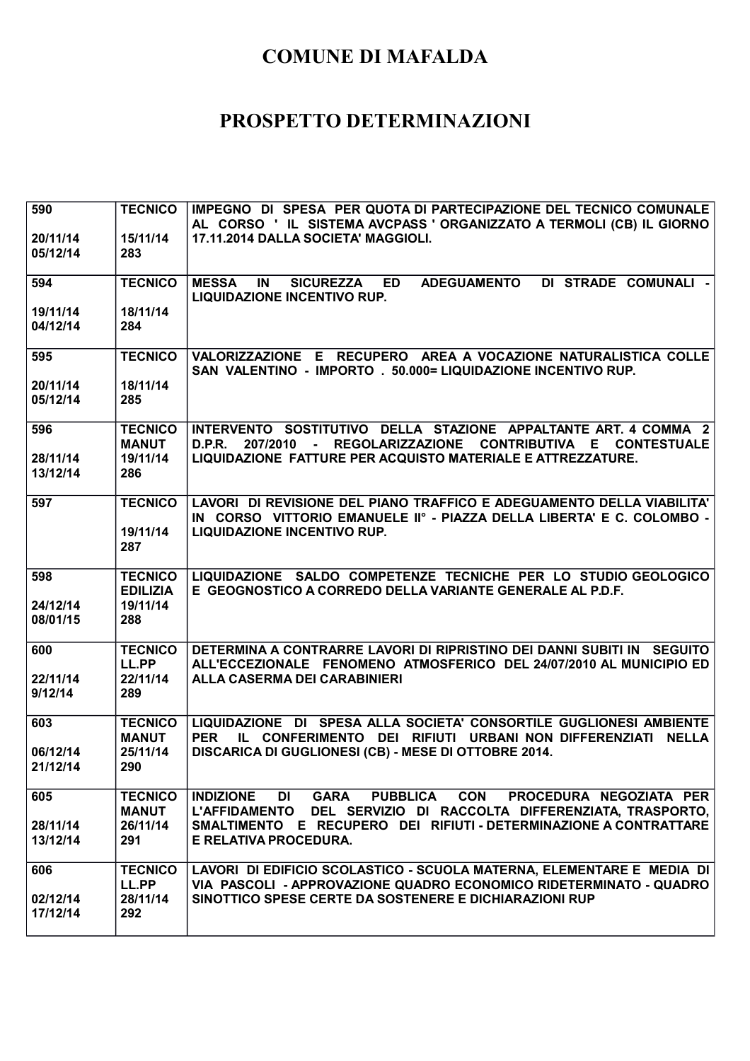# COMUNE DI MAFALDA

# PROSPETTO DETERMINAZIONI

| | | |
|---|---|---|
| 590<br><br>20/11/14<br>05/12/14 | TECNICO<br><br>15/11/14<br>283 | IMPEGNO DI SPESA PER QUOTA DI PARTECIPAZIONE DEL TECNICO COMUNALE AL CORSO ' IL SISTEMA AVCPASS ' ORGANIZZATO A TERMOLI (CB) IL GIORNO 17.11.2014 DALLA SOCIETA' MAGGIOLI. |
| 594<br><br>19/11/14<br>04/12/14 | TECNICO<br><br>18/11/14<br>284 | MESSA IN SICUREZZA ED ADEGUAMENTO DI STRADE COMUNALI - LIQUIDAZIONE INCENTIVO RUP. |
| 595<br><br>20/11/14<br>05/12/14 | TECNICO<br><br>18/11/14<br>285 | VALORIZZAZIONE E RECUPERO AREA A VOCAZIONE NATURALISTICA COLLE SAN VALENTINO - IMPORTO . 50.000= LIQUIDAZIONE INCENTIVO RUP. |
| 596<br><br>28/11/14<br>13/12/14 | TECNICO<br>MANUT<br>19/11/14<br>286 | INTERVENTO SOSTITUTIVO DELLA STAZIONE APPALTANTE ART. 4 COMMA 2 D.P.R. 207/2010 - REGOLARIZZAZIONE CONTRIBUTIVA E CONTESTUALE LIQUIDAZIONE FATTURE PER ACQUISTO MATERIALE E ATTREZZATURE. |
| 597 | TECNICO<br><br>19/11/14<br>287 | LAVORI DI REVISIONE DEL PIANO TRAFFICO E ADEGUAMENTO DELLA VIABILITA' IN CORSO VITTORIO EMANUELE II° - PIAZZA DELLA LIBERTA' E C. COLOMBO - LIQUIDAZIONE INCENTIVO RUP. |
| 598<br><br>24/12/14<br>08/01/15 | TECNICO<br>EDILIZIA<br>19/11/14<br>288 | LIQUIDAZIONE SALDO COMPETENZE TECNICHE PER LO STUDIO GEOLOGICO E GEOGNOSTICO A CORREDO DELLA VARIANTE GENERALE AL P.D.F. |
| 600<br><br>22/11/14<br>9/12/14 | TECNICO<br>LL.PP<br>22/11/14<br>289 | DETERMINA A CONTRARRE LAVORI DI RIPRISTINO DEI DANNI SUBITI IN SEGUITO ALL'ECCEZIONALE FENOMENO ATMOSFERICO DEL 24/07/2010 AL MUNICIPIO ED ALLA CASERMA DEI CARABINIERI |
| 603<br><br>06/12/14<br>21/12/14 | TECNICO<br>MANUT<br>25/11/14<br>290 | LIQUIDAZIONE DI SPESA ALLA SOCIETA' CONSORTILE GUGLIONESI AMBIENTE PER IL CONFERIMENTO DEI RIFIUTI URBANI NON DIFFERENZIATI NELLA DISCARICA DI GUGLIONESI (CB) - MESE DI OTTOBRE 2014. |
| 605<br><br>28/11/14<br>13/12/14 | TECNICO<br>MANUT<br>26/11/14<br>291 | INDIZIONE DI GARA PUBBLICA CON PROCEDURA NEGOZIATA PER L'AFFIDAMENTO DEL SERVIZIO DI RACCOLTA DIFFERENZIATA, TRASPORTO, SMALTIMENTO E RECUPERO DEI RIFIUTI - DETERMINAZIONE A CONTRATTARE E RELATIVA PROCEDURA. |
| 606<br><br>02/12/14<br>17/12/14 | TECNICO<br>LL.PP<br>28/11/14<br>292 | LAVORI DI EDIFICIO SCOLASTICO - SCUOLA MATERNA, ELEMENTARE E MEDIA DI VIA PASCOLI - APPROVAZIONE QUADRO ECONOMICO RIDETERMINATO - QUADRO SINOTTICO SPESE CERTE DA SOSTENERE E DICHIARAZIONI RUP |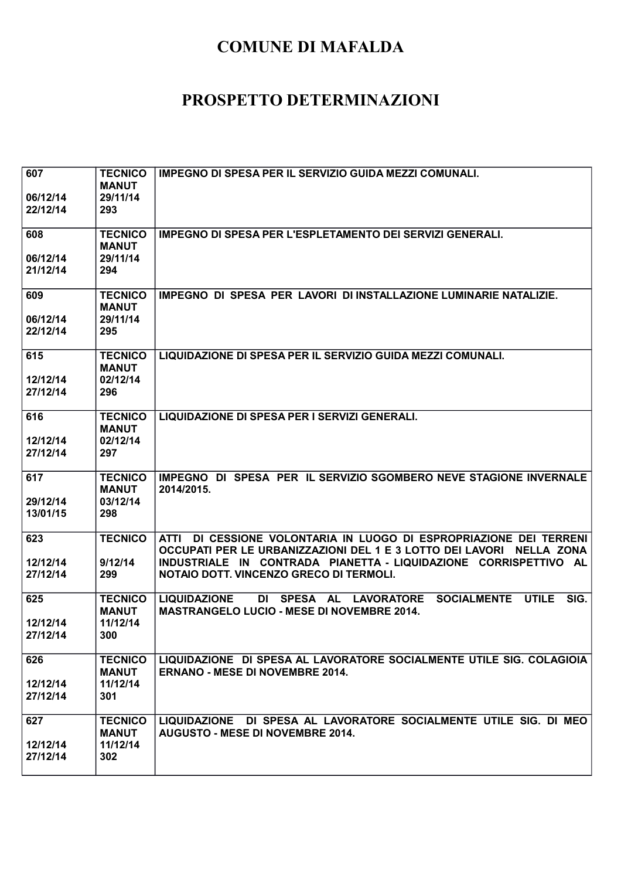# COMUNE DI MAFALDA

# PROSPETTO DETERMINAZIONI

| | | |
|---|---|---|
| **607**<br><br>**06/12/14**<br>**22/12/14** | **TECNICO MANUT**<br>**29/11/14**<br>**293** | **IMPEGNO DI SPESA PER IL SERVIZIO GUIDA MEZZI COMUNALI.** |
| **608**<br><br>**06/12/14**<br>**21/12/14** | **TECNICO MANUT**<br>**29/11/14**<br>**294** | **IMPEGNO DI SPESA PER L'ESPLETAMENTO DEI SERVIZI GENERALI.** |
| **609**<br><br>**06/12/14**<br>**22/12/14** | **TECNICO MANUT**<br>**29/11/14**<br>**295** | **IMPEGNO DI SPESA PER LAVORI DI INSTALLAZIONE LUMINARIE NATALIZIE.** |
| **615**<br><br>**12/12/14**<br>**27/12/14** | **TECNICO MANUT**<br>**02/12/14**<br>**296** | **LIQUIDAZIONE DI SPESA PER IL SERVIZIO GUIDA MEZZI COMUNALI.** |
| **616**<br><br>**12/12/14**<br>**27/12/14** | **TECNICO MANUT**<br>**02/12/14**<br>**297** | **LIQUIDAZIONE DI SPESA PER I SERVIZI GENERALI.** |
| **617**<br><br>**29/12/14**<br>**13/01/15** | **TECNICO MANUT**<br>**03/12/14**<br>**298** | **IMPEGNO DI SPESA PER IL SERVIZIO SGOMBERO NEVE STAGIONE INVERNALE 2014/2015.** |
| **623**<br><br>**12/12/14**<br>**27/12/14** | **TECNICO**<br><br>**9/12/14**<br>**299** | **ATTI DI CESSIONE VOLONTARIA IN LUOGO DI ESPROPRIAZIONE DEI TERRENI OCCUPATI PER LE URBANIZZAZIONI DEL 1 E 3 LOTTO DEI LAVORI NELLA ZONA INDUSTRIALE IN CONTRADA PIANETTA - LIQUIDAZIONE CORRISPETTIVO AL NOTAIO DOTT. VINCENZO GRECO DI TERMOLI.** |
| **625**<br><br>**12/12/14**<br>**27/12/14** | **TECNICO MANUT**<br>**11/12/14**<br>**300** | **LIQUIDAZIONE DI SPESA AL LAVORATORE SOCIALMENTE UTILE SIG. MASTRANGELO LUCIO - MESE DI NOVEMBRE 2014.** |
| **626**<br><br>**12/12/14**<br>**27/12/14** | **TECNICO MANUT**<br>**11/12/14**<br>**301** | **LIQUIDAZIONE DI SPESA AL LAVORATORE SOCIALMENTE UTILE SIG. COLAGIOIA ERNANO - MESE DI NOVEMBRE 2014.** |
| **627**<br><br>**12/12/14**<br>**27/12/14** | **TECNICO MANUT**<br>**11/12/14**<br>**302** | **LIQUIDAZIONE DI SPESA AL LAVORATORE SOCIALMENTE UTILE SIG. DI MEO AUGUSTO - MESE DI NOVEMBRE 2014.** |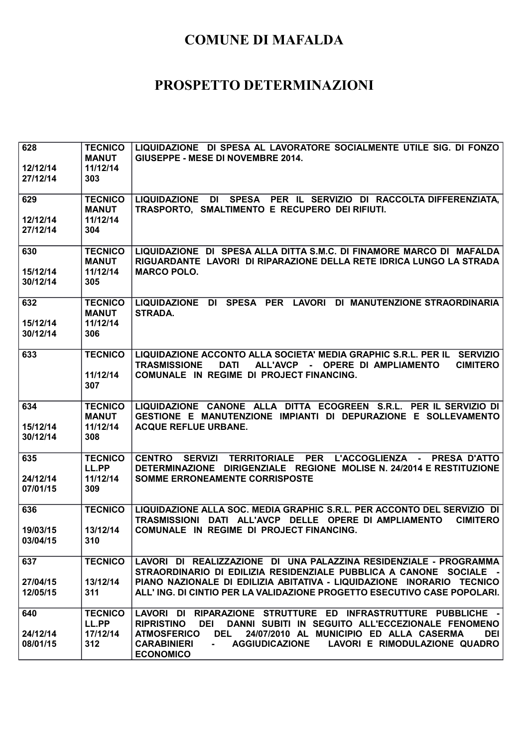# COMUNE DI MAFALDA

# PROSPETTO DETERMINAZIONI

| | | |
|---|---|---|
| 628<br><br>12/12/14<br>27/12/14 | TECNICO<br>MANUT<br>11/12/14<br>303 | LIQUIDAZIONE DI SPESA AL LAVORATORE SOCIALMENTE UTILE SIG. DI FONZO GIUSEPPE - MESE DI NOVEMBRE 2014. |
| 629<br><br>12/12/14<br>27/12/14 | TECNICO<br>MANUT<br>11/12/14<br>304 | LIQUIDAZIONE DI SPESA PER IL SERVIZIO DI RACCOLTA DIFFERENZIATA, TRASPORTO, SMALTIMENTO E RECUPERO DEI RIFIUTI. |
| 630<br><br>15/12/14<br>30/12/14 | TECNICO<br>MANUT<br>11/12/14<br>305 | LIQUIDAZIONE DI SPESA ALLA DITTA S.M.C. DI FINAMORE MARCO DI MAFALDA RIGUARDANTE LAVORI DI RIPARAZIONE DELLA RETE IDRICA LUNGO LA STRADA MARCO POLO. |
| 632<br><br>15/12/14<br>30/12/14 | TECNICO<br>MANUT<br>11/12/14<br>306 | LIQUIDAZIONE DI SPESA PER LAVORI DI MANUTENZIONE STRAORDINARIA STRADA. |
| 633 | TECNICO<br><br>11/12/14<br>307 | LIQUIDAZIONE ACCONTO ALLA SOCIETA' MEDIA GRAPHIC S.R.L. PER IL SERVIZIO TRASMISSIONE DATI ALL'AVCP - OPERE DI AMPLIAMENTO CIMITERO COMUNALE IN REGIME DI PROJECT FINANCING. |
| 634<br><br>15/12/14<br>30/12/14 | TECNICO<br>MANUT<br>11/12/14<br>308 | LIQUIDAZIONE CANONE ALLA DITTA ECOGREEN S.R.L. PER IL SERVIZIO DI GESTIONE E MANUTENZIONE IMPIANTI DI DEPURAZIONE E SOLLEVAMENTO ACQUE REFLUE URBANE. |
| 635<br><br>24/12/14<br>07/01/15 | TECNICO<br>LL.PP<br>11/12/14<br>309 | CENTRO SERVIZI TERRITORIALE PER L'ACCOGLIENZA - PRESA D'ATTO DETERMINAZIONE DIRIGENZIALE REGIONE MOLISE N. 24/2014 E RESTITUZIONE SOMME ERRONEAMENTE CORRISPOSTE |
| 636<br><br>19/03/15<br>03/04/15 | TECNICO<br><br>13/12/14<br>310 | LIQUIDAZIONE ALLA SOC. MEDIA GRAPHIC S.R.L. PER ACCONTO DEL SERVIZIO DI TRASMISSIONI DATI ALL'AVCP DELLE OPERE DI AMPLIAMENTO CIMITERO COMUNALE IN REGIME DI PROJECT FINANCING. |
| 637<br><br>27/04/15<br>12/05/15 | TECNICO<br><br>13/12/14<br>311 | LAVORI DI REALIZZAZIONE DI UNA PALAZZINA RESIDENZIALE - PROGRAMMA STRAORDINARIO DI EDILIZIA RESIDENZIALE PUBBLICA A CANONE SOCIALE - PIANO NAZIONALE DI EDILIZIA ABITATIVA - LIQUIDAZIONE INORARIO TECNICO ALL' ING. DI CINTIO PER LA VALIDAZIONE PROGETTO ESECUTIVO CASE POPOLARI. |
| 640<br><br>24/12/14<br>08/01/15 | TECNICO<br>LL.PP<br>17/12/14<br>312 | LAVORI DI RIPARAZIONE STRUTTURE ED INFRASTRUTTURE PUBBLICHE - RIPRISTINO DEI DANNI SUBITI IN SEGUITO ALL'ECCEZIONALE FENOMENO ATMOSFERICO DEL 24/07/2010 AL MUNICIPIO ED ALLA CASERMA DEI CARABINIERI - AGGIUDICAZIONE LAVORI E RIMODULAZIONE QUADRO ECONOMICO |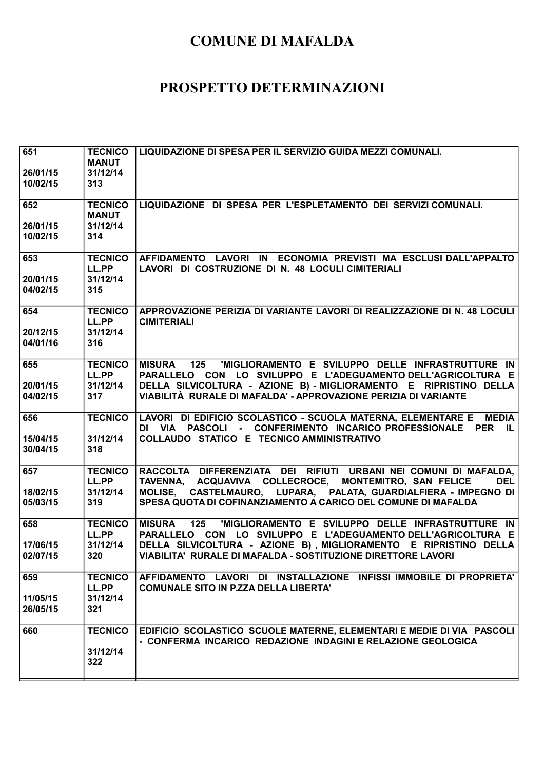# COMUNE DI MAFALDA

# PROSPETTO DETERMINAZIONI

| | | |
|---|---|---|
| 651<br><br>26/01/15<br>10/02/15 | TECNICO<br>MANUT<br>31/12/14<br>313 | LIQUIDAZIONE DI SPESA PER IL SERVIZIO GUIDA MEZZI COMUNALI. |
| 652<br><br>26/01/15<br>10/02/15 | TECNICO<br>MANUT<br>31/12/14<br>314 | LIQUIDAZIONE DI SPESA PER L'ESPLETAMENTO DEI SERVIZI COMUNALI. |
| 653<br><br>20/01/15<br>04/02/15 | TECNICO<br>LL.PP<br>31/12/14<br>315 | AFFIDAMENTO LAVORI IN ECONOMIA PREVISTI MA ESCLUSI DALL'APPALTO LAVORI DI COSTRUZIONE DI N. 48 LOCULI CIMITERIALI |
| 654<br><br>20/12/15<br>04/01/16 | TECNICO<br>LL.PP<br>31/12/14<br>316 | APPROVAZIONE PERIZIA DI VARIANTE LAVORI DI REALIZZAZIONE DI N. 48 LOCULI CIMITERIALI |
| 655<br><br>20/01/15<br>04/02/15 | TECNICO<br>LL.PP<br>31/12/14<br>317 | MISURA 125 'MIGLIORAMENTO E SVILUPPO DELLE INFRASTRUTTURE IN PARALLELO CON LO SVILUPPO E L'ADEGUAMENTO DELL'AGRICOLTURA E DELLA SILVICOLTURA - AZIONE B) - MIGLIORAMENTO E RIPRISTINO DELLA VIABILITÀ RURALE DI MAFALDA' - APPROVAZIONE PERIZIA DI VARIANTE |
| 656<br><br>15/04/15<br>30/04/15 | TECNICO<br><br>31/12/14<br>318 | LAVORI DI EDIFICIO SCOLASTICO - SCUOLA MATERNA, ELEMENTARE E MEDIA DI VIA PASCOLI - CONFERIMENTO INCARICO PROFESSIONALE PER IL COLLAUDO STATICO E TECNICO AMMINISTRATIVO |
| 657<br><br>18/02/15<br>05/03/15 | TECNICO<br>LL.PP<br>31/12/14<br>319 | RACCOLTA DIFFERENZIATA DEI RIFIUTI URBANI NEI COMUNI DI MAFALDA, TAVENNA, ACQUAVIVA COLLECROCE, MONTEMITRO, SAN FELICE DEL MOLISE, CASTELMAURO, LUPARA, PALATA, GUARDIALFIERA - IMPEGNO DI SPESA QUOTA DI COFINANZIAMENTO A CARICO DEL COMUNE DI MAFALDA |
| 658<br><br>17/06/15<br>02/07/15 | TECNICO<br>LL.PP<br>31/12/14<br>320 | MISURA 125 'MIGLIORAMENTO E SVILUPPO DELLE INFRASTRUTTURE IN PARALLELO CON LO SVILUPPO E L'ADEGUAMENTO DELL'AGRICOLTURA E DELLA SILVICOLTURA - AZIONE B) , MIGLIORAMENTO E RIPRISTINO DELLA VIABILITA' RURALE DI MAFALDA - SOSTITUZIONE DIRETTORE LAVORI |
| 659<br><br>11/05/15<br>26/05/15 | TECNICO<br>LL.PP<br>31/12/14<br>321 | AFFIDAMENTO LAVORI DI INSTALLAZIONE INFISSI IMMOBILE DI PROPRIETA' COMUNALE SITO IN P.ZZA DELLA LIBERTA' |
| 660 | TECNICO<br><br>31/12/14<br>322 | EDIFICIO SCOLASTICO SCUOLE MATERNE, ELEMENTARI E MEDIE DI VIA PASCOLI - CONFERMA INCARICO REDAZIONE INDAGINI E RELAZIONE GEOLOGICA |